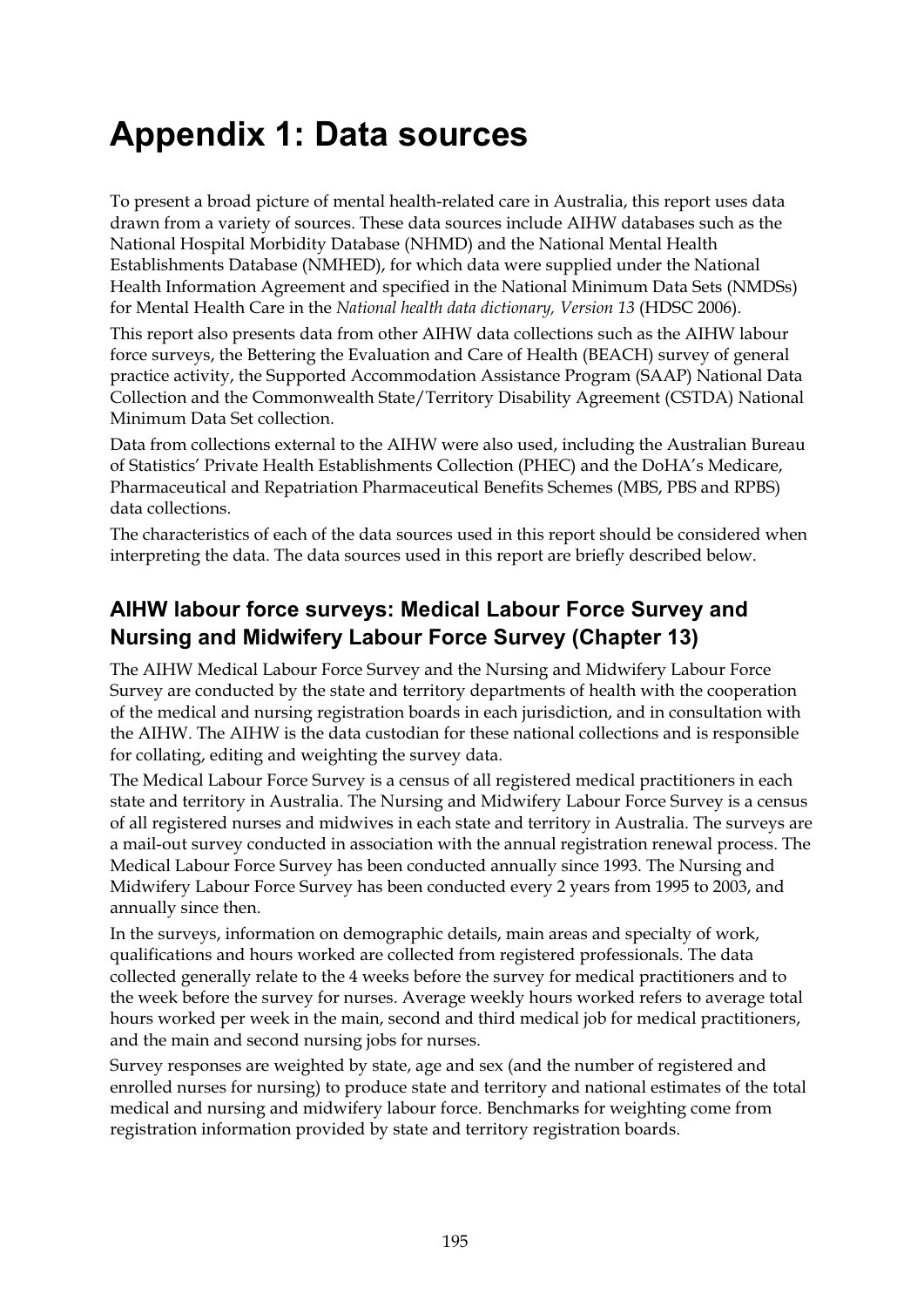# Appendix 1: Data sources

To present a broad picture of mental health-related care in Australia, this report uses data drawn from a variety of sources. These data sources include AIHW databases such as the National Hospital Morbidity Database (NHMD) and the National Mental Health Establishments Database (NMHED), for which data were supplied under the National Health Information Agreement and specified in the National Minimum Data Sets (NMDSs) for Mental Health Care in the *National health data dictionary, Version 13* (HDSC 2006).

This report also presents data from other AIHW data collections such as the AIHW labour force surveys, the Bettering the Evaluation and Care of Health (BEACH) survey of general practice activity, the Supported Accommodation Assistance Program (SAAP) National Data Collection and the Commonwealth State/Territory Disability Agreement (CSTDA) National Minimum Data Set collection.

Data from collections external to the AIHW were also used, including the Australian Bureau of Statistics' Private Health Establishments Collection (PHEC) and the DoHA's Medicare, Pharmaceutical and Repatriation Pharmaceutical Benefits Schemes (MBS, PBS and RPBS) data collections.

The characteristics of each of the data sources used in this report should be considered when interpreting the data. The data sources used in this report are briefly described below.

## AIHW labour force surveys: Medical Labour Force Survey and Nursing and Midwifery Labour Force Survey (Chapter 13)

The AIHW Medical Labour Force Survey and the Nursing and Midwifery Labour Force Survey are conducted by the state and territory departments of health with the cooperation of the medical and nursing registration boards in each jurisdiction, and in consultation with the AIHW. The AIHW is the data custodian for these national collections and is responsible for collating, editing and weighting the survey data.

The Medical Labour Force Survey is a census of all registered medical practitioners in each state and territory in Australia. The Nursing and Midwifery Labour Force Survey is a census of all registered nurses and midwives in each state and territory in Australia. The surveys are a mail-out survey conducted in association with the annual registration renewal process. The Medical Labour Force Survey has been conducted annually since 1993. The Nursing and Midwifery Labour Force Survey has been conducted every 2 years from 1995 to 2003, and annually since then.

In the surveys, information on demographic details, main areas and specialty of work, qualifications and hours worked are collected from registered professionals. The data collected generally relate to the 4 weeks before the survey for medical practitioners and to the week before the survey for nurses. Average weekly hours worked refers to average total hours worked per week in the main, second and third medical job for medical practitioners, and the main and second nursing jobs for nurses.

Survey responses are weighted by state, age and sex (and the number of registered and enrolled nurses for nursing) to produce state and territory and national estimates of the total medical and nursing and midwifery labour force. Benchmarks for weighting come from registration information provided by state and territory registration boards.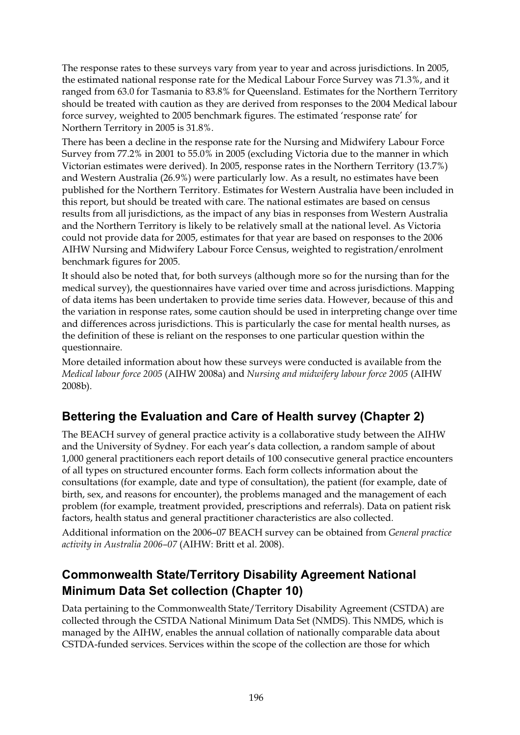The response rates to these surveys vary from year to year and across jurisdictions. In 2005, the estimated national response rate for the Medical Labour Force Survey was 71.3%, and it ranged from 63.0 for Tasmania to 83.8% for Queensland. Estimates for the Northern Territory should be treated with caution as they are derived from responses to the 2004 Medical labour force survey, weighted to 2005 benchmark figures. The estimated 'response rate' for Northern Territory in 2005 is 31.8%.

There has been a decline in the response rate for the Nursing and Midwifery Labour Force Survey from 77.2% in 2001 to 55.0% in 2005 (excluding Victoria due to the manner in which Victorian estimates were derived). In 2005, response rates in the Northern Territory (13.7%) and Western Australia (26.9%) were particularly low. As a result, no estimates have been published for the Northern Territory. Estimates for Western Australia have been included in this report, but should be treated with care. The national estimates are based on census results from all jurisdictions, as the impact of any bias in responses from Western Australia and the Northern Territory is likely to be relatively small at the national level. As Victoria could not provide data for 2005, estimates for that year are based on responses to the 2006 AIHW Nursing and Midwifery Labour Force Census, weighted to registration/enrolment benchmark figures for 2005.

It should also be noted that, for both surveys (although more so for the nursing than for the medical survey), the questionnaires have varied over time and across jurisdictions. Mapping of data items has been undertaken to provide time series data. However, because of this and the variation in response rates, some caution should be used in interpreting change over time and differences across jurisdictions. This is particularly the case for mental health nurses, as the definition of these is reliant on the responses to one particular question within the questionnaire.

More detailed information about how these surveys were conducted is available from the *Medical labour force 2005* (AIHW 2008a) and *Nursing and midwifery labour force 2005* (AIHW 2008b).

## Bettering the Evaluation and Care of Health survey (Chapter 2)

The BEACH survey of general practice activity is a collaborative study between the AIHW and the University of Sydney. For each year's data collection, a random sample of about 1,000 general practitioners each report details of 100 consecutive general practice encounters of all types on structured encounter forms. Each form collects information about the consultations (for example, date and type of consultation), the patient (for example, date of birth, sex, and reasons for encounter), the problems managed and the management of each problem (for example, treatment provided, prescriptions and referrals). Data on patient risk factors, health status and general practitioner characteristics are also collected.

Additional information on the 2006–07 BEACH survey can be obtained from *General practice activity in Australia 2006–07* (AIHW: Britt et al. 2008).

## Commonwealth State/Territory Disability Agreement National Minimum Data Set collection (Chapter 10)

Data pertaining to the Commonwealth State/Territory Disability Agreement (CSTDA) are collected through the CSTDA National Minimum Data Set (NMDS). This NMDS, which is managed by the AIHW, enables the annual collation of nationally comparable data about CSTDA-funded services. Services within the scope of the collection are those for which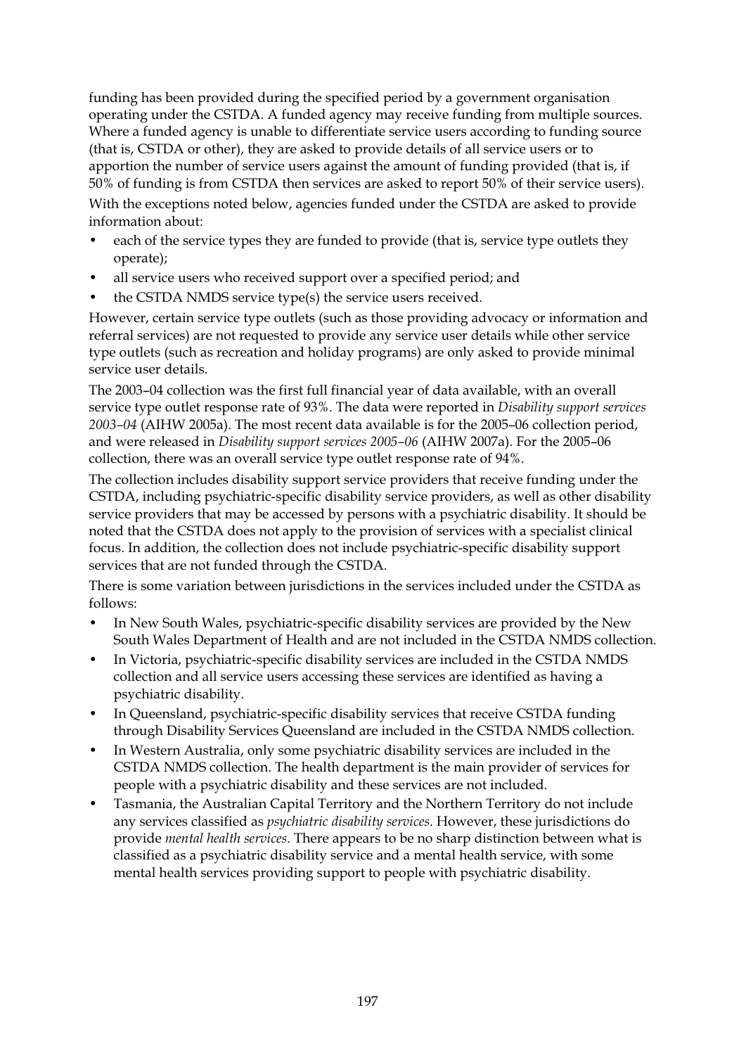funding has been provided during the specified period by a government organisation operating under the CSTDA. A funded agency may receive funding from multiple sources. Where a funded agency is unable to differentiate service users according to funding source (that is, CSTDA or other), they are asked to provide details of all service users or to apportion the number of service users against the amount of funding provided (that is, if 50% of funding is from CSTDA then services are asked to report 50% of their service users).

With the exceptions noted below, agencies funded under the CSTDA are asked to provide information about:

- each of the service types they are funded to provide (that is, service type outlets they operate);
- all service users who received support over a specified period; and
- the CSTDA NMDS service type(s) the service users received.

However, certain service type outlets (such as those providing advocacy or information and referral services) are not requested to provide any service user details while other service type outlets (such as recreation and holiday programs) are only asked to provide minimal service user details.

The 2003–04 collection was the first full financial year of data available, with an overall service type outlet response rate of 93%. The data were reported in *Disability support services 2003–04* (AIHW 2005a). The most recent data available is for the 2005–06 collection period, and were released in *Disability support services 2005–06* (AIHW 2007a). For the 2005–06 collection, there was an overall service type outlet response rate of 94%.

The collection includes disability support service providers that receive funding under the CSTDA, including psychiatric-specific disability service providers, as well as other disability service providers that may be accessed by persons with a psychiatric disability. It should be noted that the CSTDA does not apply to the provision of services with a specialist clinical focus. In addition, the collection does not include psychiatric-specific disability support services that are not funded through the CSTDA.

There is some variation between jurisdictions in the services included under the CSTDA as follows:

- In New South Wales, psychiatric-specific disability services are provided by the New South Wales Department of Health and are not included in the CSTDA NMDS collection.
- In Victoria, psychiatric-specific disability services are included in the CSTDA NMDS collection and all service users accessing these services are identified as having a psychiatric disability.
- In Queensland, psychiatric-specific disability services that receive CSTDA funding through Disability Services Queensland are included in the CSTDA NMDS collection.
- In Western Australia, only some psychiatric disability services are included in the CSTDA NMDS collection. The health department is the main provider of services for people with a psychiatric disability and these services are not included.
- Tasmania, the Australian Capital Territory and the Northern Territory do not include any services classified as *psychiatric disability services*. However, these jurisdictions do provide *mental health services*. There appears to be no sharp distinction between what is classified as a psychiatric disability service and a mental health service, with some mental health services providing support to people with psychiatric disability.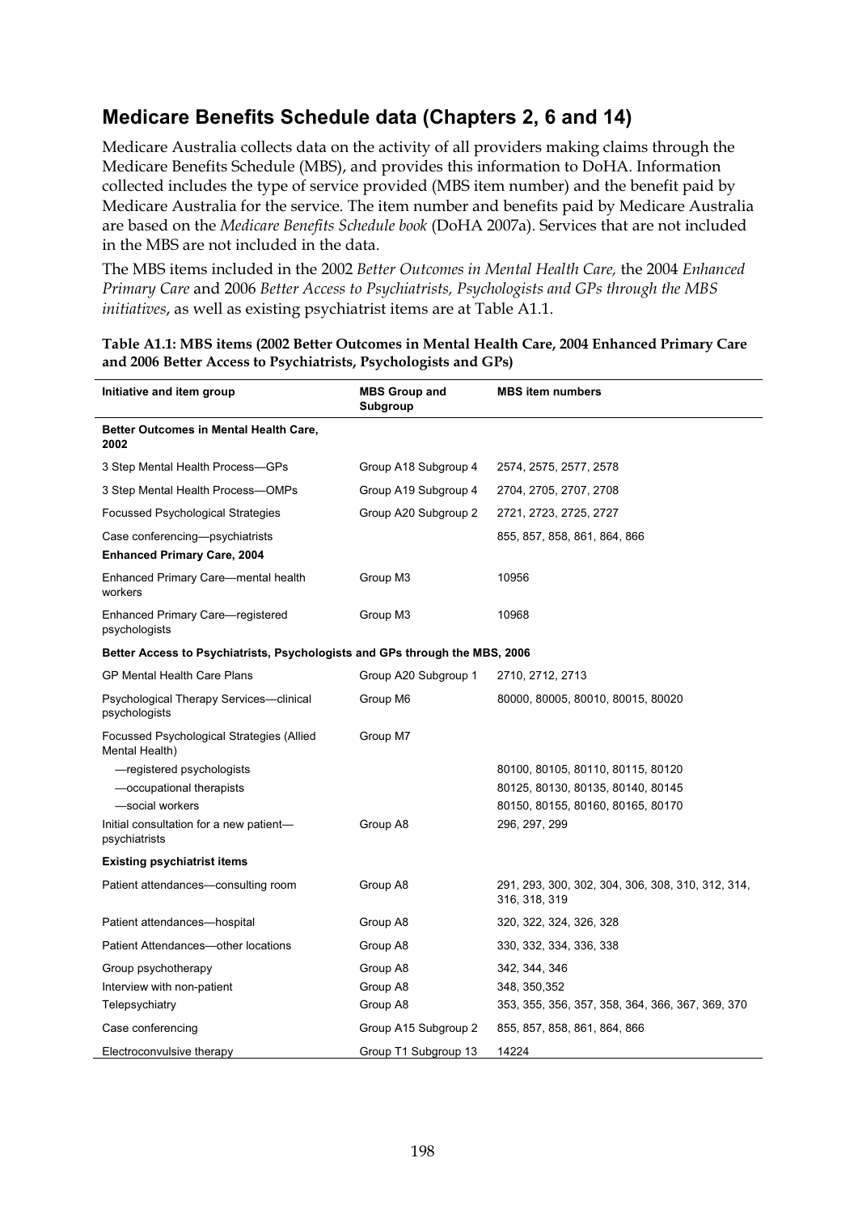## Medicare Benefits Schedule data (Chapters 2, 6 and 14)

Medicare Australia collects data on the activity of all providers making claims through the Medicare Benefits Schedule (MBS), and provides this information to DoHA. Information collected includes the type of service provided (MBS item number) and the benefit paid by Medicare Australia for the service. The item number and benefits paid by Medicare Australia are based on the *Medicare Benefits Schedule book* (DoHA 2007a). Services that are not included in the MBS are not included in the data.

The MBS items included in the 2002 *Better Outcomes in Mental Health Care,* the 2004 *Enhanced Primary Care* and 2006 *Better Access to Psychiatrists, Psychologists and GPs through the MBS initiatives*, as well as existing psychiatrist items are at Table A1.1.

**Table A1.1: MBS items (2002 Better Outcomes in Mental Health Care, 2004 Enhanced Primary Care and 2006 Better Access to Psychiatrists, Psychologists and GPs)**

| Initiative and item group | MBS Group and Subgroup | MBS item numbers |
|---|---|---|
| **Better Outcomes in Mental Health Care, 2002** | | |
| 3 Step Mental Health Process—GPs | Group A18 Subgroup 4 | 2574, 2575, 2577, 2578 |
| 3 Step Mental Health Process—OMPs | Group A19 Subgroup 4 | 2704, 2705, 2707, 2708 |
| Focussed Psychological Strategies | Group A20 Subgroup 2 | 2721, 2723, 2725, 2727 |
| Case conferencing—psychiatrists | | 855, 857, 858, 861, 864, 866 |
| **Enhanced Primary Care, 2004** | | |
| Enhanced Primary Care—mental health workers | Group M3 | 10956 |
| Enhanced Primary Care—registered psychologists | Group M3 | 10968 |
| **Better Access to Psychiatrists, Psychologists and GPs through the MBS, 2006** | | |
| GP Mental Health Care Plans | Group A20 Subgroup 1 | 2710, 2712, 2713 |
| Psychological Therapy Services—clinical psychologists | Group M6 | 80000, 80005, 80010, 80015, 80020 |
| Focussed Psychological Strategies (Allied Mental Health) | Group M7 | |
| —registered psychologists | | 80100, 80105, 80110, 80115, 80120 |
| —occupational therapists | | 80125, 80130, 80135, 80140, 80145 |
| —social workers | | 80150, 80155, 80160, 80165, 80170 |
| Initial consultation for a new patient—psychiatrists | Group A8 | 296, 297, 299 |
| **Existing psychiatrist items** | | |
| Patient attendances—consulting room | Group A8 | 291, 293, 300, 302, 304, 306, 308, 310, 312, 314, 316, 318, 319 |
| Patient attendances—hospital | Group A8 | 320, 322, 324, 326, 328 |
| Patient Attendances—other locations | Group A8 | 330, 332, 334, 336, 338 |
| Group psychotherapy | Group A8 | 342, 344, 346 |
| Interview with non-patient | Group A8 | 348, 350,352 |
| Telepsychiatry | Group A8 | 353, 355, 356, 357, 358, 364, 366, 367, 369, 370 |
| Case conferencing | Group A15 Subgroup 2 | 855, 857, 858, 861, 864, 866 |
| Electroconvulsive therapy | Group T1 Subgroup 13 | 14224 |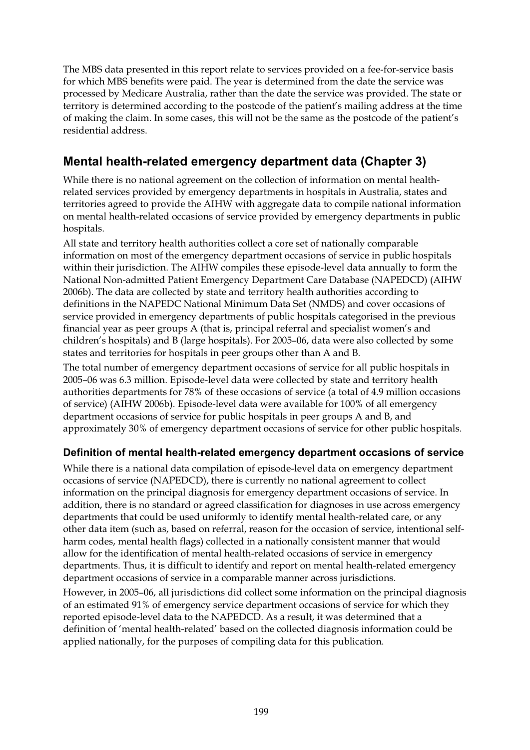The MBS data presented in this report relate to services provided on a fee-for-service basis for which MBS benefits were paid. The year is determined from the date the service was processed by Medicare Australia, rather than the date the service was provided. The state or territory is determined according to the postcode of the patient's mailing address at the time of making the claim. In some cases, this will not be the same as the postcode of the patient's residential address.

## Mental health-related emergency department data (Chapter 3)

While there is no national agreement on the collection of information on mental health-related services provided by emergency departments in hospitals in Australia, states and territories agreed to provide the AIHW with aggregate data to compile national information on mental health-related occasions of service provided by emergency departments in public hospitals.

All state and territory health authorities collect a core set of nationally comparable information on most of the emergency department occasions of service in public hospitals within their jurisdiction. The AIHW compiles these episode-level data annually to form the National Non-admitted Patient Emergency Department Care Database (NAPEDCD) (AIHW 2006b). The data are collected by state and territory health authorities according to definitions in the NAPEDC National Minimum Data Set (NMDS) and cover occasions of service provided in emergency departments of public hospitals categorised in the previous financial year as peer groups A (that is, principal referral and specialist women's and children's hospitals) and B (large hospitals). For 2005–06, data were also collected by some states and territories for hospitals in peer groups other than A and B.

The total number of emergency department occasions of service for all public hospitals in 2005–06 was 6.3 million. Episode-level data were collected by state and territory health authorities departments for 78% of these occasions of service (a total of 4.9 million occasions of service) (AIHW 2006b). Episode-level data were available for 100% of all emergency department occasions of service for public hospitals in peer groups A and B, and approximately 30% of emergency department occasions of service for other public hospitals.

### Definition of mental health-related emergency department occasions of service

While there is a national data compilation of episode-level data on emergency department occasions of service (NAPEDCD), there is currently no national agreement to collect information on the principal diagnosis for emergency department occasions of service. In addition, there is no standard or agreed classification for diagnoses in use across emergency departments that could be used uniformly to identify mental health-related care, or any other data item (such as, based on referral, reason for the occasion of service, intentional self-harm codes, mental health flags) collected in a nationally consistent manner that would allow for the identification of mental health-related occasions of service in emergency departments. Thus, it is difficult to identify and report on mental health-related emergency department occasions of service in a comparable manner across jurisdictions.

However, in 2005–06, all jurisdictions did collect some information on the principal diagnosis of an estimated 91% of emergency service department occasions of service for which they reported episode-level data to the NAPEDCD. As a result, it was determined that a definition of 'mental health-related' based on the collected diagnosis information could be applied nationally, for the purposes of compiling data for this publication.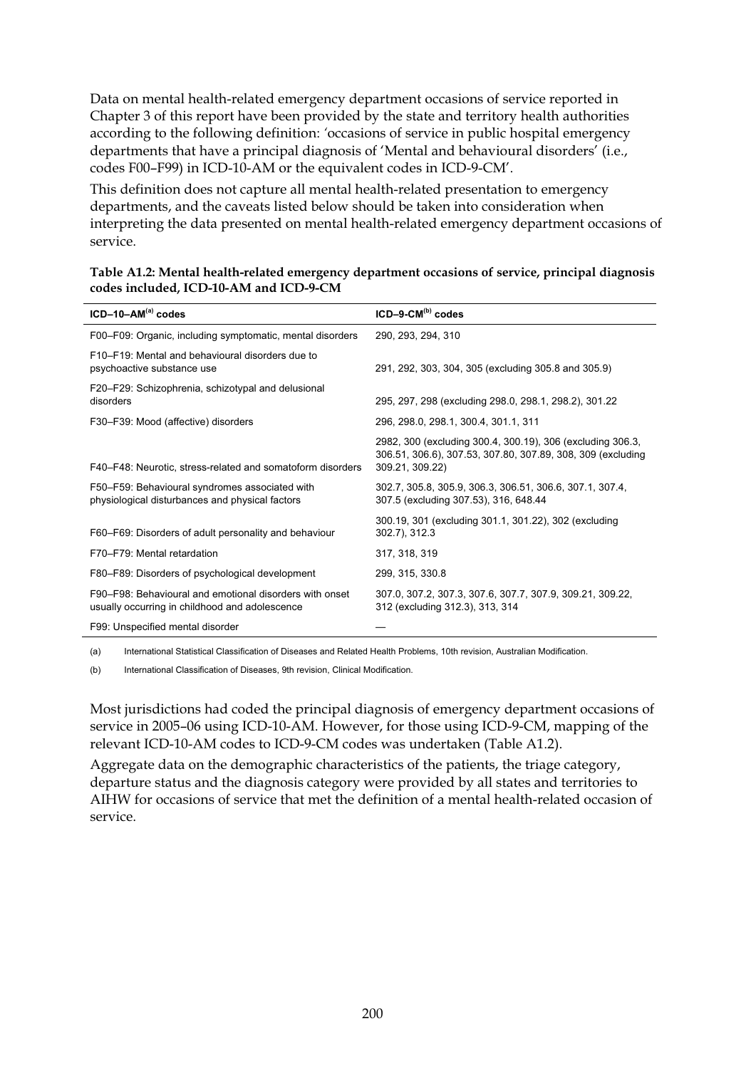Data on mental health-related emergency department occasions of service reported in Chapter 3 of this report have been provided by the state and territory health authorities according to the following definition: 'occasions of service in public hospital emergency departments that have a principal diagnosis of 'Mental and behavioural disorders' (i.e., codes F00–F99) in ICD-10-AM or the equivalent codes in ICD-9-CM'.

This definition does not capture all mental health-related presentation to emergency departments, and the caveats listed below should be taken into consideration when interpreting the data presented on mental health-related emergency department occasions of service.

**Table A1.2: Mental health-related emergency department occasions of service, principal diagnosis codes included, ICD-10-AM and ICD-9-CM**

| ICD–10–AM[(a)] codes | ICD–9-CM[(b)] codes |
|---|---|
| F00–F09: Organic, including symptomatic, mental disorders | 290, 293, 294, 310 |
| F10–F19: Mental and behavioural disorders due to psychoactive substance use | 291, 292, 303, 304, 305 (excluding 305.8 and 305.9) |
| F20–F29: Schizophrenia, schizotypal and delusional disorders | 295, 297, 298 (excluding 298.0, 298.1, 298.2), 301.22 |
| F30–F39: Mood (affective) disorders | 296, 298.0, 298.1, 300.4, 301.1, 311 |
| F40–F48: Neurotic, stress-related and somatoform disorders | 2982, 300 (excluding 300.4, 300.19), 306 (excluding 306.3, 306.51, 306.6), 307.53, 307.80, 307.89, 308, 309 (excluding 309.21, 309.22) |
| F50–F59: Behavioural syndromes associated with physiological disturbances and physical factors | 302.7, 305.8, 305.9, 306.3, 306.51, 306.6, 307.1, 307.4, 307.5 (excluding 307.53), 316, 648.44 |
| F60–F69: Disorders of adult personality and behaviour | 300.19, 301 (excluding 301.1, 301.22), 302 (excluding 302.7), 312.3 |
| F70–F79: Mental retardation | 317, 318, 319 |
| F80–F89: Disorders of psychological development | 299, 315, 330.8 |
| F90–F98: Behavioural and emotional disorders with onset usually occurring in childhood and adolescence | 307.0, 307.2, 307.3, 307.6, 307.7, 307.9, 309.21, 309.22, 312 (excluding 312.3), 313, 314 |
| F99: Unspecified mental disorder | — |

(a) International Statistical Classification of Diseases and Related Health Problems, 10th revision, Australian Modification.

(b) International Classification of Diseases, 9th revision, Clinical Modification.

Most jurisdictions had coded the principal diagnosis of emergency department occasions of service in 2005–06 using ICD-10-AM. However, for those using ICD-9-CM, mapping of the relevant ICD-10-AM codes to ICD-9-CM codes was undertaken (Table A1.2).

Aggregate data on the demographic characteristics of the patients, the triage category, departure status and the diagnosis category were provided by all states and territories to AIHW for occasions of service that met the definition of a mental health-related occasion of service.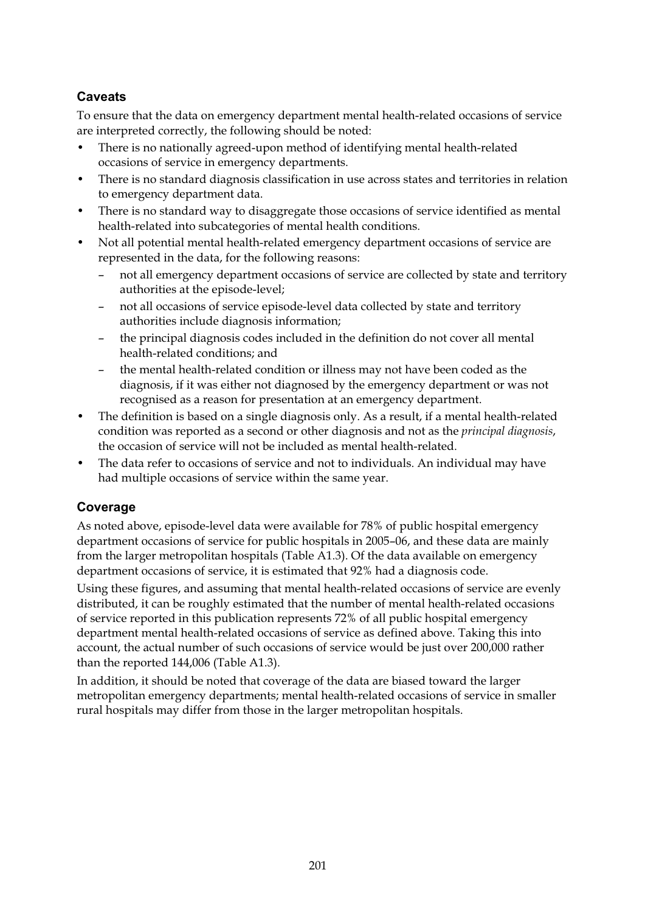## Caveats

To ensure that the data on emergency department mental health-related occasions of service are interpreted correctly, the following should be noted:

- There is no nationally agreed-upon method of identifying mental health-related occasions of service in emergency departments.
- There is no standard diagnosis classification in use across states and territories in relation to emergency department data.
- There is no standard way to disaggregate those occasions of service identified as mental health-related into subcategories of mental health conditions.
- Not all potential mental health-related emergency department occasions of service are represented in the data, for the following reasons:
  - not all emergency department occasions of service are collected by state and territory authorities at the episode-level;
  - not all occasions of service episode-level data collected by state and territory authorities include diagnosis information;
  - the principal diagnosis codes included in the definition do not cover all mental health-related conditions; and
  - the mental health-related condition or illness may not have been coded as the diagnosis, if it was either not diagnosed by the emergency department or was not recognised as a reason for presentation at an emergency department.
- The definition is based on a single diagnosis only. As a result, if a mental health-related condition was reported as a second or other diagnosis and not as the *principal diagnosis*, the occasion of service will not be included as mental health-related.
- The data refer to occasions of service and not to individuals. An individual may have had multiple occasions of service within the same year.

## Coverage

As noted above, episode-level data were available for 78% of public hospital emergency department occasions of service for public hospitals in 2005–06, and these data are mainly from the larger metropolitan hospitals (Table A1.3). Of the data available on emergency department occasions of service, it is estimated that 92% had a diagnosis code.

Using these figures, and assuming that mental health-related occasions of service are evenly distributed, it can be roughly estimated that the number of mental health-related occasions of service reported in this publication represents 72% of all public hospital emergency department mental health-related occasions of service as defined above. Taking this into account, the actual number of such occasions of service would be just over 200,000 rather than the reported 144,006 (Table A1.3).

In addition, it should be noted that coverage of the data are biased toward the larger metropolitan emergency departments; mental health-related occasions of service in smaller rural hospitals may differ from those in the larger metropolitan hospitals.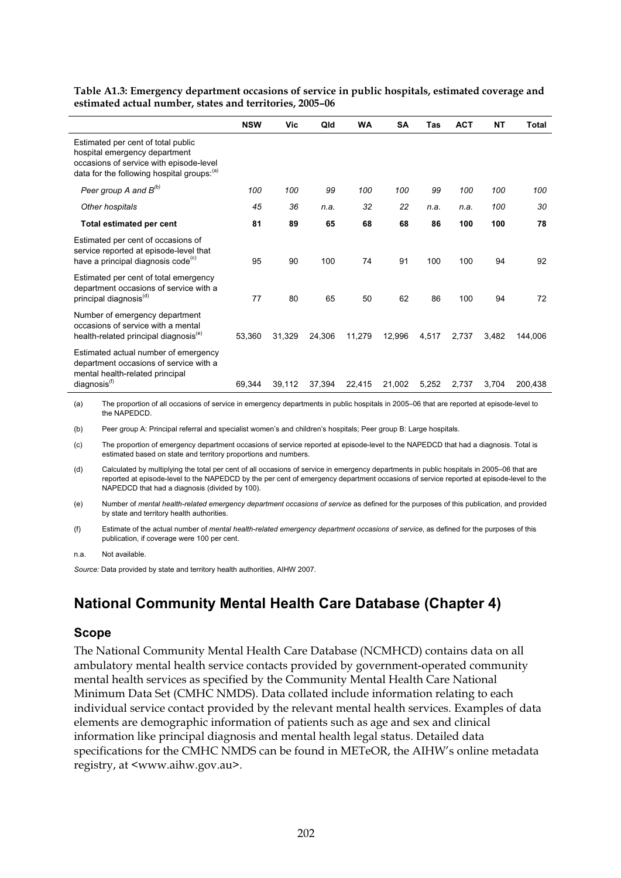**Table A1.3: Emergency department occasions of service in public hospitals, estimated coverage and estimated actual number, states and territories, 2005–06**

| | NSW | Vic | Qld | WA | SA | Tas | ACT | NT | Total |
|---|---|---|---|---|---|---|---|---|---|
| Estimated per cent of total public hospital emergency department occasions of service with episode-level data for the following hospital groups:[(a)] | | | | | | | | | |
| *Peer group A and B[(b)]* | *100* | *100* | *99* | *100* | *100* | *99* | *100* | *100* | *100* |
| *Other hospitals* | *45* | *36* | *n.a.* | *32* | *22* | *n.a.* | *n.a.* | *100* | *30* |
| **Total estimated per cent** | **81** | **89** | **65** | **68** | **68** | **86** | **100** | **100** | **78** |
| Estimated per cent of occasions of service reported at episode-level that have a principal diagnosis code[(c)] | 95 | 90 | 100 | 74 | 91 | 100 | 100 | 94 | 92 |
| Estimated per cent of total emergency department occasions of service with a principal diagnosis[(d)] | 77 | 80 | 65 | 50 | 62 | 86 | 100 | 94 | 72 |
| Number of emergency department occasions of service with a mental health-related principal diagnosis[(e)] | 53,360 | 31,329 | 24,306 | 11,279 | 12,996 | 4,517 | 2,737 | 3,482 | 144,006 |
| Estimated actual number of emergency department occasions of service with a mental health-related principal diagnosis[(f)] | 69,344 | 39,112 | 37,394 | 22,415 | 21,002 | 5,252 | 2,737 | 3,704 | 200,438 |

(a) The proportion of all occasions of service in emergency departments in public hospitals in 2005–06 that are reported at episode-level to the NAPEDCD.

(b) Peer group A: Principal referral and specialist women's and children's hospitals; Peer group B: Large hospitals.

(c) The proportion of emergency department occasions of service reported at episode-level to the NAPEDCD that had a diagnosis. Total is estimated based on state and territory proportions and numbers.

(d) Calculated by multiplying the total per cent of all occasions of service in emergency departments in public hospitals in 2005–06 that are reported at episode-level to the NAPEDCD by the per cent of emergency department occasions of service reported at episode-level to the NAPEDCD that had a diagnosis (divided by 100).

(e) Number of *mental health-related emergency department occasions of service* as defined for the purposes of this publication, and provided by state and territory health authorities.

(f) Estimate of the actual number of *mental health-related emergency department occasions of service*, as defined for the purposes of this publication, if coverage were 100 per cent.

n.a. Not available.

*Source:* Data provided by state and territory health authorities, AIHW 2007.

## National Community Mental Health Care Database (Chapter 4)

### Scope

The National Community Mental Health Care Database (NCMHCD) contains data on all ambulatory mental health service contacts provided by government-operated community mental health services as specified by the Community Mental Health Care National Minimum Data Set (CMHC NMDS). Data collated include information relating to each individual service contact provided by the relevant mental health services. Examples of data elements are demographic information of patients such as age and sex and clinical information like principal diagnosis and mental health legal status. Detailed data specifications for the CMHC NMDS can be found in METeOR, the AIHW's online metadata registry, at <www.aihw.gov.au>.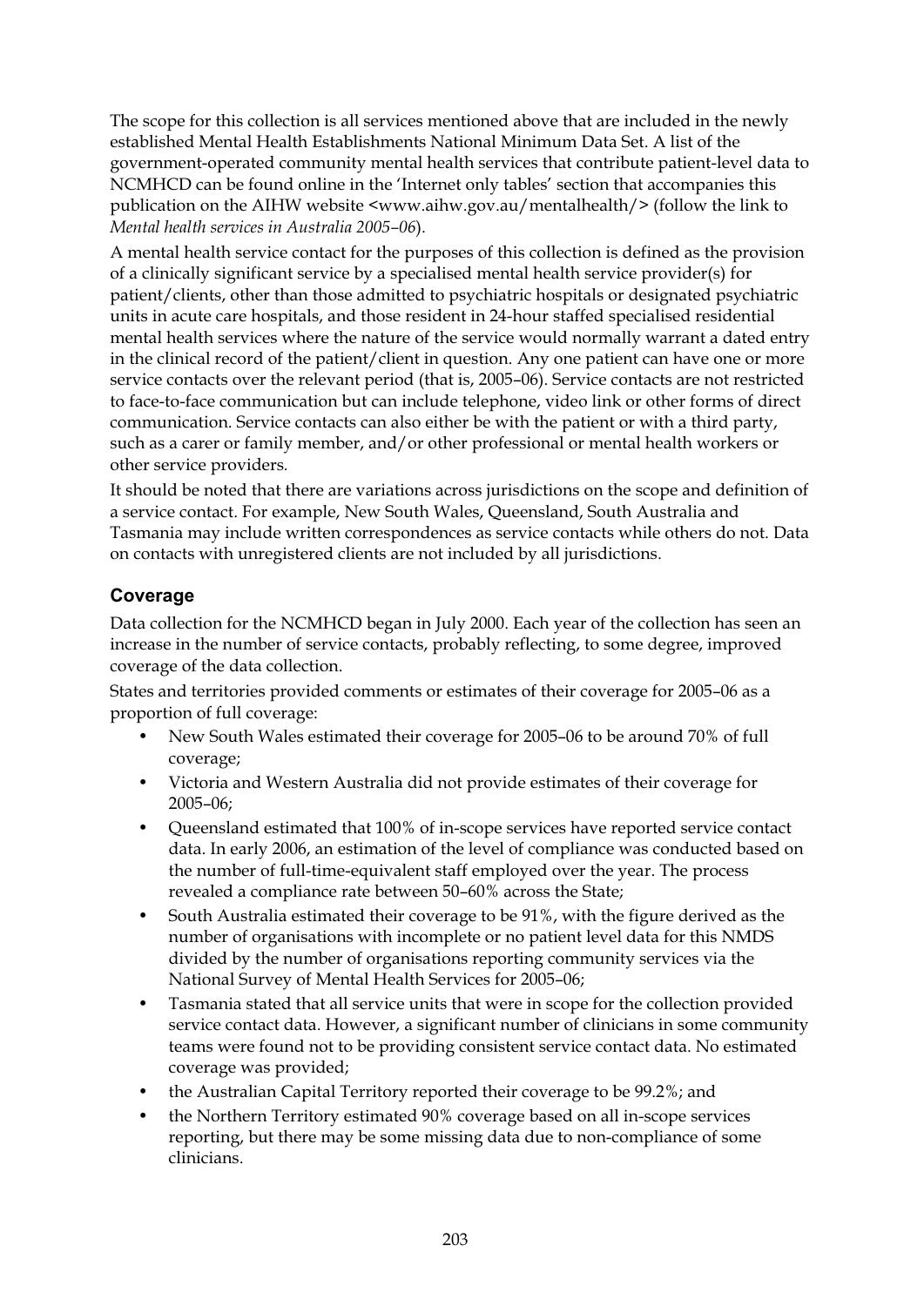The scope for this collection is all services mentioned above that are included in the newly established Mental Health Establishments National Minimum Data Set. A list of the government-operated community mental health services that contribute patient-level data to NCMHCD can be found online in the 'Internet only tables' section that accompanies this publication on the AIHW website <www.aihw.gov.au/mentalhealth/> (follow the link to *Mental health services in Australia 2005–06*).

A mental health service contact for the purposes of this collection is defined as the provision of a clinically significant service by a specialised mental health service provider(s) for patient/clients, other than those admitted to psychiatric hospitals or designated psychiatric units in acute care hospitals, and those resident in 24-hour staffed specialised residential mental health services where the nature of the service would normally warrant a dated entry in the clinical record of the patient/client in question. Any one patient can have one or more service contacts over the relevant period (that is, 2005–06). Service contacts are not restricted to face-to-face communication but can include telephone, video link or other forms of direct communication. Service contacts can also either be with the patient or with a third party, such as a carer or family member, and/or other professional or mental health workers or other service providers.

It should be noted that there are variations across jurisdictions on the scope and definition of a service contact. For example, New South Wales, Queensland, South Australia and Tasmania may include written correspondences as service contacts while others do not. Data on contacts with unregistered clients are not included by all jurisdictions.

## Coverage

Data collection for the NCMHCD began in July 2000. Each year of the collection has seen an increase in the number of service contacts, probably reflecting, to some degree, improved coverage of the data collection.

States and territories provided comments or estimates of their coverage for 2005–06 as a proportion of full coverage:

- New South Wales estimated their coverage for 2005–06 to be around 70% of full coverage;
- Victoria and Western Australia did not provide estimates of their coverage for 2005–06;
- Queensland estimated that 100% of in-scope services have reported service contact data. In early 2006, an estimation of the level of compliance was conducted based on the number of full-time-equivalent staff employed over the year. The process revealed a compliance rate between 50–60% across the State;
- South Australia estimated their coverage to be 91%, with the figure derived as the number of organisations with incomplete or no patient level data for this NMDS divided by the number of organisations reporting community services via the National Survey of Mental Health Services for 2005–06;
- Tasmania stated that all service units that were in scope for the collection provided service contact data. However, a significant number of clinicians in some community teams were found not to be providing consistent service contact data. No estimated coverage was provided;
- the Australian Capital Territory reported their coverage to be 99.2%; and
- the Northern Territory estimated 90% coverage based on all in-scope services reporting, but there may be some missing data due to non-compliance of some clinicians.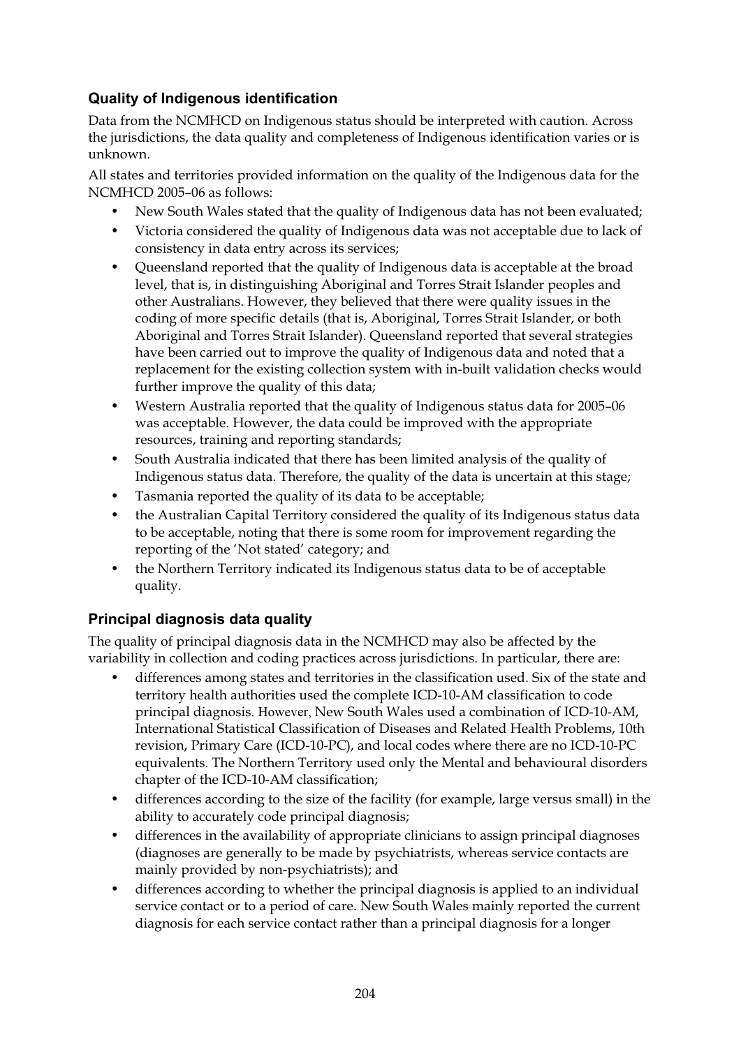### Quality of Indigenous identification

Data from the NCMHCD on Indigenous status should be interpreted with caution. Across the jurisdictions, the data quality and completeness of Indigenous identification varies or is unknown.

All states and territories provided information on the quality of the Indigenous data for the NCMHCD 2005–06 as follows:

- New South Wales stated that the quality of Indigenous data has not been evaluated;
- Victoria considered the quality of Indigenous data was not acceptable due to lack of consistency in data entry across its services;
- Queensland reported that the quality of Indigenous data is acceptable at the broad level, that is, in distinguishing Aboriginal and Torres Strait Islander peoples and other Australians. However, they believed that there were quality issues in the coding of more specific details (that is, Aboriginal, Torres Strait Islander, or both Aboriginal and Torres Strait Islander). Queensland reported that several strategies have been carried out to improve the quality of Indigenous data and noted that a replacement for the existing collection system with in-built validation checks would further improve the quality of this data;
- Western Australia reported that the quality of Indigenous status data for 2005–06 was acceptable. However, the data could be improved with the appropriate resources, training and reporting standards;
- South Australia indicated that there has been limited analysis of the quality of Indigenous status data. Therefore, the quality of the data is uncertain at this stage;
- Tasmania reported the quality of its data to be acceptable;
- the Australian Capital Territory considered the quality of its Indigenous status data to be acceptable, noting that there is some room for improvement regarding the reporting of the 'Not stated' category; and
- the Northern Territory indicated its Indigenous status data to be of acceptable quality.

### Principal diagnosis data quality

The quality of principal diagnosis data in the NCMHCD may also be affected by the variability in collection and coding practices across jurisdictions. In particular, there are:

- differences among states and territories in the classification used. Six of the state and territory health authorities used the complete ICD-10-AM classification to code principal diagnosis. However, New South Wales used a combination of ICD-10-AM, International Statistical Classification of Diseases and Related Health Problems, 10th revision, Primary Care (ICD-10-PC), and local codes where there are no ICD-10-PC equivalents. The Northern Territory used only the Mental and behavioural disorders chapter of the ICD-10-AM classification;
- differences according to the size of the facility (for example, large versus small) in the ability to accurately code principal diagnosis;
- differences in the availability of appropriate clinicians to assign principal diagnoses (diagnoses are generally to be made by psychiatrists, whereas service contacts are mainly provided by non-psychiatrists); and
- differences according to whether the principal diagnosis is applied to an individual service contact or to a period of care. New South Wales mainly reported the current diagnosis for each service contact rather than a principal diagnosis for a longer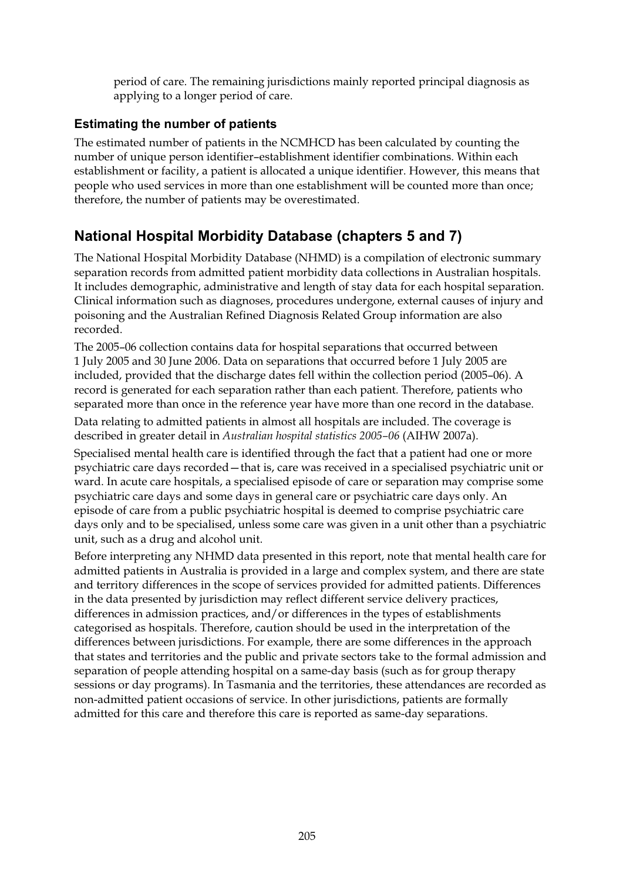period of care. The remaining jurisdictions mainly reported principal diagnosis as applying to a longer period of care.

### Estimating the number of patients

The estimated number of patients in the NCMHCD has been calculated by counting the number of unique person identifier–establishment identifier combinations. Within each establishment or facility, a patient is allocated a unique identifier. However, this means that people who used services in more than one establishment will be counted more than once; therefore, the number of patients may be overestimated.

## National Hospital Morbidity Database (chapters 5 and 7)

The National Hospital Morbidity Database (NHMD) is a compilation of electronic summary separation records from admitted patient morbidity data collections in Australian hospitals. It includes demographic, administrative and length of stay data for each hospital separation. Clinical information such as diagnoses, procedures undergone, external causes of injury and poisoning and the Australian Refined Diagnosis Related Group information are also recorded.

The 2005–06 collection contains data for hospital separations that occurred between 1 July 2005 and 30 June 2006. Data on separations that occurred before 1 July 2005 are included, provided that the discharge dates fell within the collection period (2005–06). A record is generated for each separation rather than each patient. Therefore, patients who separated more than once in the reference year have more than one record in the database.

Data relating to admitted patients in almost all hospitals are included. The coverage is described in greater detail in *Australian hospital statistics 2005–06* (AIHW 2007a).

Specialised mental health care is identified through the fact that a patient had one or more psychiatric care days recorded—that is, care was received in a specialised psychiatric unit or ward. In acute care hospitals, a specialised episode of care or separation may comprise some psychiatric care days and some days in general care or psychiatric care days only. An episode of care from a public psychiatric hospital is deemed to comprise psychiatric care days only and to be specialised, unless some care was given in a unit other than a psychiatric unit, such as a drug and alcohol unit.

Before interpreting any NHMD data presented in this report, note that mental health care for admitted patients in Australia is provided in a large and complex system, and there are state and territory differences in the scope of services provided for admitted patients. Differences in the data presented by jurisdiction may reflect different service delivery practices, differences in admission practices, and/or differences in the types of establishments categorised as hospitals. Therefore, caution should be used in the interpretation of the differences between jurisdictions. For example, there are some differences in the approach that states and territories and the public and private sectors take to the formal admission and separation of people attending hospital on a same-day basis (such as for group therapy sessions or day programs). In Tasmania and the territories, these attendances are recorded as non-admitted patient occasions of service. In other jurisdictions, patients are formally admitted for this care and therefore this care is reported as same-day separations.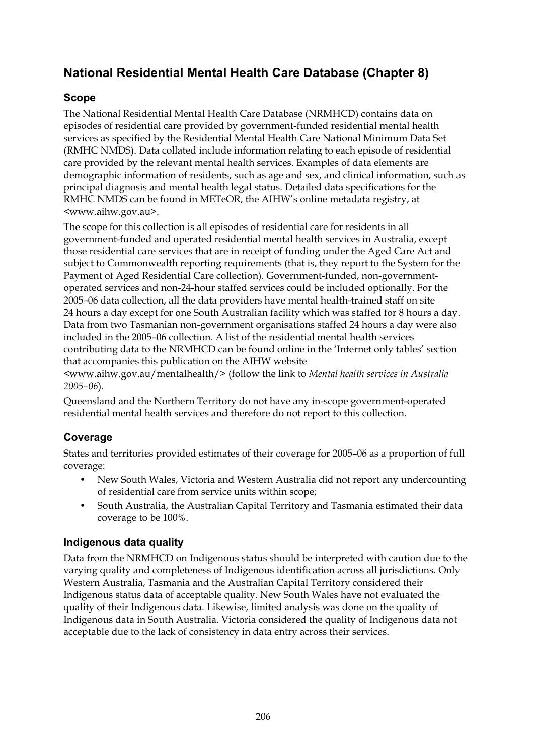## National Residential Mental Health Care Database (Chapter 8)

### Scope

The National Residential Mental Health Care Database (NRMHCD) contains data on episodes of residential care provided by government-funded residential mental health services as specified by the Residential Mental Health Care National Minimum Data Set (RMHC NMDS). Data collated include information relating to each episode of residential care provided by the relevant mental health services. Examples of data elements are demographic information of residents, such as age and sex, and clinical information, such as principal diagnosis and mental health legal status. Detailed data specifications for the RMHC NMDS can be found in METeOR, the AIHW's online metadata registry, at <www.aihw.gov.au>.

The scope for this collection is all episodes of residential care for residents in all government-funded and operated residential mental health services in Australia, except those residential care services that are in receipt of funding under the Aged Care Act and subject to Commonwealth reporting requirements (that is, they report to the System for the Payment of Aged Residential Care collection). Government-funded, non-government-operated services and non-24-hour staffed services could be included optionally. For the 2005–06 data collection, all the data providers have mental health-trained staff on site 24 hours a day except for one South Australian facility which was staffed for 8 hours a day. Data from two Tasmanian non-government organisations staffed 24 hours a day were also included in the 2005–06 collection. A list of the residential mental health services contributing data to the NRMHCD can be found online in the 'Internet only tables' section that accompanies this publication on the AIHW website <www.aihw.gov.au/mentalhealth/> (follow the link to *Mental health services in Australia 2005–06*).

Queensland and the Northern Territory do not have any in-scope government-operated residential mental health services and therefore do not report to this collection.

### Coverage

States and territories provided estimates of their coverage for 2005–06 as a proportion of full coverage:

- New South Wales, Victoria and Western Australia did not report any undercounting of residential care from service units within scope;
- South Australia, the Australian Capital Territory and Tasmania estimated their data coverage to be 100%.

### Indigenous data quality

Data from the NRMHCD on Indigenous status should be interpreted with caution due to the varying quality and completeness of Indigenous identification across all jurisdictions. Only Western Australia, Tasmania and the Australian Capital Territory considered their Indigenous status data of acceptable quality. New South Wales have not evaluated the quality of their Indigenous data. Likewise, limited analysis was done on the quality of Indigenous data in South Australia. Victoria considered the quality of Indigenous data not acceptable due to the lack of consistency in data entry across their services.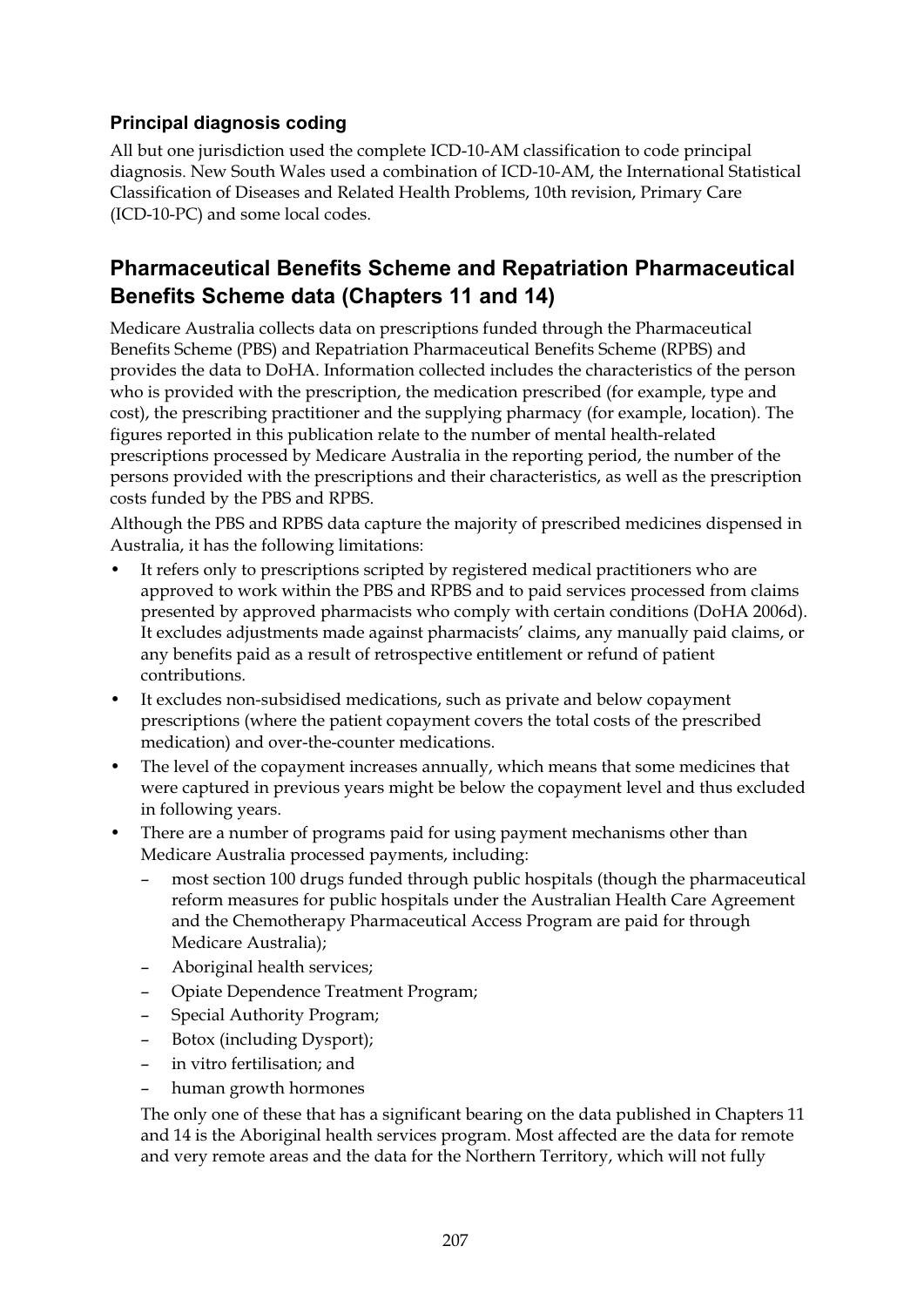### Principal diagnosis coding

All but one jurisdiction used the complete ICD-10-AM classification to code principal diagnosis. New South Wales used a combination of ICD-10-AM, the International Statistical Classification of Diseases and Related Health Problems, 10th revision, Primary Care (ICD-10-PC) and some local codes.

## Pharmaceutical Benefits Scheme and Repatriation Pharmaceutical Benefits Scheme data (Chapters 11 and 14)

Medicare Australia collects data on prescriptions funded through the Pharmaceutical Benefits Scheme (PBS) and Repatriation Pharmaceutical Benefits Scheme (RPBS) and provides the data to DoHA. Information collected includes the characteristics of the person who is provided with the prescription, the medication prescribed (for example, type and cost), the prescribing practitioner and the supplying pharmacy (for example, location). The figures reported in this publication relate to the number of mental health-related prescriptions processed by Medicare Australia in the reporting period, the number of the persons provided with the prescriptions and their characteristics, as well as the prescription costs funded by the PBS and RPBS.

Although the PBS and RPBS data capture the majority of prescribed medicines dispensed in Australia, it has the following limitations:

- It refers only to prescriptions scripted by registered medical practitioners who are approved to work within the PBS and RPBS and to paid services processed from claims presented by approved pharmacists who comply with certain conditions (DoHA 2006d). It excludes adjustments made against pharmacists' claims, any manually paid claims, or any benefits paid as a result of retrospective entitlement or refund of patient contributions.
- It excludes non-subsidised medications, such as private and below copayment prescriptions (where the patient copayment covers the total costs of the prescribed medication) and over-the-counter medications.
- The level of the copayment increases annually, which means that some medicines that were captured in previous years might be below the copayment level and thus excluded in following years.
- There are a number of programs paid for using payment mechanisms other than Medicare Australia processed payments, including:
  - most section 100 drugs funded through public hospitals (though the pharmaceutical reform measures for public hospitals under the Australian Health Care Agreement and the Chemotherapy Pharmaceutical Access Program are paid for through Medicare Australia);
  - Aboriginal health services;
  - Opiate Dependence Treatment Program;
  - Special Authority Program;
  - Botox (including Dysport);
  - in vitro fertilisation; and
  - human growth hormones

  The only one of these that has a significant bearing on the data published in Chapters 11 and 14 is the Aboriginal health services program. Most affected are the data for remote and very remote areas and the data for the Northern Territory, which will not fully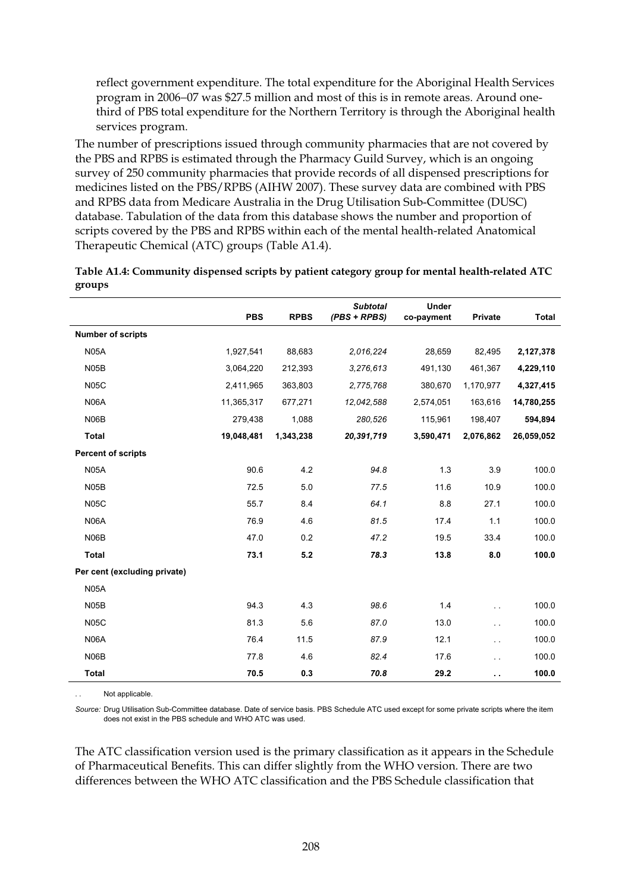reflect government expenditure. The total expenditure for the Aboriginal Health Services program in 2006–07 was $27.5 million and most of this is in remote areas. Around one-third of PBS total expenditure for the Northern Territory is through the Aboriginal health services program.

The number of prescriptions issued through community pharmacies that are not covered by the PBS and RPBS is estimated through the Pharmacy Guild Survey, which is an ongoing survey of 250 community pharmacies that provide records of all dispensed prescriptions for medicines listed on the PBS/RPBS (AIHW 2007). These survey data are combined with PBS and RPBS data from Medicare Australia in the Drug Utilisation Sub-Committee (DUSC) database. Tabulation of the data from this database shows the number and proportion of scripts covered by the PBS and RPBS within each of the mental health-related Anatomical Therapeutic Chemical (ATC) groups (Table A1.4).

**Table A1.4: Community dispensed scripts by patient category group for mental health-related ATC groups**

| | PBS | RPBS | *Subtotal (PBS + RPBS)* | Under co-payment | Private | Total |
|---|---|---|---|---|---|---|
| **Number of scripts** | | | | | | |
| N05A | 1,927,541 | 88,683 | *2,016,224* | 28,659 | 82,495 | **2,127,378** |
| N05B | 3,064,220 | 212,393 | *3,276,613* | 491,130 | 461,367 | **4,229,110** |
| N05C | 2,411,965 | 363,803 | *2,775,768* | 380,670 | 1,170,977 | **4,327,415** |
| N06A | 11,365,317 | 677,271 | *12,042,588* | 2,574,051 | 163,616 | **14,780,255** |
| N06B | 279,438 | 1,088 | *280,526* | 115,961 | 198,407 | **594,894** |
| **Total** | **19,048,481** | **1,343,238** | ***20,391,719*** | **3,590,471** | **2,076,862** | **26,059,052** |
| **Percent of scripts** | | | | | | |
| N05A | 90.6 | 4.2 | *94.8* | 1.3 | 3.9 | 100.0 |
| N05B | 72.5 | 5.0 | *77.5* | 11.6 | 10.9 | 100.0 |
| N05C | 55.7 | 8.4 | *64.1* | 8.8 | 27.1 | 100.0 |
| N06A | 76.9 | 4.6 | *81.5* | 17.4 | 1.1 | 100.0 |
| N06B | 47.0 | 0.2 | *47.2* | 19.5 | 33.4 | 100.0 |
| **Total** | **73.1** | **5.2** | ***78.3*** | **13.8** | **8.0** | **100.0** |
| **Per cent (excluding private)** | | | | | | |
| N05A | | | | | | |
| N05B | 94.3 | 4.3 | *98.6* | 1.4 | . . | 100.0 |
| N05C | 81.3 | 5.6 | *87.0* | 13.0 | . . | 100.0 |
| N06A | 76.4 | 11.5 | *87.9* | 12.1 | . . | 100.0 |
| N06B | 77.8 | 4.6 | *82.4* | 17.6 | . . | 100.0 |
| **Total** | **70.5** | **0.3** | ***70.8*** | **29.2** | **. .** | **100.0** |

. . Not applicable.

*Source:* Drug Utilisation Sub-Committee database. Date of service basis. PBS Schedule ATC used except for some private scripts where the item does not exist in the PBS schedule and WHO ATC was used.

The ATC classification version used is the primary classification as it appears in the Schedule of Pharmaceutical Benefits. This can differ slightly from the WHO version. There are two differences between the WHO ATC classification and the PBS Schedule classification that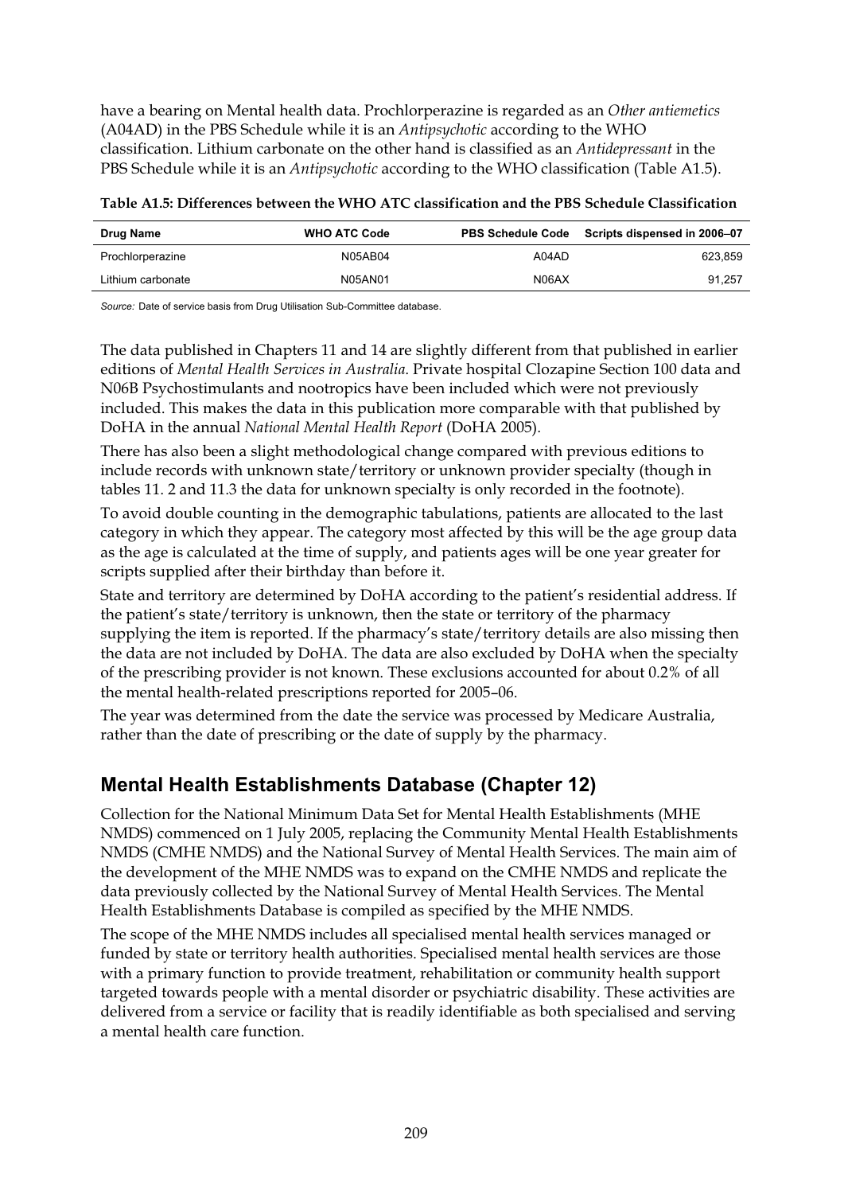have a bearing on Mental health data. Prochlorperazine is regarded as an *Other antiemetics* (A04AD) in the PBS Schedule while it is an *Antipsychotic* according to the WHO classification. Lithium carbonate on the other hand is classified as an *Antidepressant* in the PBS Schedule while it is an *Antipsychotic* according to the WHO classification (Table A1.5).

**Table A1.5: Differences between the WHO ATC classification and the PBS Schedule Classification**

| Drug Name | WHO ATC Code | PBS Schedule Code | Scripts dispensed in 2006–07 |
|---|---|---|---|
| Prochlorperazine | N05AB04 | A04AD | 623,859 |
| Lithium carbonate | N05AN01 | N06AX | 91,257 |

*Source:* Date of service basis from Drug Utilisation Sub-Committee database.

The data published in Chapters 11 and 14 are slightly different from that published in earlier editions of *Mental Health Services in Australia*. Private hospital Clozapine Section 100 data and N06B Psychostimulants and nootropics have been included which were not previously included. This makes the data in this publication more comparable with that published by DoHA in the annual *National Mental Health Report* (DoHA 2005).

There has also been a slight methodological change compared with previous editions to include records with unknown state/territory or unknown provider specialty (though in tables 11. 2 and 11.3 the data for unknown specialty is only recorded in the footnote).

To avoid double counting in the demographic tabulations, patients are allocated to the last category in which they appear. The category most affected by this will be the age group data as the age is calculated at the time of supply, and patients ages will be one year greater for scripts supplied after their birthday than before it.

State and territory are determined by DoHA according to the patient's residential address. If the patient's state/territory is unknown, then the state or territory of the pharmacy supplying the item is reported. If the pharmacy's state/territory details are also missing then the data are not included by DoHA. The data are also excluded by DoHA when the specialty of the prescribing provider is not known. These exclusions accounted for about 0.2% of all the mental health-related prescriptions reported for 2005–06.

The year was determined from the date the service was processed by Medicare Australia, rather than the date of prescribing or the date of supply by the pharmacy.

## Mental Health Establishments Database (Chapter 12)

Collection for the National Minimum Data Set for Mental Health Establishments (MHE NMDS) commenced on 1 July 2005, replacing the Community Mental Health Establishments NMDS (CMHE NMDS) and the National Survey of Mental Health Services. The main aim of the development of the MHE NMDS was to expand on the CMHE NMDS and replicate the data previously collected by the National Survey of Mental Health Services. The Mental Health Establishments Database is compiled as specified by the MHE NMDS.

The scope of the MHE NMDS includes all specialised mental health services managed or funded by state or territory health authorities. Specialised mental health services are those with a primary function to provide treatment, rehabilitation or community health support targeted towards people with a mental disorder or psychiatric disability. These activities are delivered from a service or facility that is readily identifiable as both specialised and serving a mental health care function.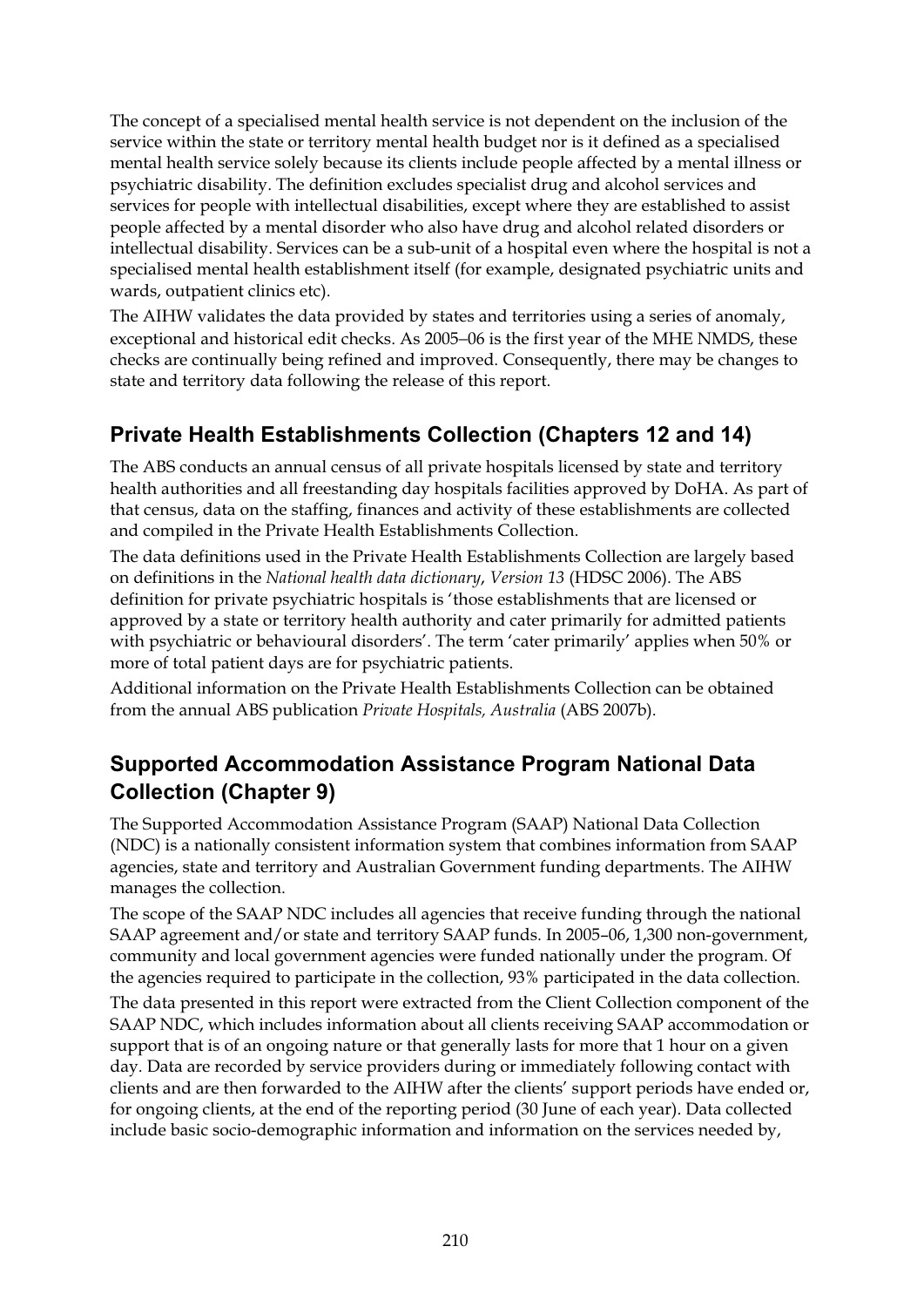The concept of a specialised mental health service is not dependent on the inclusion of the service within the state or territory mental health budget nor is it defined as a specialised mental health service solely because its clients include people affected by a mental illness or psychiatric disability. The definition excludes specialist drug and alcohol services and services for people with intellectual disabilities, except where they are established to assist people affected by a mental disorder who also have drug and alcohol related disorders or intellectual disability. Services can be a sub-unit of a hospital even where the hospital is not a specialised mental health establishment itself (for example, designated psychiatric units and wards, outpatient clinics etc).

The AIHW validates the data provided by states and territories using a series of anomaly, exceptional and historical edit checks. As 2005–06 is the first year of the MHE NMDS, these checks are continually being refined and improved. Consequently, there may be changes to state and territory data following the release of this report.

## Private Health Establishments Collection (Chapters 12 and 14)

The ABS conducts an annual census of all private hospitals licensed by state and territory health authorities and all freestanding day hospitals facilities approved by DoHA. As part of that census, data on the staffing, finances and activity of these establishments are collected and compiled in the Private Health Establishments Collection.

The data definitions used in the Private Health Establishments Collection are largely based on definitions in the *National health data dictionary*, *Version 13* (HDSC 2006). The ABS definition for private psychiatric hospitals is 'those establishments that are licensed or approved by a state or territory health authority and cater primarily for admitted patients with psychiatric or behavioural disorders'. The term 'cater primarily' applies when 50% or more of total patient days are for psychiatric patients.

Additional information on the Private Health Establishments Collection can be obtained from the annual ABS publication *Private Hospitals, Australia* (ABS 2007b).

## Supported Accommodation Assistance Program National Data Collection (Chapter 9)

The Supported Accommodation Assistance Program (SAAP) National Data Collection (NDC) is a nationally consistent information system that combines information from SAAP agencies, state and territory and Australian Government funding departments. The AIHW manages the collection.

The scope of the SAAP NDC includes all agencies that receive funding through the national SAAP agreement and/or state and territory SAAP funds. In 2005–06, 1,300 non-government, community and local government agencies were funded nationally under the program. Of the agencies required to participate in the collection, 93% participated in the data collection.

The data presented in this report were extracted from the Client Collection component of the SAAP NDC, which includes information about all clients receiving SAAP accommodation or support that is of an ongoing nature or that generally lasts for more that 1 hour on a given day. Data are recorded by service providers during or immediately following contact with clients and are then forwarded to the AIHW after the clients' support periods have ended or, for ongoing clients, at the end of the reporting period (30 June of each year). Data collected include basic socio-demographic information and information on the services needed by,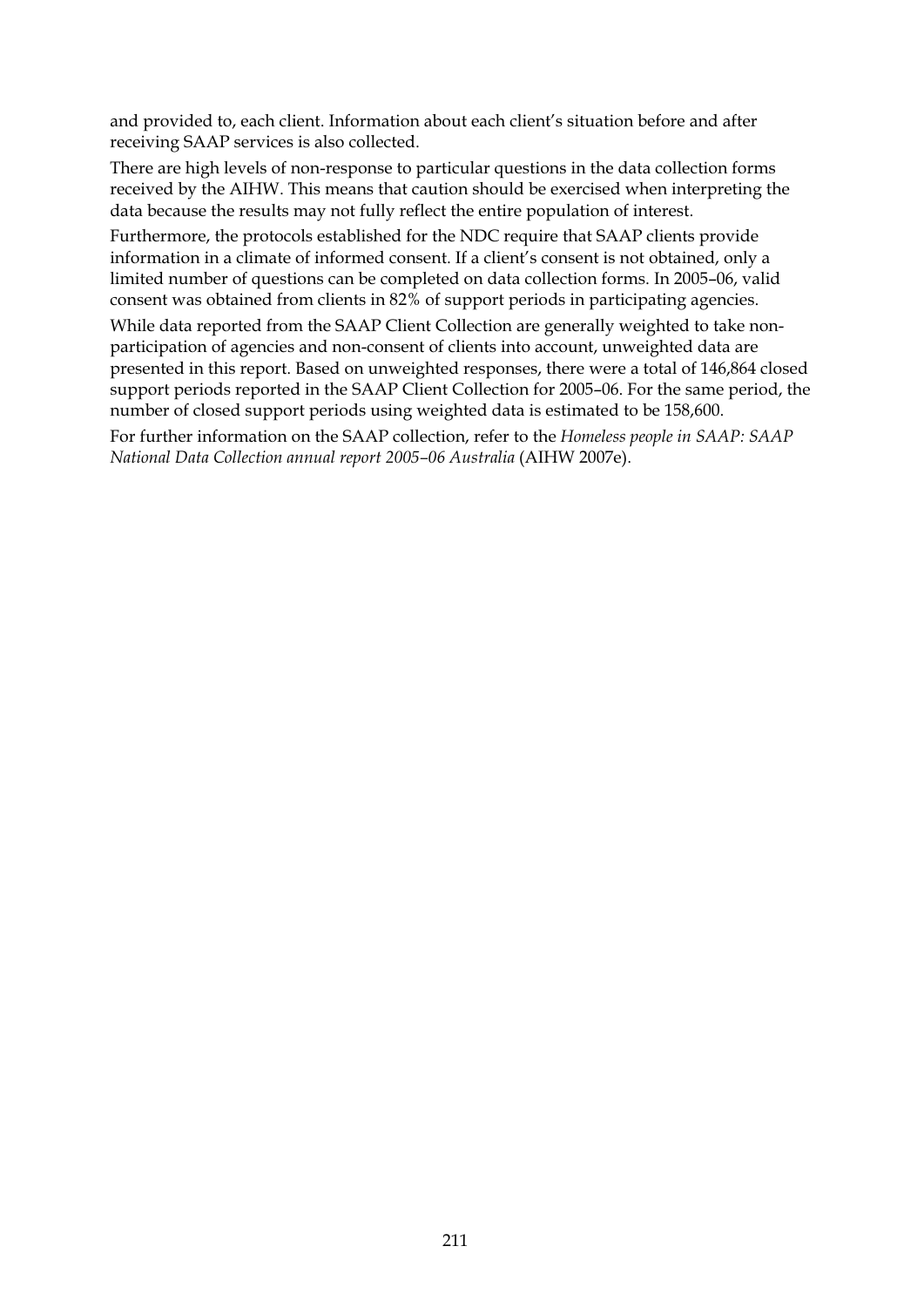and provided to, each client. Information about each client's situation before and after receiving SAAP services is also collected.

There are high levels of non-response to particular questions in the data collection forms received by the AIHW. This means that caution should be exercised when interpreting the data because the results may not fully reflect the entire population of interest.

Furthermore, the protocols established for the NDC require that SAAP clients provide information in a climate of informed consent. If a client's consent is not obtained, only a limited number of questions can be completed on data collection forms. In 2005–06, valid consent was obtained from clients in 82% of support periods in participating agencies.

While data reported from the SAAP Client Collection are generally weighted to take non-participation of agencies and non-consent of clients into account, unweighted data are presented in this report. Based on unweighted responses, there were a total of 146,864 closed support periods reported in the SAAP Client Collection for 2005–06. For the same period, the number of closed support periods using weighted data is estimated to be 158,600.

For further information on the SAAP collection, refer to the *Homeless people in SAAP: SAAP National Data Collection annual report 2005–06 Australia* (AIHW 2007e).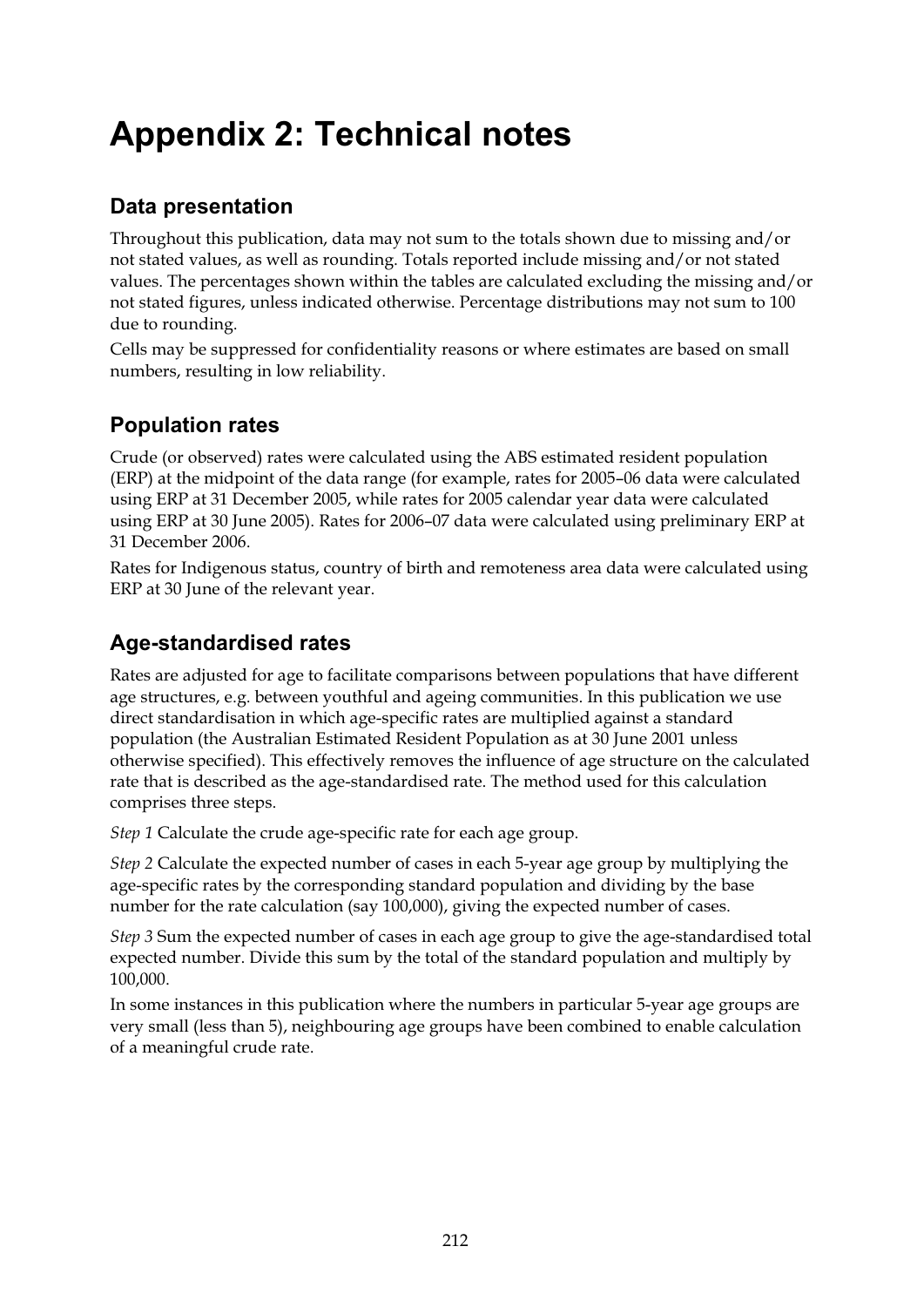# Appendix 2: Technical notes

## Data presentation

Throughout this publication, data may not sum to the totals shown due to missing and/or not stated values, as well as rounding. Totals reported include missing and/or not stated values. The percentages shown within the tables are calculated excluding the missing and/or not stated figures, unless indicated otherwise. Percentage distributions may not sum to 100 due to rounding.

Cells may be suppressed for confidentiality reasons or where estimates are based on small numbers, resulting in low reliability.

## Population rates

Crude (or observed) rates were calculated using the ABS estimated resident population (ERP) at the midpoint of the data range (for example, rates for 2005–06 data were calculated using ERP at 31 December 2005, while rates for 2005 calendar year data were calculated using ERP at 30 June 2005). Rates for 2006–07 data were calculated using preliminary ERP at 31 December 2006.

Rates for Indigenous status, country of birth and remoteness area data were calculated using ERP at 30 June of the relevant year.

## Age-standardised rates

Rates are adjusted for age to facilitate comparisons between populations that have different age structures, e.g. between youthful and ageing communities. In this publication we use direct standardisation in which age-specific rates are multiplied against a standard population (the Australian Estimated Resident Population as at 30 June 2001 unless otherwise specified). This effectively removes the influence of age structure on the calculated rate that is described as the age-standardised rate. The method used for this calculation comprises three steps.

*Step 1* Calculate the crude age-specific rate for each age group.

*Step 2* Calculate the expected number of cases in each 5-year age group by multiplying the age-specific rates by the corresponding standard population and dividing by the base number for the rate calculation (say 100,000), giving the expected number of cases.

*Step 3* Sum the expected number of cases in each age group to give the age-standardised total expected number. Divide this sum by the total of the standard population and multiply by 100,000.

In some instances in this publication where the numbers in particular 5-year age groups are very small (less than 5), neighbouring age groups have been combined to enable calculation of a meaningful crude rate.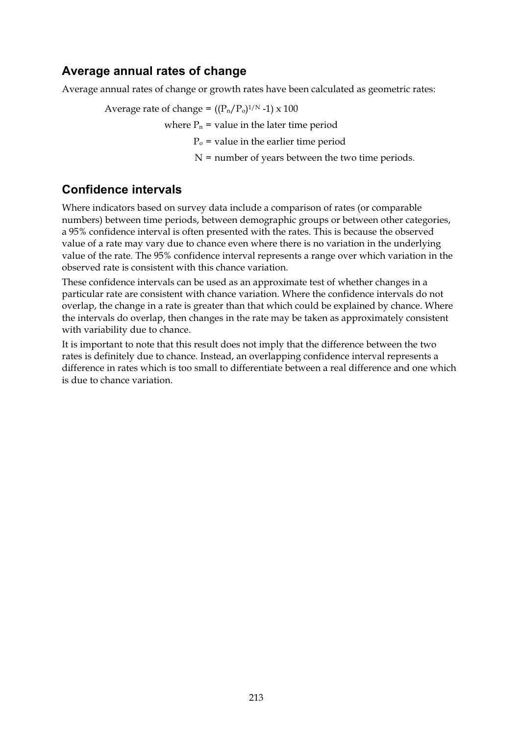## Average annual rates of change

Average annual rates of change or growth rates have been calculated as geometric rates:

Average rate of change = $((P_n/P_o)^{1/N} - 1) \times 100$

where $P_n$ = value in the later time period

$P_o$ = value in the earlier time period

$N$ = number of years between the two time periods.

## Confidence intervals

Where indicators based on survey data include a comparison of rates (or comparable numbers) between time periods, between demographic groups or between other categories, a 95% confidence interval is often presented with the rates. This is because the observed value of a rate may vary due to chance even where there is no variation in the underlying value of the rate. The 95% confidence interval represents a range over which variation in the observed rate is consistent with this chance variation.

These confidence intervals can be used as an approximate test of whether changes in a particular rate are consistent with chance variation. Where the confidence intervals do not overlap, the change in a rate is greater than that which could be explained by chance. Where the intervals do overlap, then changes in the rate may be taken as approximately consistent with variability due to chance.

It is important to note that this result does not imply that the difference between the two rates is definitely due to chance. Instead, an overlapping confidence interval represents a difference in rates which is too small to differentiate between a real difference and one which is due to chance variation.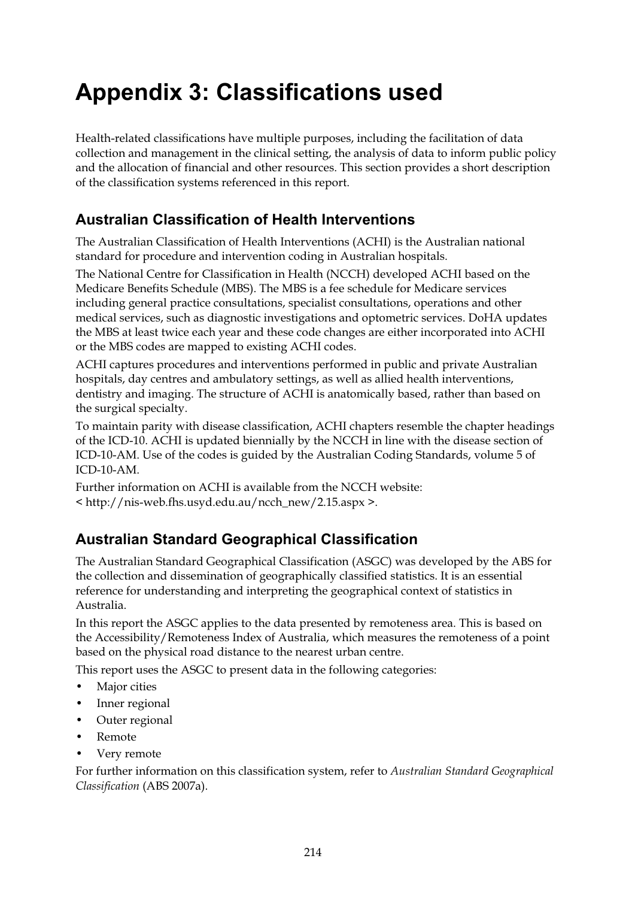# Appendix 3: Classifications used

Health-related classifications have multiple purposes, including the facilitation of data collection and management in the clinical setting, the analysis of data to inform public policy and the allocation of financial and other resources. This section provides a short description of the classification systems referenced in this report.

## Australian Classification of Health Interventions

The Australian Classification of Health Interventions (ACHI) is the Australian national standard for procedure and intervention coding in Australian hospitals.

The National Centre for Classification in Health (NCCH) developed ACHI based on the Medicare Benefits Schedule (MBS). The MBS is a fee schedule for Medicare services including general practice consultations, specialist consultations, operations and other medical services, such as diagnostic investigations and optometric services. DoHA updates the MBS at least twice each year and these code changes are either incorporated into ACHI or the MBS codes are mapped to existing ACHI codes.

ACHI captures procedures and interventions performed in public and private Australian hospitals, day centres and ambulatory settings, as well as allied health interventions, dentistry and imaging. The structure of ACHI is anatomically based, rather than based on the surgical specialty.

To maintain parity with disease classification, ACHI chapters resemble the chapter headings of the ICD-10. ACHI is updated biennially by the NCCH in line with the disease section of ICD-10-AM. Use of the codes is guided by the Australian Coding Standards, volume 5 of ICD-10-AM.

Further information on ACHI is available from the NCCH website:
< http://nis-web.fhs.usyd.edu.au/ncch_new/2.15.aspx >.

## Australian Standard Geographical Classification

The Australian Standard Geographical Classification (ASGC) was developed by the ABS for the collection and dissemination of geographically classified statistics. It is an essential reference for understanding and interpreting the geographical context of statistics in Australia.

In this report the ASGC applies to the data presented by remoteness area. This is based on the Accessibility/Remoteness Index of Australia, which measures the remoteness of a point based on the physical road distance to the nearest urban centre.

This report uses the ASGC to present data in the following categories:

- Major cities
- Inner regional
- Outer regional
- Remote
- Very remote

For further information on this classification system, refer to *Australian Standard Geographical Classification* (ABS 2007a).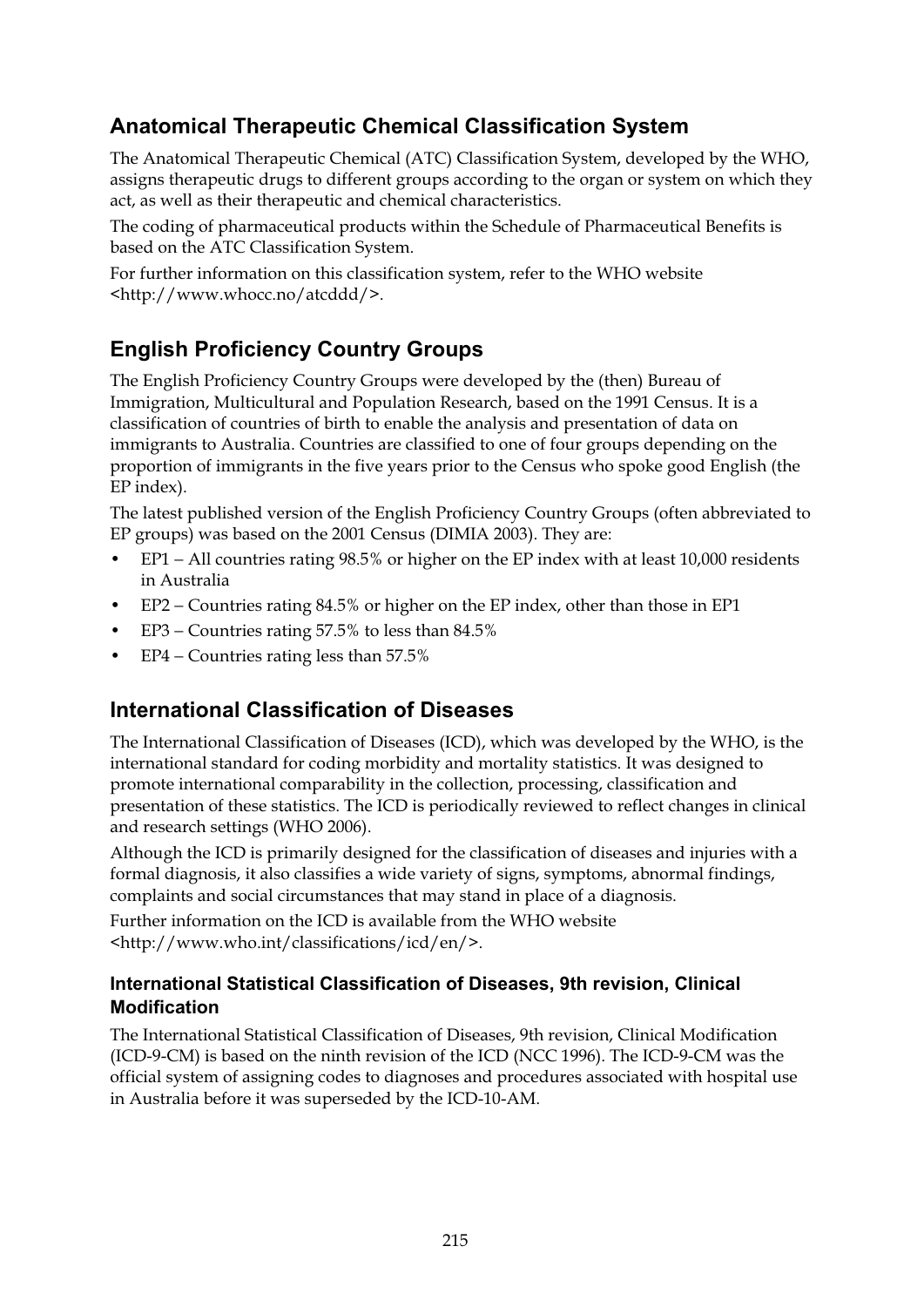## Anatomical Therapeutic Chemical Classification System

The Anatomical Therapeutic Chemical (ATC) Classification System, developed by the WHO, assigns therapeutic drugs to different groups according to the organ or system on which they act, as well as their therapeutic and chemical characteristics.

The coding of pharmaceutical products within the Schedule of Pharmaceutical Benefits is based on the ATC Classification System.

For further information on this classification system, refer to the WHO website <http://www.whocc.no/atcddd/>.

## English Proficiency Country Groups

The English Proficiency Country Groups were developed by the (then) Bureau of Immigration, Multicultural and Population Research, based on the 1991 Census. It is a classification of countries of birth to enable the analysis and presentation of data on immigrants to Australia. Countries are classified to one of four groups depending on the proportion of immigrants in the five years prior to the Census who spoke good English (the EP index).

The latest published version of the English Proficiency Country Groups (often abbreviated to EP groups) was based on the 2001 Census (DIMIA 2003). They are:

- EP1 – All countries rating 98.5% or higher on the EP index with at least 10,000 residents in Australia
- EP2 – Countries rating 84.5% or higher on the EP index, other than those in EP1
- EP3 – Countries rating 57.5% to less than 84.5%
- EP4 – Countries rating less than 57.5%

## International Classification of Diseases

The International Classification of Diseases (ICD), which was developed by the WHO, is the international standard for coding morbidity and mortality statistics. It was designed to promote international comparability in the collection, processing, classification and presentation of these statistics. The ICD is periodically reviewed to reflect changes in clinical and research settings (WHO 2006).

Although the ICD is primarily designed for the classification of diseases and injuries with a formal diagnosis, it also classifies a wide variety of signs, symptoms, abnormal findings, complaints and social circumstances that may stand in place of a diagnosis.

Further information on the ICD is available from the WHO website <http://www.who.int/classifications/icd/en/>.

### International Statistical Classification of Diseases, 9th revision, Clinical Modification

The International Statistical Classification of Diseases, 9th revision, Clinical Modification (ICD-9-CM) is based on the ninth revision of the ICD (NCC 1996). The ICD-9-CM was the official system of assigning codes to diagnoses and procedures associated with hospital use in Australia before it was superseded by the ICD-10-AM.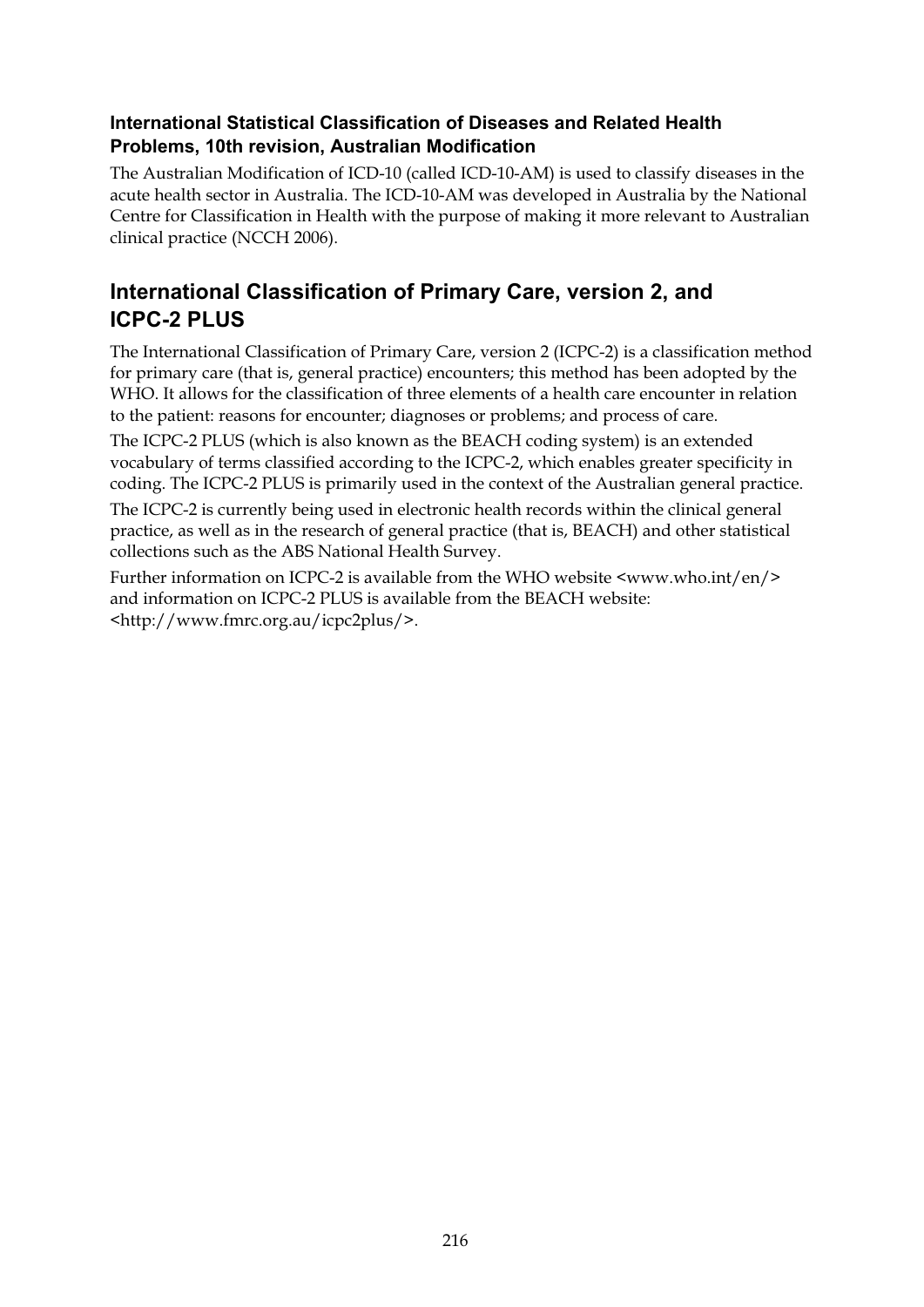### International Statistical Classification of Diseases and Related Health Problems, 10th revision, Australian Modification

The Australian Modification of ICD-10 (called ICD-10-AM) is used to classify diseases in the acute health sector in Australia. The ICD-10-AM was developed in Australia by the National Centre for Classification in Health with the purpose of making it more relevant to Australian clinical practice (NCCH 2006).

## International Classification of Primary Care, version 2, and ICPC-2 PLUS

The International Classification of Primary Care, version 2 (ICPC-2) is a classification method for primary care (that is, general practice) encounters; this method has been adopted by the WHO. It allows for the classification of three elements of a health care encounter in relation to the patient: reasons for encounter; diagnoses or problems; and process of care.

The ICPC-2 PLUS (which is also known as the BEACH coding system) is an extended vocabulary of terms classified according to the ICPC-2, which enables greater specificity in coding. The ICPC-2 PLUS is primarily used in the context of the Australian general practice.

The ICPC-2 is currently being used in electronic health records within the clinical general practice, as well as in the research of general practice (that is, BEACH) and other statistical collections such as the ABS National Health Survey.

Further information on ICPC-2 is available from the WHO website <www.who.int/en/> and information on ICPC-2 PLUS is available from the BEACH website: <http://www.fmrc.org.au/icpc2plus/>.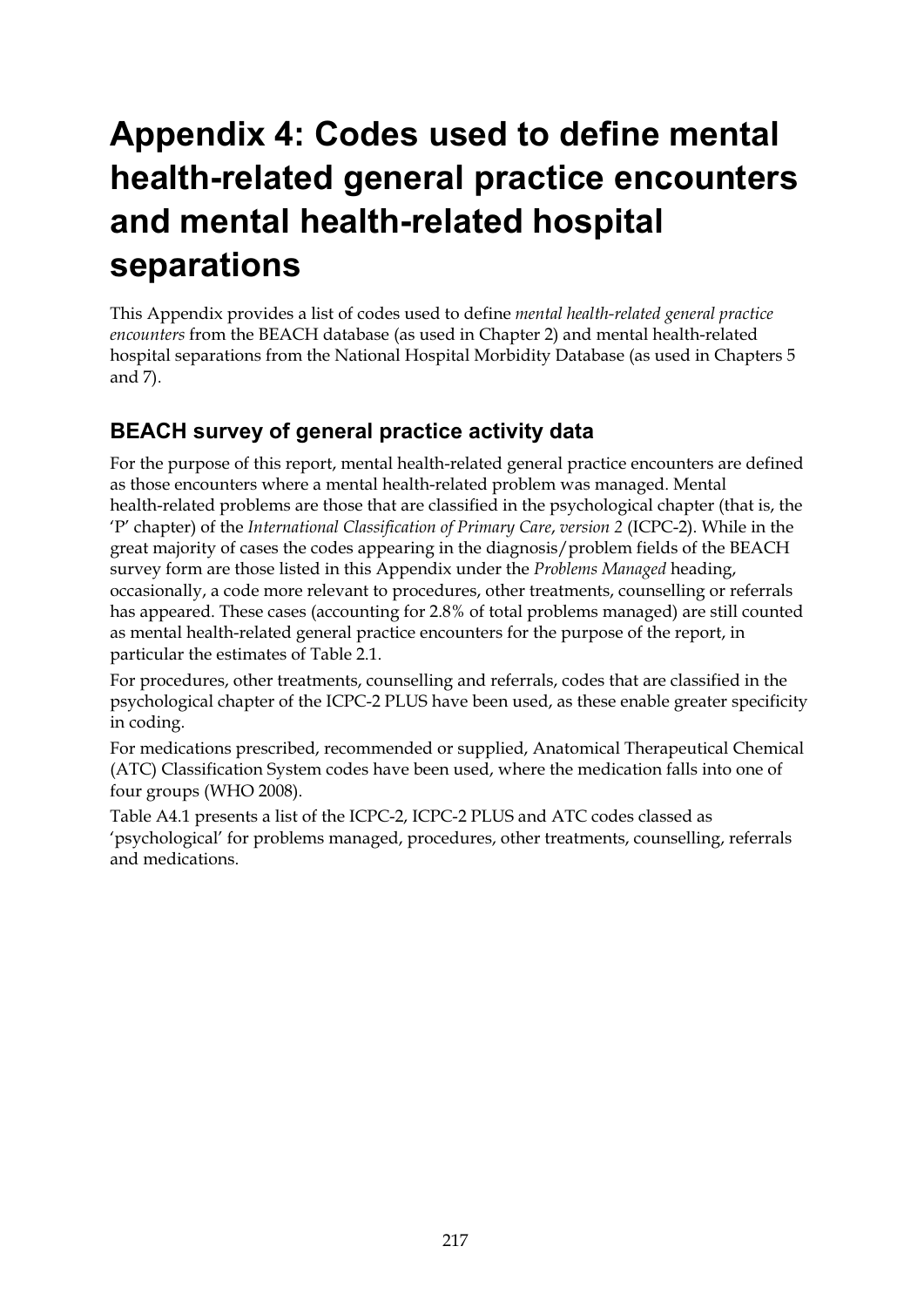# Appendix 4: Codes used to define mental health-related general practice encounters and mental health-related hospital separations

This Appendix provides a list of codes used to define *mental health-related general practice encounters* from the BEACH database (as used in Chapter 2) and mental health-related hospital separations from the National Hospital Morbidity Database (as used in Chapters 5 and 7).

## BEACH survey of general practice activity data

For the purpose of this report, mental health-related general practice encounters are defined as those encounters where a mental health-related problem was managed. Mental health-related problems are those that are classified in the psychological chapter (that is, the 'P' chapter) of the *International Classification of Primary Care, version 2* (ICPC-2). While in the great majority of cases the codes appearing in the diagnosis/problem fields of the BEACH survey form are those listed in this Appendix under the *Problems Managed* heading, occasionally, a code more relevant to procedures, other treatments, counselling or referrals has appeared. These cases (accounting for 2.8% of total problems managed) are still counted as mental health-related general practice encounters for the purpose of the report, in particular the estimates of Table 2.1.

For procedures, other treatments, counselling and referrals, codes that are classified in the psychological chapter of the ICPC-2 PLUS have been used, as these enable greater specificity in coding.

For medications prescribed, recommended or supplied, Anatomical Therapeutical Chemical (ATC) Classification System codes have been used, where the medication falls into one of four groups (WHO 2008).

Table A4.1 presents a list of the ICPC-2, ICPC-2 PLUS and ATC codes classed as 'psychological' for problems managed, procedures, other treatments, counselling, referrals and medications.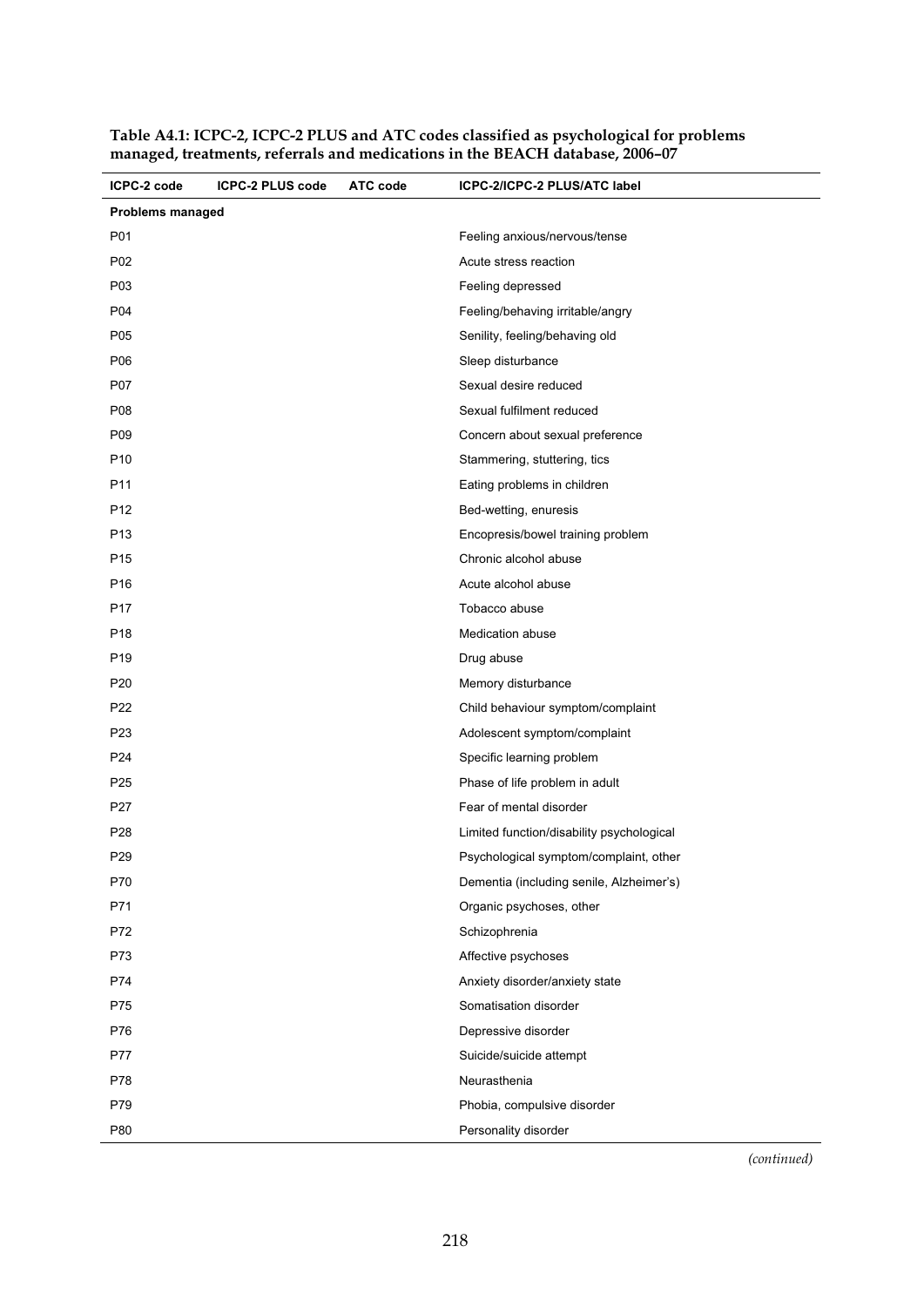**Table A4.1: ICPC-2, ICPC-2 PLUS and ATC codes classified as psychological for problems managed, treatments, referrals and medications in the BEACH database, 2006–07**

| ICPC-2 code | ICPC-2 PLUS code | ATC code | ICPC-2/ICPC-2 PLUS/ATC label |
|---|---|---|---|
| **Problems managed** | | | |
| P01 | | | Feeling anxious/nervous/tense |
| P02 | | | Acute stress reaction |
| P03 | | | Feeling depressed |
| P04 | | | Feeling/behaving irritable/angry |
| P05 | | | Senility, feeling/behaving old |
| P06 | | | Sleep disturbance |
| P07 | | | Sexual desire reduced |
| P08 | | | Sexual fulfilment reduced |
| P09 | | | Concern about sexual preference |
| P10 | | | Stammering, stuttering, tics |
| P11 | | | Eating problems in children |
| P12 | | | Bed-wetting, enuresis |
| P13 | | | Encopresis/bowel training problem |
| P15 | | | Chronic alcohol abuse |
| P16 | | | Acute alcohol abuse |
| P17 | | | Tobacco abuse |
| P18 | | | Medication abuse |
| P19 | | | Drug abuse |
| P20 | | | Memory disturbance |
| P22 | | | Child behaviour symptom/complaint |
| P23 | | | Adolescent symptom/complaint |
| P24 | | | Specific learning problem |
| P25 | | | Phase of life problem in adult |
| P27 | | | Fear of mental disorder |
| P28 | | | Limited function/disability psychological |
| P29 | | | Psychological symptom/complaint, other |
| P70 | | | Dementia (including senile, Alzheimer's) |
| P71 | | | Organic psychoses, other |
| P72 | | | Schizophrenia |
| P73 | | | Affective psychoses |
| P74 | | | Anxiety disorder/anxiety state |
| P75 | | | Somatisation disorder |
| P76 | | | Depressive disorder |
| P77 | | | Suicide/suicide attempt |
| P78 | | | Neurasthenia |
| P79 | | | Phobia, compulsive disorder |
| P80 | | | Personality disorder |

*(continued)*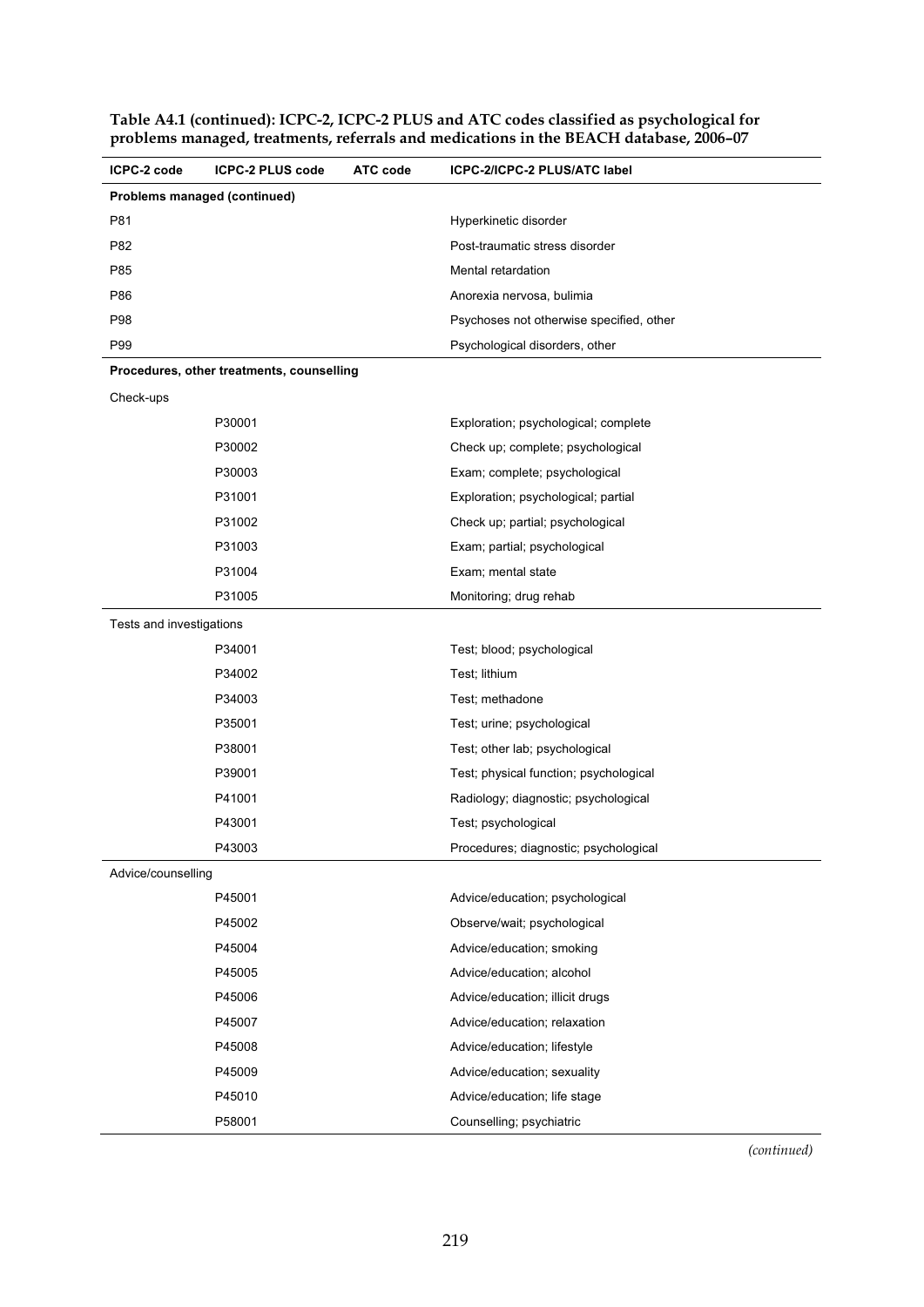**Table A4.1 (continued): ICPC-2, ICPC-2 PLUS and ATC codes classified as psychological for problems managed, treatments, referrals and medications in the BEACH database, 2006–07**

| ICPC-2 code | ICPC-2 PLUS code | ATC code | ICPC-2/ICPC-2 PLUS/ATC label |
|---|---|---|---|
| **Problems managed (continued)** | | | |
| P81 | | | Hyperkinetic disorder |
| P82 | | | Post-traumatic stress disorder |
| P85 | | | Mental retardation |
| P86 | | | Anorexia nervosa, bulimia |
| P98 | | | Psychoses not otherwise specified, other |
| P99 | | | Psychological disorders, other |
| **Procedures, other treatments, counselling** | | | |
| Check-ups | | | |
| | P30001 | | Exploration; psychological; complete |
| | P30002 | | Check up; complete; psychological |
| | P30003 | | Exam; complete; psychological |
| | P31001 | | Exploration; psychological; partial |
| | P31002 | | Check up; partial; psychological |
| | P31003 | | Exam; partial; psychological |
| | P31004 | | Exam; mental state |
| | P31005 | | Monitoring; drug rehab |
| Tests and investigations | | | |
| | P34001 | | Test; blood; psychological |
| | P34002 | | Test; lithium |
| | P34003 | | Test; methadone |
| | P35001 | | Test; urine; psychological |
| | P38001 | | Test; other lab; psychological |
| | P39001 | | Test; physical function; psychological |
| | P41001 | | Radiology; diagnostic; psychological |
| | P43001 | | Test; psychological |
| | P43003 | | Procedures; diagnostic; psychological |
| Advice/counselling | | | |
| | P45001 | | Advice/education; psychological |
| | P45002 | | Observe/wait; psychological |
| | P45004 | | Advice/education; smoking |
| | P45005 | | Advice/education; alcohol |
| | P45006 | | Advice/education; illicit drugs |
| | P45007 | | Advice/education; relaxation |
| | P45008 | | Advice/education; lifestyle |
| | P45009 | | Advice/education; sexuality |
| | P45010 | | Advice/education; life stage |
| | P58001 | | Counselling; psychiatric |

*(continued)*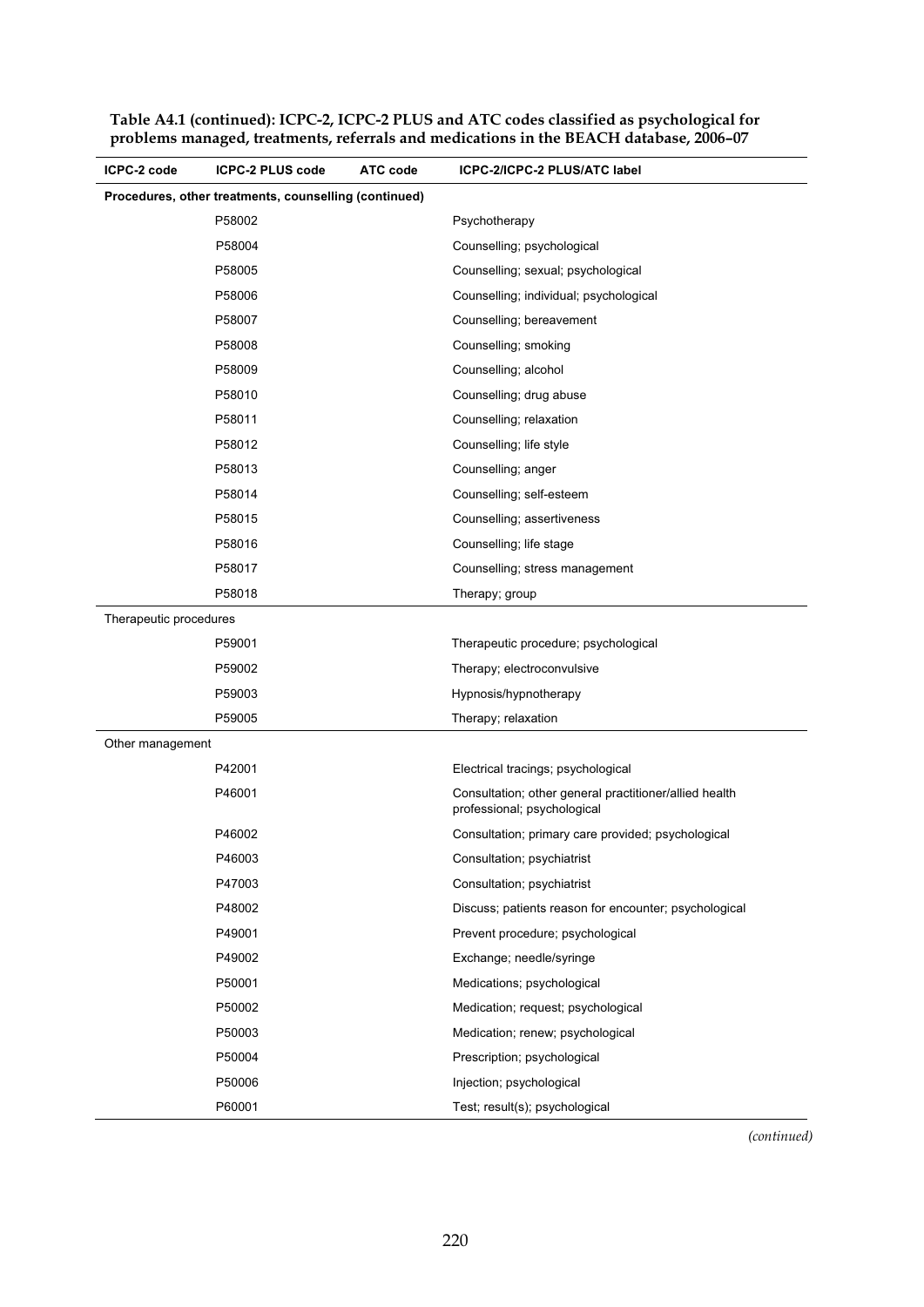**Table A4.1 (continued): ICPC-2, ICPC-2 PLUS and ATC codes classified as psychological for problems managed, treatments, referrals and medications in the BEACH database, 2006–07**

| ICPC-2 code | ICPC-2 PLUS code | ATC code | ICPC-2/ICPC-2 PLUS/ATC label |
|---|---|---|---|
| **Procedures, other treatments, counselling (continued)** | | | |
| | P58002 | | Psychotherapy |
| | P58004 | | Counselling; psychological |
| | P58005 | | Counselling; sexual; psychological |
| | P58006 | | Counselling; individual; psychological |
| | P58007 | | Counselling; bereavement |
| | P58008 | | Counselling; smoking |
| | P58009 | | Counselling; alcohol |
| | P58010 | | Counselling; drug abuse |
| | P58011 | | Counselling; relaxation |
| | P58012 | | Counselling; life style |
| | P58013 | | Counselling; anger |
| | P58014 | | Counselling; self-esteem |
| | P58015 | | Counselling; assertiveness |
| | P58016 | | Counselling; life stage |
| | P58017 | | Counselling; stress management |
| | P58018 | | Therapy; group |
| Therapeutic procedures | | | |
| | P59001 | | Therapeutic procedure; psychological |
| | P59002 | | Therapy; electroconvulsive |
| | P59003 | | Hypnosis/hypnotherapy |
| | P59005 | | Therapy; relaxation |
| Other management | | | |
| | P42001 | | Electrical tracings; psychological |
| | P46001 | | Consultation; other general practitioner/allied health professional; psychological |
| | P46002 | | Consultation; primary care provided; psychological |
| | P46003 | | Consultation; psychiatrist |
| | P47003 | | Consultation; psychiatrist |
| | P48002 | | Discuss; patients reason for encounter; psychological |
| | P49001 | | Prevent procedure; psychological |
| | P49002 | | Exchange; needle/syringe |
| | P50001 | | Medications; psychological |
| | P50002 | | Medication; request; psychological |
| | P50003 | | Medication; renew; psychological |
| | P50004 | | Prescription; psychological |
| | P50006 | | Injection; psychological |
| | P60001 | | Test; result(s); psychological |

*(continued)*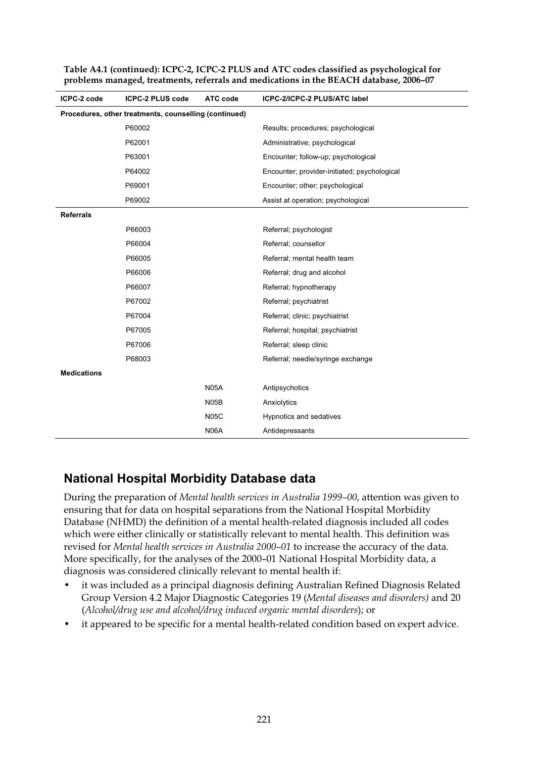**Table A4.1 (continued): ICPC-2, ICPC-2 PLUS and ATC codes classified as psychological for problems managed, treatments, referrals and medications in the BEACH database, 2006–07**

| ICPC-2 code | ICPC-2 PLUS code | ATC code | ICPC-2/ICPC-2 PLUS/ATC label |
|---|---|---|---|
| **Procedures, other treatments, counselling (continued)** | | | |
| | P60002 | | Results; procedures; psychological |
| | P62001 | | Administrative; psychological |
| | P63001 | | Encounter; follow-up; psychological |
| | P64002 | | Encounter; provider-initiated; psychological |
| | P69001 | | Encounter; other; psychological |
| | P69002 | | Assist at operation; psychological |
| **Referrals** | | | |
| | P66003 | | Referral; psychologist |
| | P66004 | | Referral; counsellor |
| | P66005 | | Referral; mental health team |
| | P66006 | | Referral; drug and alcohol |
| | P66007 | | Referral; hypnotherapy |
| | P67002 | | Referral; psychiatrist |
| | P67004 | | Referral; clinic; psychiatrist |
| | P67005 | | Referral; hospital; psychiatrist |
| | P67006 | | Referral; sleep clinic |
| | P68003 | | Referral; needle/syringe exchange |
| **Medications** | | | |
| | | N05A | Antipsychotics |
| | | N05B | Anxiolytics |
| | | N05C | Hypnotics and sedatives |
| | | N06A | Antidepressants |

## National Hospital Morbidity Database data

During the preparation of *Mental health services in Australia 1999–00*, attention was given to ensuring that for data on hospital separations from the National Hospital Morbidity Database (NHMD) the definition of a mental health-related diagnosis included all codes which were either clinically or statistically relevant to mental health. This definition was revised for *Mental health services in Australia 2000–01* to increase the accuracy of the data. More specifically, for the analyses of the 2000–01 National Hospital Morbidity data, a diagnosis was considered clinically relevant to mental health if:

- it was included as a principal diagnosis defining Australian Refined Diagnosis Related Group Version 4.2 Major Diagnostic Categories 19 (*Mental diseases and disorders)* and 20 (*Alcohol/drug use and alcohol/drug induced organic mental disorders*); or
- it appeared to be specific for a mental health-related condition based on expert advice.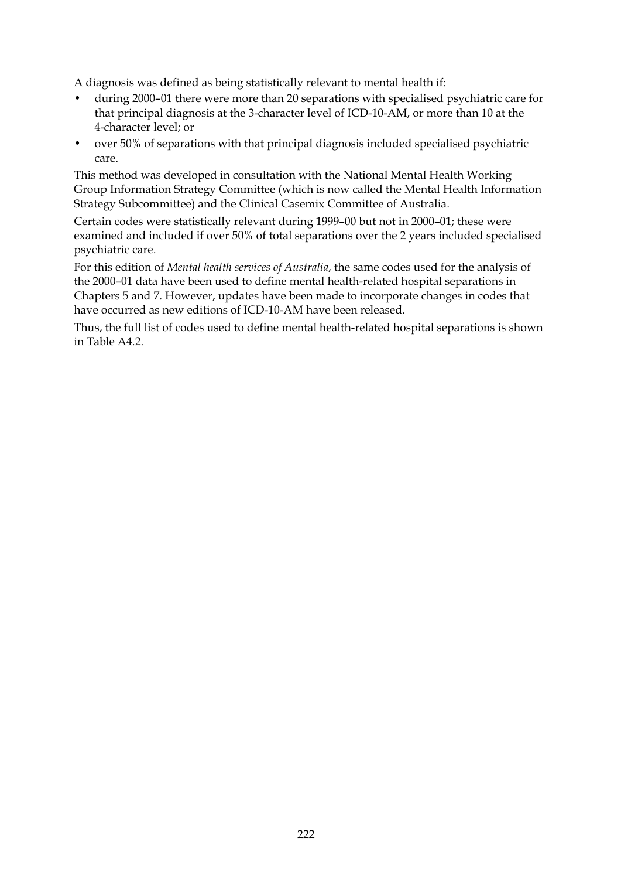A diagnosis was defined as being statistically relevant to mental health if:

- during 2000–01 there were more than 20 separations with specialised psychiatric care for that principal diagnosis at the 3-character level of ICD-10-AM, or more than 10 at the 4-character level; or
- over 50% of separations with that principal diagnosis included specialised psychiatric care.

This method was developed in consultation with the National Mental Health Working Group Information Strategy Committee (which is now called the Mental Health Information Strategy Subcommittee) and the Clinical Casemix Committee of Australia.

Certain codes were statistically relevant during 1999–00 but not in 2000–01; these were examined and included if over 50% of total separations over the 2 years included specialised psychiatric care.

For this edition of *Mental health services of Australia*, the same codes used for the analysis of the 2000–01 data have been used to define mental health-related hospital separations in Chapters 5 and 7. However, updates have been made to incorporate changes in codes that have occurred as new editions of ICD-10-AM have been released.

Thus, the full list of codes used to define mental health-related hospital separations is shown in Table A4.2.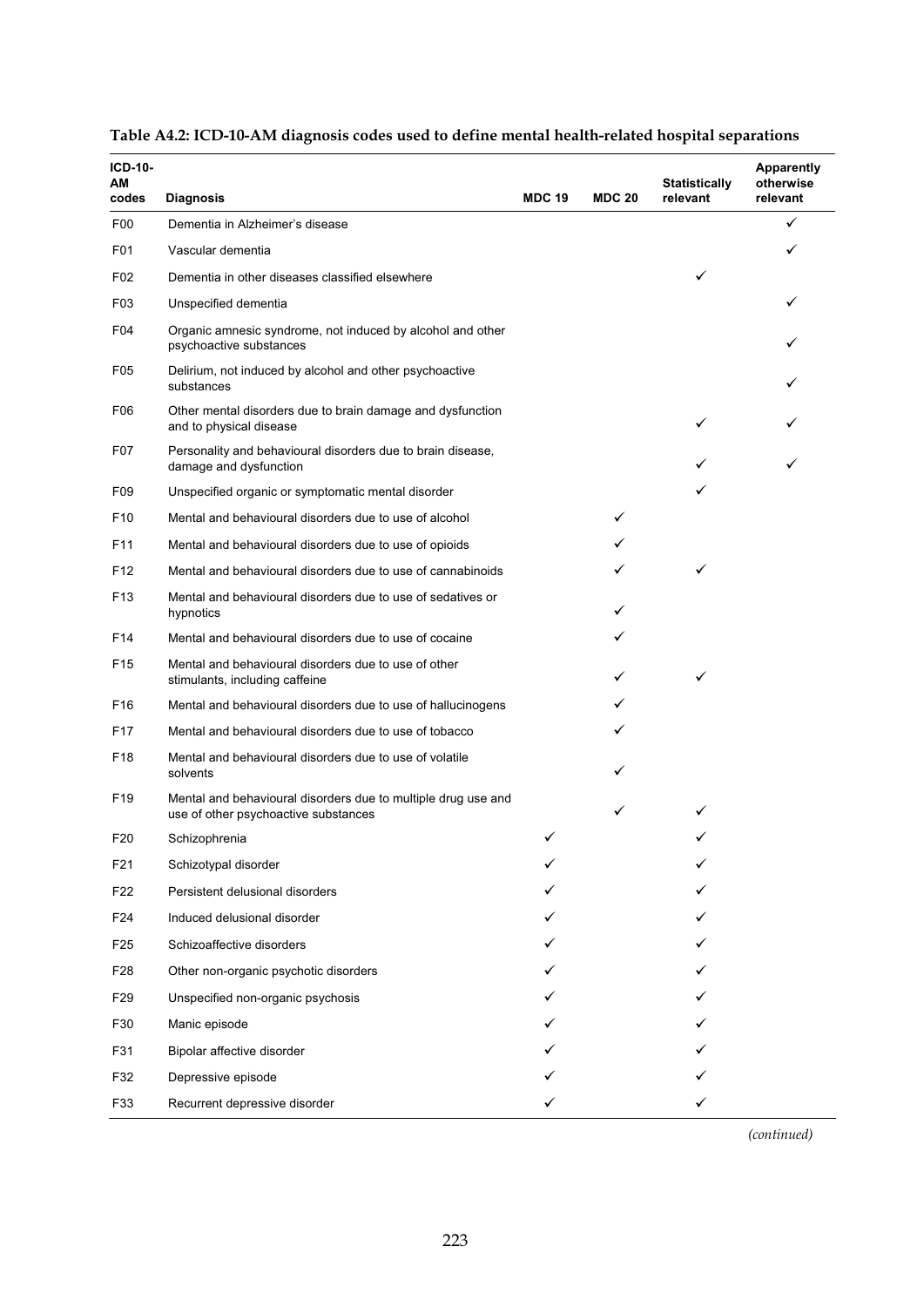**Table A4.2: ICD-10-AM diagnosis codes used to define mental health-related hospital separations**

| ICD-10-AM codes | Diagnosis | MDC 19 | MDC 20 | Statistically relevant | Apparently otherwise relevant |
|---|---|---|---|---|---|
| F00 | Dementia in Alzheimer's disease | | | | ✓ |
| F01 | Vascular dementia | | | | ✓ |
| F02 | Dementia in other diseases classified elsewhere | | | ✓ | |
| F03 | Unspecified dementia | | | | ✓ |
| F04 | Organic amnesic syndrome, not induced by alcohol and other psychoactive substances | | | | ✓ |
| F05 | Delirium, not induced by alcohol and other psychoactive substances | | | | ✓ |
| F06 | Other mental disorders due to brain damage and dysfunction and to physical disease | | | ✓ | ✓ |
| F07 | Personality and behavioural disorders due to brain disease, damage and dysfunction | | | ✓ | ✓ |
| F09 | Unspecified organic or symptomatic mental disorder | | | ✓ | |
| F10 | Mental and behavioural disorders due to use of alcohol | | ✓ | | |
| F11 | Mental and behavioural disorders due to use of opioids | | ✓ | | |
| F12 | Mental and behavioural disorders due to use of cannabinoids | | ✓ | ✓ | |
| F13 | Mental and behavioural disorders due to use of sedatives or hypnotics | | ✓ | | |
| F14 | Mental and behavioural disorders due to use of cocaine | | ✓ | | |
| F15 | Mental and behavioural disorders due to use of other stimulants, including caffeine | | ✓ | ✓ | |
| F16 | Mental and behavioural disorders due to use of hallucinogens | | ✓ | | |
| F17 | Mental and behavioural disorders due to use of tobacco | | ✓ | | |
| F18 | Mental and behavioural disorders due to use of volatile solvents | | ✓ | | |
| F19 | Mental and behavioural disorders due to multiple drug use and use of other psychoactive substances | | ✓ | ✓ | |
| F20 | Schizophrenia | ✓ | | ✓ | |
| F21 | Schizotypal disorder | ✓ | | ✓ | |
| F22 | Persistent delusional disorders | ✓ | | ✓ | |
| F24 | Induced delusional disorder | ✓ | | ✓ | |
| F25 | Schizoaffective disorders | ✓ | | ✓ | |
| F28 | Other non-organic psychotic disorders | ✓ | | ✓ | |
| F29 | Unspecified non-organic psychosis | ✓ | | ✓ | |
| F30 | Manic episode | ✓ | | ✓ | |
| F31 | Bipolar affective disorder | ✓ | | ✓ | |
| F32 | Depressive episode | ✓ | | ✓ | |
| F33 | Recurrent depressive disorder | ✓ | | ✓ | |

*(continued)*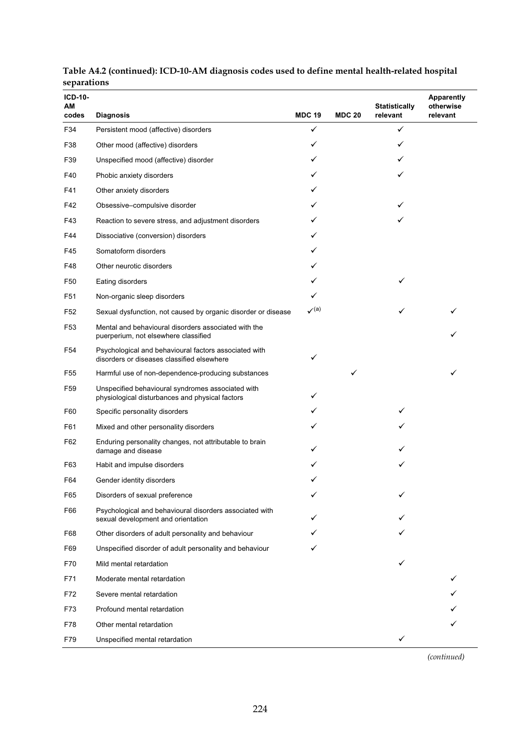**Table A4.2 (continued): ICD-10-AM diagnosis codes used to define mental health-related hospital separations**

| ICD-10-AM codes | Diagnosis | MDC 19 | MDC 20 | Statistically relevant | Apparently otherwise relevant |
|---|---|---|---|---|---|
| F34 | Persistent mood (affective) disorders | ✓ | | ✓ | |
| F38 | Other mood (affective) disorders | ✓ | | ✓ | |
| F39 | Unspecified mood (affective) disorder | ✓ | | ✓ | |
| F40 | Phobic anxiety disorders | ✓ | | ✓ | |
| F41 | Other anxiety disorders | ✓ | | | |
| F42 | Obsessive–compulsive disorder | ✓ | | ✓ | |
| F43 | Reaction to severe stress, and adjustment disorders | ✓ | | ✓ | |
| F44 | Dissociative (conversion) disorders | ✓ | | | |
| F45 | Somatoform disorders | ✓ | | | |
| F48 | Other neurotic disorders | ✓ | | | |
| F50 | Eating disorders | ✓ | | ✓ | |
| F51 | Non-organic sleep disorders | ✓ | | | |
| F52 | Sexual dysfunction, not caused by organic disorder or disease | ✓(a) | | ✓ | ✓ |
| F53 | Mental and behavioural disorders associated with the puerperium, not elsewhere classified | | | | ✓ |
| F54 | Psychological and behavioural factors associated with disorders or diseases classified elsewhere | ✓ | | | |
| F55 | Harmful use of non-dependence-producing substances | | ✓ | | ✓ |
| F59 | Unspecified behavioural syndromes associated with physiological disturbances and physical factors | ✓ | | | |
| F60 | Specific personality disorders | ✓ | | ✓ | |
| F61 | Mixed and other personality disorders | ✓ | | ✓ | |
| F62 | Enduring personality changes, not attributable to brain damage and disease | ✓ | | ✓ | |
| F63 | Habit and impulse disorders | ✓ | | ✓ | |
| F64 | Gender identity disorders | ✓ | | | |
| F65 | Disorders of sexual preference | ✓ | | ✓ | |
| F66 | Psychological and behavioural disorders associated with sexual development and orientation | ✓ | | ✓ | |
| F68 | Other disorders of adult personality and behaviour | ✓ | | ✓ | |
| F69 | Unspecified disorder of adult personality and behaviour | ✓ | | | |
| F70 | Mild mental retardation | | | ✓ | |
| F71 | Moderate mental retardation | | | | ✓ |
| F72 | Severe mental retardation | | | | ✓ |
| F73 | Profound mental retardation | | | | ✓ |
| F78 | Other mental retardation | | | | ✓ |
| F79 | Unspecified mental retardation | | | ✓ | |

*(continued)*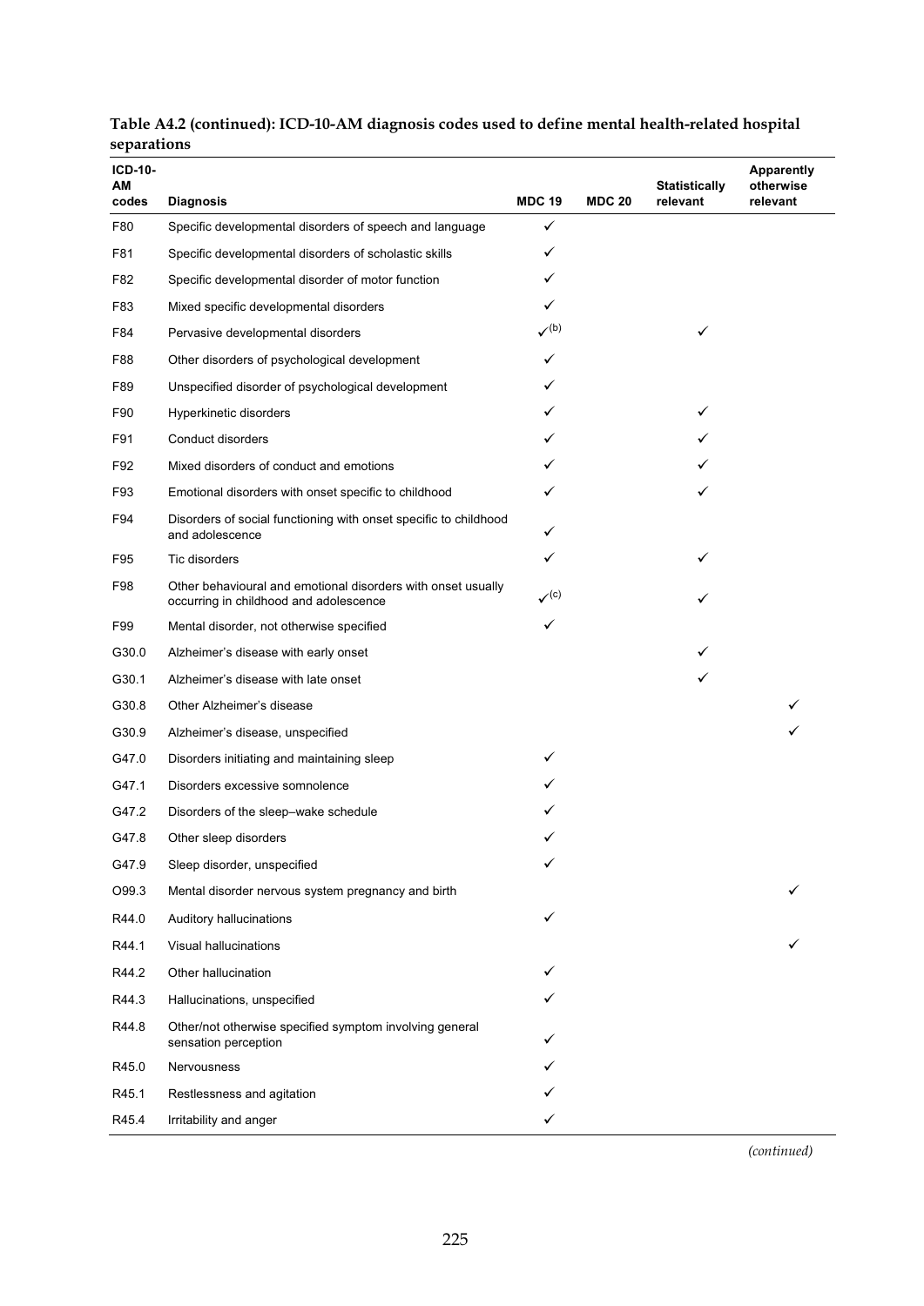**Table A4.2 (continued): ICD-10-AM diagnosis codes used to define mental health-related hospital separations**

| ICD-10-AM codes | Diagnosis | MDC 19 | MDC 20 | Statistically relevant | Apparently otherwise relevant |
|---|---|---|---|---|---|
| F80 | Specific developmental disorders of speech and language | ✓ | | | |
| F81 | Specific developmental disorders of scholastic skills | ✓ | | | |
| F82 | Specific developmental disorder of motor function | ✓ | | | |
| F83 | Mixed specific developmental disorders | ✓ | | | |
| F84 | Pervasive developmental disorders | ✓[(b)] | | ✓ | |
| F88 | Other disorders of psychological development | ✓ | | | |
| F89 | Unspecified disorder of psychological development | ✓ | | | |
| F90 | Hyperkinetic disorders | ✓ | | ✓ | |
| F91 | Conduct disorders | ✓ | | ✓ | |
| F92 | Mixed disorders of conduct and emotions | ✓ | | ✓ | |
| F93 | Emotional disorders with onset specific to childhood | ✓ | | ✓ | |
| F94 | Disorders of social functioning with onset specific to childhood and adolescence | ✓ | | | |
| F95 | Tic disorders | ✓ | | ✓ | |
| F98 | Other behavioural and emotional disorders with onset usually occurring in childhood and adolescence | ✓[(c)] | | ✓ | |
| F99 | Mental disorder, not otherwise specified | ✓ | | | |
| G30.0 | Alzheimer's disease with early onset | | | ✓ | |
| G30.1 | Alzheimer's disease with late onset | | | ✓ | |
| G30.8 | Other Alzheimer's disease | | | | ✓ |
| G30.9 | Alzheimer's disease, unspecified | | | | ✓ |
| G47.0 | Disorders initiating and maintaining sleep | ✓ | | | |
| G47.1 | Disorders excessive somnolence | ✓ | | | |
| G47.2 | Disorders of the sleep–wake schedule | ✓ | | | |
| G47.8 | Other sleep disorders | ✓ | | | |
| G47.9 | Sleep disorder, unspecified | ✓ | | | |
| O99.3 | Mental disorder nervous system pregnancy and birth | | | | ✓ |
| R44.0 | Auditory hallucinations | ✓ | | | |
| R44.1 | Visual hallucinations | | | | ✓ |
| R44.2 | Other hallucination | ✓ | | | |
| R44.3 | Hallucinations, unspecified | ✓ | | | |
| R44.8 | Other/not otherwise specified symptom involving general sensation perception | ✓ | | | |
| R45.0 | Nervousness | ✓ | | | |
| R45.1 | Restlessness and agitation | ✓ | | | |
| R45.4 | Irritability and anger | ✓ | | | |

*(continued)*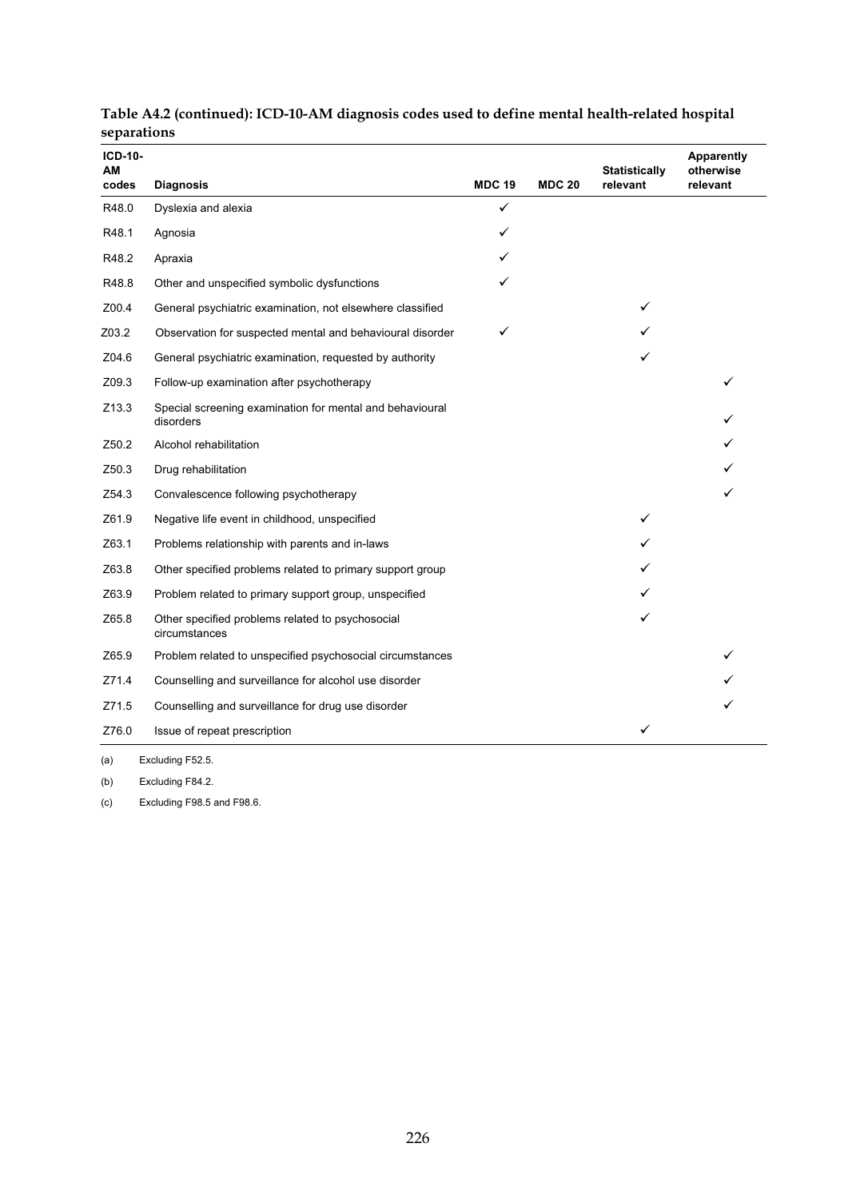**Table A4.2 (continued): ICD-10-AM diagnosis codes used to define mental health-related hospital separations**

| ICD-10-AM codes | Diagnosis | MDC 19 | MDC 20 | Statistically relevant | Apparently otherwise relevant |
|---|---|---|---|---|---|
| R48.0 | Dyslexia and alexia | ✓ | | | |
| R48.1 | Agnosia | ✓ | | | |
| R48.2 | Apraxia | ✓ | | | |
| R48.8 | Other and unspecified symbolic dysfunctions | ✓ | | | |
| Z00.4 | General psychiatric examination, not elsewhere classified | | | ✓ | |
| Z03.2 | Observation for suspected mental and behavioural disorder | ✓ | | ✓ | |
| Z04.6 | General psychiatric examination, requested by authority | | | ✓ | |
| Z09.3 | Follow-up examination after psychotherapy | | | | ✓ |
| Z13.3 | Special screening examination for mental and behavioural disorders | | | | ✓ |
| Z50.2 | Alcohol rehabilitation | | | | ✓ |
| Z50.3 | Drug rehabilitation | | | | ✓ |
| Z54.3 | Convalescence following psychotherapy | | | | ✓ |
| Z61.9 | Negative life event in childhood, unspecified | | | ✓ | |
| Z63.1 | Problems relationship with parents and in-laws | | | ✓ | |
| Z63.8 | Other specified problems related to primary support group | | | ✓ | |
| Z63.9 | Problem related to primary support group, unspecified | | | ✓ | |
| Z65.8 | Other specified problems related to psychosocial circumstances | | | ✓ | |
| Z65.9 | Problem related to unspecified psychosocial circumstances | | | | ✓ |
| Z71.4 | Counselling and surveillance for alcohol use disorder | | | | ✓ |
| Z71.5 | Counselling and surveillance for drug use disorder | | | | ✓ |
| Z76.0 | Issue of repeat prescription | | | ✓ | |

(a) Excluding F52.5.

(b) Excluding F84.2.

(c) Excluding F98.5 and F98.6.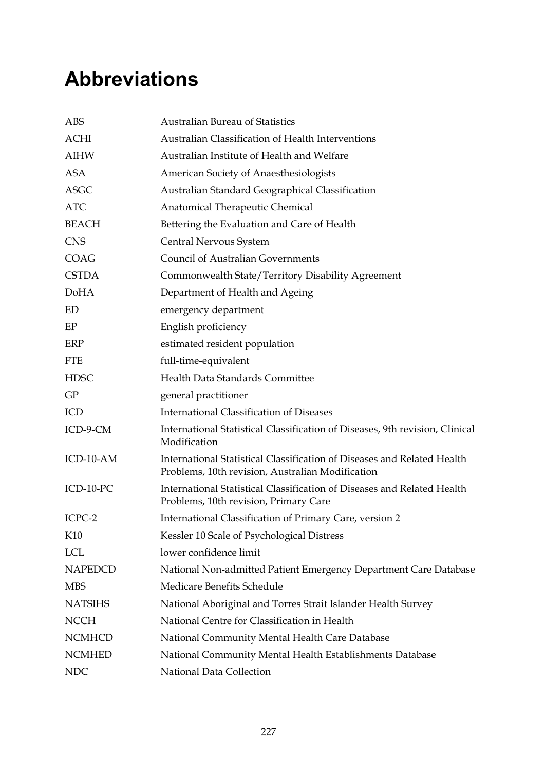# Abbreviations

| | |
|---|---|
| ABS | Australian Bureau of Statistics |
| ACHI | Australian Classification of Health Interventions |
| AIHW | Australian Institute of Health and Welfare |
| ASA | American Society of Anaesthesiologists |
| ASGC | Australian Standard Geographical Classification |
| ATC | Anatomical Therapeutic Chemical |
| BEACH | Bettering the Evaluation and Care of Health |
| CNS | Central Nervous System |
| COAG | Council of Australian Governments |
| CSTDA | Commonwealth State/Territory Disability Agreement |
| DoHA | Department of Health and Ageing |
| ED | emergency department |
| EP | English proficiency |
| ERP | estimated resident population |
| FTE | full-time-equivalent |
| HDSC | Health Data Standards Committee |
| GP | general practitioner |
| ICD | International Classification of Diseases |
| ICD-9-CM | International Statistical Classification of Diseases, 9th revision, Clinical Modification |
| ICD-10-AM | International Statistical Classification of Diseases and Related Health Problems, 10th revision, Australian Modification |
| ICD-10-PC | International Statistical Classification of Diseases and Related Health Problems, 10th revision, Primary Care |
| ICPC-2 | International Classification of Primary Care, version 2 |
| K10 | Kessler 10 Scale of Psychological Distress |
| LCL | lower confidence limit |
| NAPEDCD | National Non-admitted Patient Emergency Department Care Database |
| MBS | Medicare Benefits Schedule |
| NATSIHS | National Aboriginal and Torres Strait Islander Health Survey |
| NCCH | National Centre for Classification in Health |
| NCMHCD | National Community Mental Health Care Database |
| NCMHED | National Community Mental Health Establishments Database |
| NDC | National Data Collection |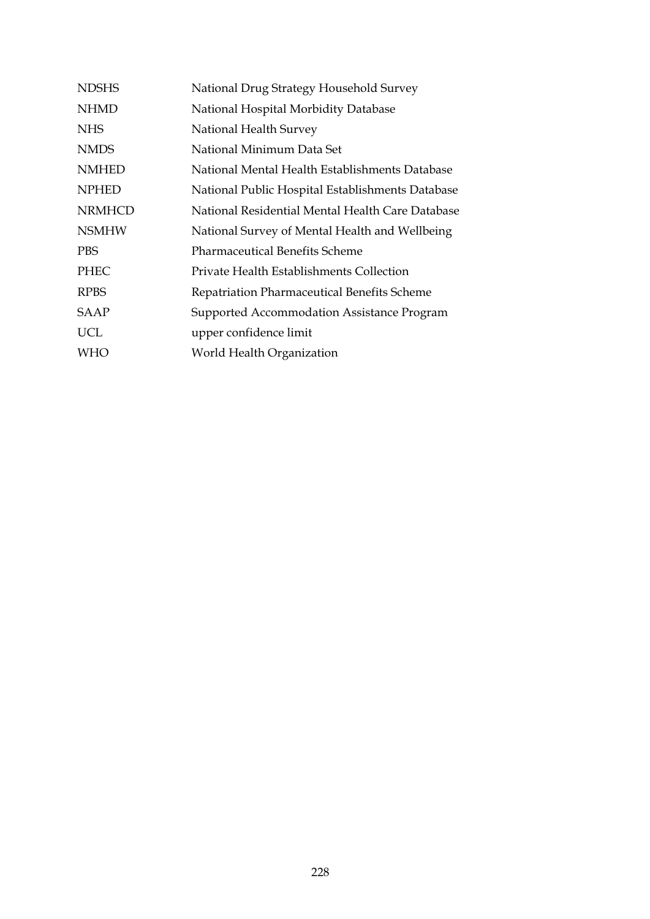| | |
|---|---|
| NDSHS | National Drug Strategy Household Survey |
| NHMD | National Hospital Morbidity Database |
| NHS | National Health Survey |
| NMDS | National Minimum Data Set |
| NMHED | National Mental Health Establishments Database |
| NPHED | National Public Hospital Establishments Database |
| NRMHCD | National Residential Mental Health Care Database |
| NSMHW | National Survey of Mental Health and Wellbeing |
| PBS | Pharmaceutical Benefits Scheme |
| PHEC | Private Health Establishments Collection |
| RPBS | Repatriation Pharmaceutical Benefits Scheme |
| SAAP | Supported Accommodation Assistance Program |
| UCL | upper confidence limit |
| WHO | World Health Organization |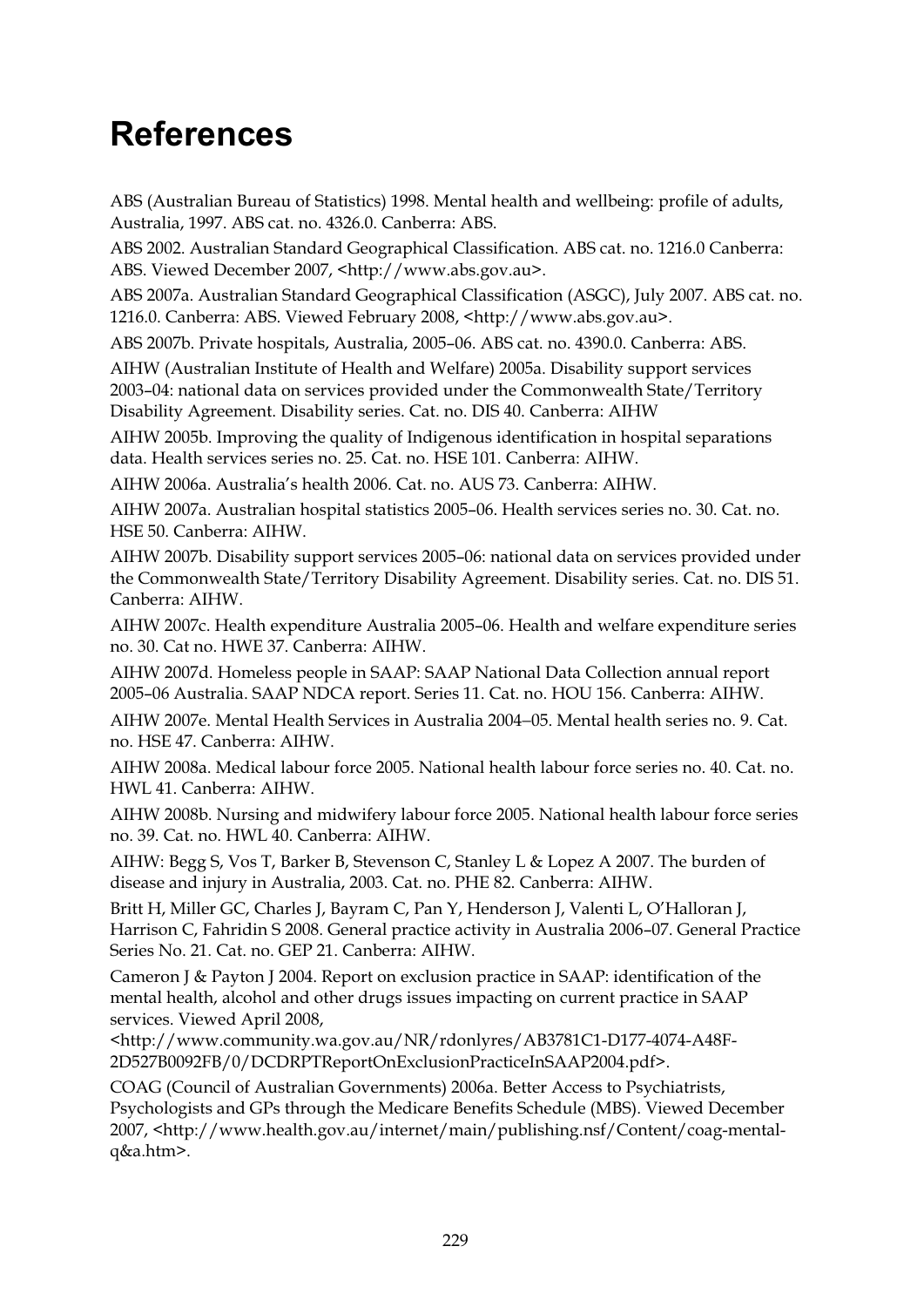# References

ABS (Australian Bureau of Statistics) 1998. Mental health and wellbeing: profile of adults, Australia, 1997. ABS cat. no. 4326.0. Canberra: ABS.

ABS 2002. Australian Standard Geographical Classification. ABS cat. no. 1216.0 Canberra: ABS. Viewed December 2007, <http://www.abs.gov.au>.

ABS 2007a. Australian Standard Geographical Classification (ASGC), July 2007. ABS cat. no. 1216.0. Canberra: ABS. Viewed February 2008, <http://www.abs.gov.au>.

ABS 2007b. Private hospitals, Australia, 2005–06. ABS cat. no. 4390.0. Canberra: ABS.

AIHW (Australian Institute of Health and Welfare) 2005a. Disability support services 2003–04: national data on services provided under the Commonwealth State/Territory Disability Agreement. Disability series. Cat. no. DIS 40. Canberra: AIHW

AIHW 2005b. Improving the quality of Indigenous identification in hospital separations data. Health services series no. 25. Cat. no. HSE 101. Canberra: AIHW.

AIHW 2006a. Australia's health 2006. Cat. no. AUS 73. Canberra: AIHW.

AIHW 2007a. Australian hospital statistics 2005–06. Health services series no. 30. Cat. no. HSE 50. Canberra: AIHW.

AIHW 2007b. Disability support services 2005–06: national data on services provided under the Commonwealth State/Territory Disability Agreement. Disability series. Cat. no. DIS 51. Canberra: AIHW.

AIHW 2007c. Health expenditure Australia 2005–06. Health and welfare expenditure series no. 30. Cat no. HWE 37. Canberra: AIHW.

AIHW 2007d. Homeless people in SAAP: SAAP National Data Collection annual report 2005–06 Australia. SAAP NDCA report. Series 11. Cat. no. HOU 156. Canberra: AIHW.

AIHW 2007e. Mental Health Services in Australia 2004–05. Mental health series no. 9. Cat. no. HSE 47. Canberra: AIHW.

AIHW 2008a. Medical labour force 2005. National health labour force series no. 40. Cat. no. HWL 41. Canberra: AIHW.

AIHW 2008b. Nursing and midwifery labour force 2005. National health labour force series no. 39. Cat. no. HWL 40. Canberra: AIHW.

AIHW: Begg S, Vos T, Barker B, Stevenson C, Stanley L & Lopez A 2007. The burden of disease and injury in Australia, 2003. Cat. no. PHE 82. Canberra: AIHW.

Britt H, Miller GC, Charles J, Bayram C, Pan Y, Henderson J, Valenti L, O'Halloran J, Harrison C, Fahridin S 2008. General practice activity in Australia 2006–07. General Practice Series No. 21. Cat. no. GEP 21. Canberra: AIHW.

Cameron J & Payton J 2004. Report on exclusion practice in SAAP: identification of the mental health, alcohol and other drugs issues impacting on current practice in SAAP services. Viewed April 2008, <http://www.community.wa.gov.au/NR/rdonlyres/AB3781C1-D177-4074-A48F-2D527B0092FB/0/DCDRPTReportOnExclusionPracticeInSAAP2004.pdf>.

COAG (Council of Australian Governments) 2006a. Better Access to Psychiatrists, Psychologists and GPs through the Medicare Benefits Schedule (MBS). Viewed December 2007, <http://www.health.gov.au/internet/main/publishing.nsf/Content/coag-mental-q&a.htm>.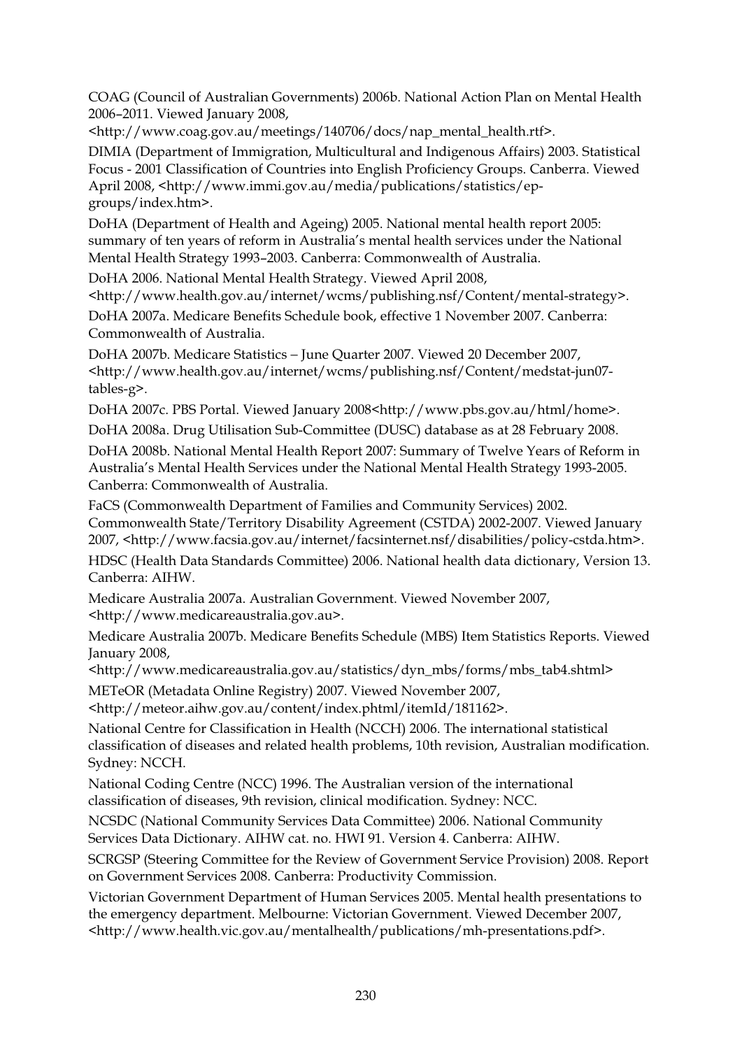COAG (Council of Australian Governments) 2006b. National Action Plan on Mental Health 2006–2011. Viewed January 2008, <http://www.coag.gov.au/meetings/140706/docs/nap_mental_health.rtf>.

DIMIA (Department of Immigration, Multicultural and Indigenous Affairs) 2003. Statistical Focus - 2001 Classification of Countries into English Proficiency Groups. Canberra. Viewed April 2008, <http://www.immi.gov.au/media/publications/statistics/ep-groups/index.htm>.

DoHA (Department of Health and Ageing) 2005. National mental health report 2005: summary of ten years of reform in Australia's mental health services under the National Mental Health Strategy 1993–2003. Canberra: Commonwealth of Australia.

DoHA 2006. National Mental Health Strategy. Viewed April 2008, <http://www.health.gov.au/internet/wcms/publishing.nsf/Content/mental-strategy>.

DoHA 2007a. Medicare Benefits Schedule book, effective 1 November 2007. Canberra: Commonwealth of Australia.

DoHA 2007b. Medicare Statistics – June Quarter 2007. Viewed 20 December 2007, <http://www.health.gov.au/internet/wcms/publishing.nsf/Content/medstat-jun07-tables-g>.

DoHA 2007c. PBS Portal. Viewed January 2008<http://www.pbs.gov.au/html/home>.

DoHA 2008a. Drug Utilisation Sub-Committee (DUSC) database as at 28 February 2008.

DoHA 2008b. National Mental Health Report 2007: Summary of Twelve Years of Reform in Australia's Mental Health Services under the National Mental Health Strategy 1993-2005. Canberra: Commonwealth of Australia.

FaCS (Commonwealth Department of Families and Community Services) 2002. Commonwealth State/Territory Disability Agreement (CSTDA) 2002-2007. Viewed January 2007, <http://www.facsia.gov.au/internet/facsinternet.nsf/disabilities/policy-cstda.htm>.

HDSC (Health Data Standards Committee) 2006. National health data dictionary, Version 13. Canberra: AIHW.

Medicare Australia 2007a. Australian Government. Viewed November 2007, <http://www.medicareaustralia.gov.au>.

Medicare Australia 2007b. Medicare Benefits Schedule (MBS) Item Statistics Reports. Viewed January 2008, <http://www.medicareaustralia.gov.au/statistics/dyn_mbs/forms/mbs_tab4.shtml>

METeOR (Metadata Online Registry) 2007. Viewed November 2007, <http://meteor.aihw.gov.au/content/index.phtml/itemId/181162>.

National Centre for Classification in Health (NCCH) 2006. The international statistical classification of diseases and related health problems, 10th revision, Australian modification. Sydney: NCCH.

National Coding Centre (NCC) 1996. The Australian version of the international classification of diseases, 9th revision, clinical modification. Sydney: NCC.

NCSDC (National Community Services Data Committee) 2006. National Community Services Data Dictionary. AIHW cat. no. HWI 91. Version 4. Canberra: AIHW.

SCRGSP (Steering Committee for the Review of Government Service Provision) 2008. Report on Government Services 2008. Canberra: Productivity Commission.

Victorian Government Department of Human Services 2005. Mental health presentations to the emergency department. Melbourne: Victorian Government. Viewed December 2007, <http://www.health.vic.gov.au/mentalhealth/publications/mh-presentations.pdf>.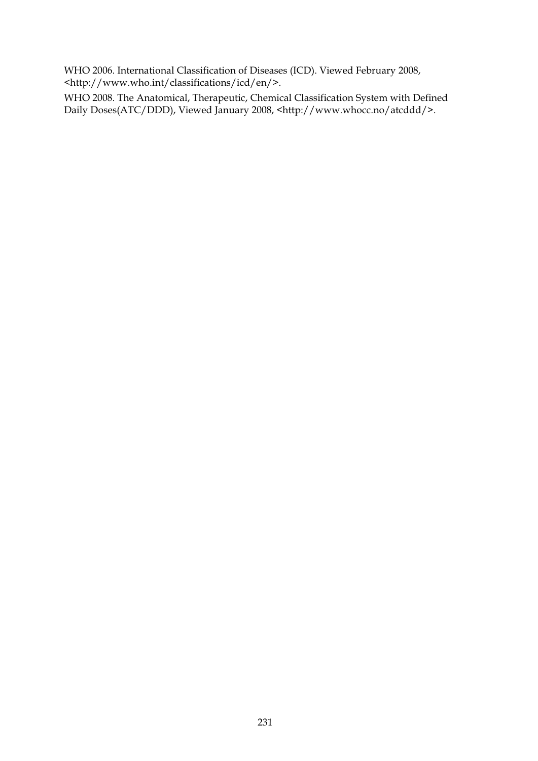WHO 2006. International Classification of Diseases (ICD). Viewed February 2008, <http://www.who.int/classifications/icd/en/>.

WHO 2008. The Anatomical, Therapeutic, Chemical Classification System with Defined Daily Doses(ATC/DDD), Viewed January 2008, <http://www.whocc.no/atcddd/>.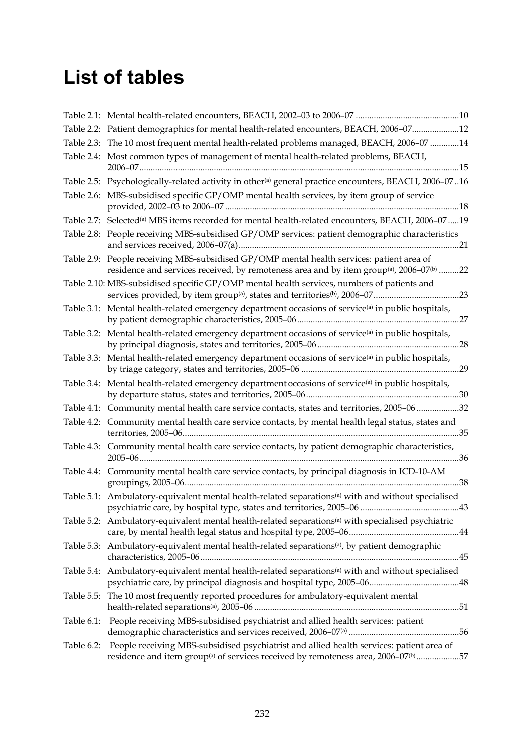# List of tables

Table 2.1: Mental health-related encounters, BEACH, 2002–03 to 2006–07 ..............................................10

Table 2.2: Patient demographics for mental health-related encounters, BEACH, 2006–07.....................12

Table 2.3: The 10 most frequent mental health-related problems managed, BEACH, 2006–07 .............14

Table 2.4: Most common types of management of mental health-related problems, BEACH, 2006–07.............................................................................................................................................15

Table 2.5: Psychologically-related activity in other[(a)] general practice encounters, BEACH, 2006–07 ..16

Table 2.6: MBS-subsidised specific GP/OMP mental health services, by item group of service provided, 2002–03 to 2006–07 ........................................................................................................18

Table 2.7: Selected[(a)] MBS items recorded for mental health-related encounters, BEACH, 2006–07 .....19

Table 2.8: People receiving MBS-subsidised GP/OMP services: patient demographic characteristics and services received, 2006–07(a)..................................................................................................21

Table 2.9: People receiving MBS-subsidised GP/OMP mental health services: patient area of residence and services received, by remoteness area and by item group[(a)], 2006–07[(b)] .........22

Table 2.10: MBS-subsidised specific GP/OMP mental health services, numbers of patients and services provided, by item group[(a)], states and territories[(b)], 2006–07.......................................23

Table 3.1: Mental health-related emergency department occasions of service[(a)] in public hospitals, by patient demographic characteristics, 2005–06........................................................................27

Table 3.2: Mental health-related emergency department occasions of service[(a)] in public hospitals, by principal diagnosis, states and territories, 2005–06...............................................................28

Table 3.3: Mental health-related emergency department occasions of service[(a)] in public hospitals, by triage category, states and territories, 2005–06 ......................................................................29

Table 3.4: Mental health-related emergency department occasions of service[(a)] in public hospitals, by departure status, states and territories, 2005–06....................................................................30

Table 4.1: Community mental health care service contacts, states and territories, 2005–06 ...................32

Table 4.2: Community mental health care service contacts, by mental health legal status, states and territories, 2005–06...........................................................................................................................35

Table 4.3: Community mental health care service contacts, by patient demographic characteristics, 2005–06.............................................................................................................................................36

Table 4.4: Community mental health care service contacts, by principal diagnosis in ICD-10-AM groupings, 2005–06..........................................................................................................................38

Table 5.1: Ambulatory-equivalent mental health-related separations[(a)] with and without specialised psychiatric care, by hospital type, states and territories, 2005–06 ............................................43

Table 5.2: Ambulatory-equivalent mental health-related separations[(a)] with specialised psychiatric care, by mental health legal status and hospital type, 2005–06.................................................44

Table 5.3: Ambulatory-equivalent mental health-related separations[(a)], by patient demographic characteristics, 2005–06 ...................................................................................................................45

Table 5.4: Ambulatory-equivalent mental health-related separations[(a)] with and without specialised psychiatric care, by principal diagnosis and hospital type, 2005–06........................................48

Table 5.5: The 10 most frequently reported procedures for ambulatory-equivalent mental health-related separations[(a)], 2005–06 ...........................................................................................51

Table 6.1: People receiving MBS-subsidised psychiatrist and allied health services: patient demographic characteristics and services received, 2006–07[(a)] .................................................56

Table 6.2: People receiving MBS-subsidised psychiatrist and allied health services: patient area of residence and item group[(a)] of services received by remoteness area, 2006–07[(b)]...................57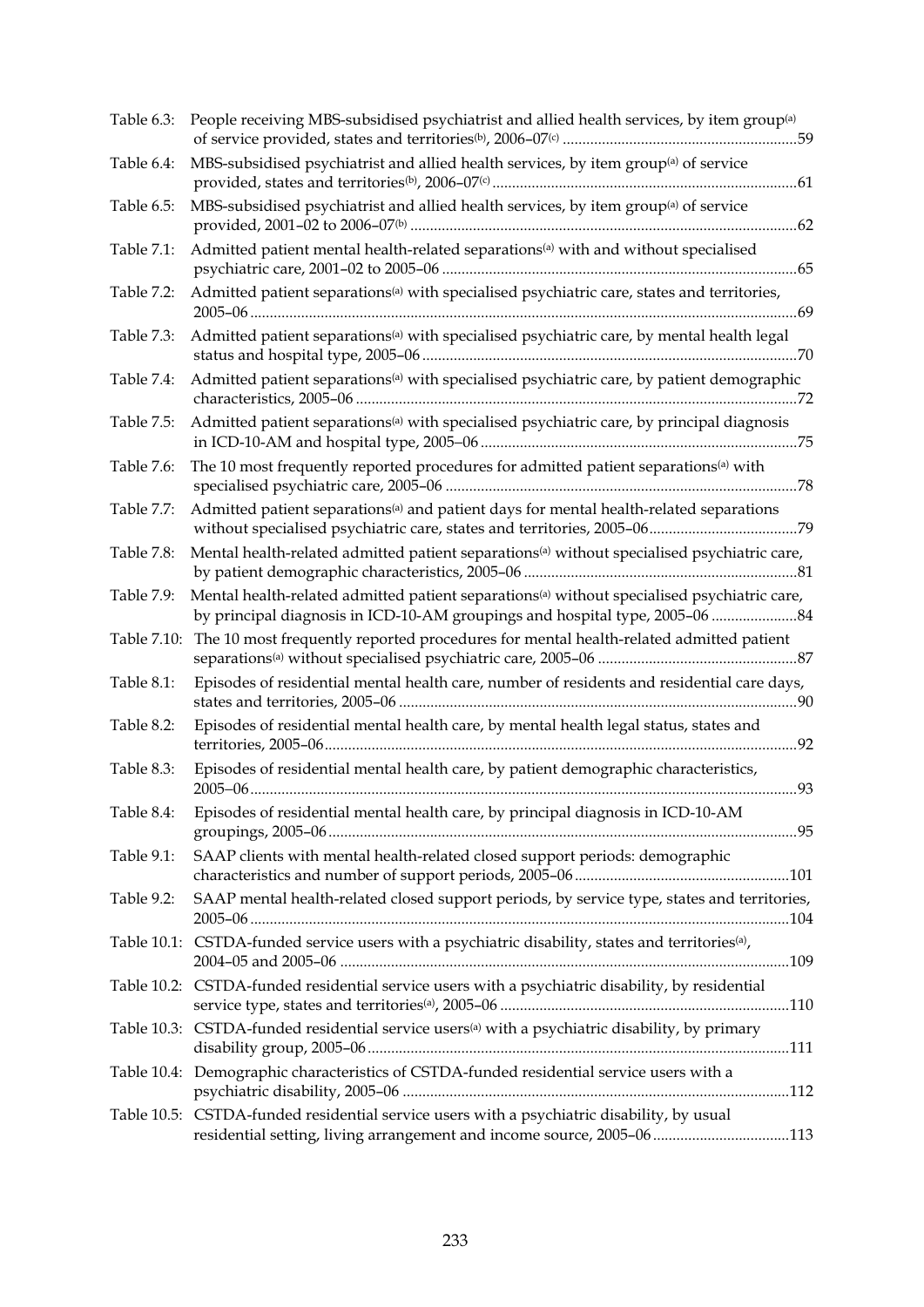Table 6.3: People receiving MBS-subsidised psychiatrist and allied health services, by item group[(a)] of service provided, states and territories[(b)], 2006–07[(c)] ....59

Table 6.4: MBS-subsidised psychiatrist and allied health services, by item group[(a)] of service provided, states and territories[(b)], 2006–07[(c)] ....61

Table 6.5: MBS-subsidised psychiatrist and allied health services, by item group[(a)] of service provided, 2001–02 to 2006–07[(b)] ....62

Table 7.1: Admitted patient mental health-related separations[(a)] with and without specialised psychiatric care, 2001–02 to 2005–06 ....65

Table 7.2: Admitted patient separations[(a)] with specialised psychiatric care, states and territories, 2005–06 ....69

Table 7.3: Admitted patient separations[(a)] with specialised psychiatric care, by mental health legal status and hospital type, 2005–06 ....70

Table 7.4: Admitted patient separations[(a)] with specialised psychiatric care, by patient demographic characteristics, 2005–06 ....72

Table 7.5: Admitted patient separations[(a)] with specialised psychiatric care, by principal diagnosis in ICD-10-AM and hospital type, 2005–06 ....75

Table 7.6: The 10 most frequently reported procedures for admitted patient separations[(a)] with specialised psychiatric care, 2005–06 ....78

Table 7.7: Admitted patient separations[(a)] and patient days for mental health-related separations without specialised psychiatric care, states and territories, 2005–06 ....79

Table 7.8: Mental health-related admitted patient separations[(a)] without specialised psychiatric care, by patient demographic characteristics, 2005–06 ....81

Table 7.9: Mental health-related admitted patient separations[(a)] without specialised psychiatric care, by principal diagnosis in ICD-10-AM groupings and hospital type, 2005–06 ....84

Table 7.10: The 10 most frequently reported procedures for mental health-related admitted patient separations[(a)] without specialised psychiatric care, 2005–06 ....87

Table 8.1: Episodes of residential mental health care, number of residents and residential care days, states and territories, 2005–06 ....90

Table 8.2: Episodes of residential mental health care, by mental health legal status, states and territories, 2005–06 ....92

Table 8.3: Episodes of residential mental health care, by patient demographic characteristics, 2005–06 ....93

Table 8.4: Episodes of residential mental health care, by principal diagnosis in ICD-10-AM groupings, 2005–06 ....95

Table 9.1: SAAP clients with mental health-related closed support periods: demographic characteristics and number of support periods, 2005–06 ....101

Table 9.2: SAAP mental health-related closed support periods, by service type, states and territories, 2005–06 ....104

Table 10.1: CSTDA-funded service users with a psychiatric disability, states and territories[(a)], 2004–05 and 2005–06 ....109

Table 10.2: CSTDA-funded residential service users with a psychiatric disability, by residential service type, states and territories[(a)], 2005–06 ....110

Table 10.3: CSTDA-funded residential service users[(a)] with a psychiatric disability, by primary disability group, 2005–06 ....111

Table 10.4: Demographic characteristics of CSTDA-funded residential service users with a psychiatric disability, 2005–06 ....112

Table 10.5: CSTDA-funded residential service users with a psychiatric disability, by usual residential setting, living arrangement and income source, 2005–06 ....113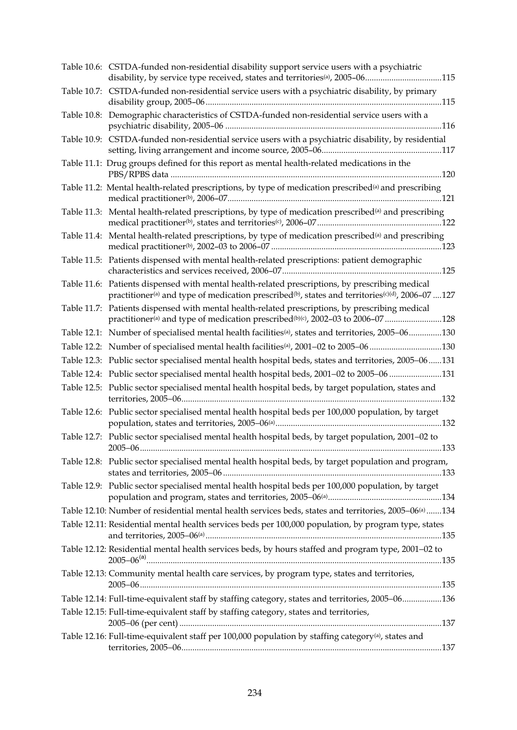Table 10.6: CSTDA-funded non-residential disability support service users with a psychiatric disability, by service type received, states and territories[(a)], 2005–06 ....115

Table 10.7: CSTDA-funded non-residential service users with a psychiatric disability, by primary disability group, 2005–06 ....115

Table 10.8: Demographic characteristics of CSTDA-funded non-residential service users with a psychiatric disability, 2005–06 ....116

Table 10.9: CSTDA-funded non-residential service users with a psychiatric disability, by residential setting, living arrangement and income source, 2005–06 ....117

Table 11.1: Drug groups defined for this report as mental health-related medications in the PBS/RPBS data ....120

Table 11.2: Mental health-related prescriptions, by type of medication prescribed[(a)] and prescribing medical practitioner[(b)], 2006–07 ....121

Table 11.3: Mental health-related prescriptions, by type of medication prescribed[(a)] and prescribing medical practitioner[(b)], states and territories[(c)], 2006–07 ....122

Table 11.4: Mental health-related prescriptions, by type of medication prescribed[(a)] and prescribing medical practitioner[(b)], 2002–03 to 2006–07 ....123

Table 11.5: Patients dispensed with mental health-related prescriptions: patient demographic characteristics and services received, 2006–07 ....125

Table 11.6: Patients dispensed with mental health-related prescriptions, by prescribing medical practitioner[(a)] and type of medication prescribed[(b)], states and territories[(c)(d)], 2006–07 ....127

Table 11.7: Patients dispensed with mental health-related prescriptions, by prescribing medical practitioner[(a)] and type of medication prescribed[(b)(c)], 2002–03 to 2006–07 ....128

Table 12.1: Number of specialised mental health facilities[(a)], states and territories, 2005–06 ....130

Table 12.2: Number of specialised mental health facilities[(a)], 2001–02 to 2005–06 ....130

Table 12.3: Public sector specialised mental health hospital beds, states and territories, 2005–06 ....131

Table 12.4: Public sector specialised mental health hospital beds, 2001–02 to 2005–06 ....131

Table 12.5: Public sector specialised mental health hospital beds, by target population, states and territories, 2005–06 ....132

Table 12.6: Public sector specialised mental health hospital beds per 100,000 population, by target population, states and territories, 2005–06[(a)] ....132

Table 12.7: Public sector specialised mental health hospital beds, by target population, 2001–02 to 2005–06 ....133

Table 12.8: Public sector specialised mental health hospital beds, by target population and program, states and territories, 2005–06 ....133

Table 12.9: Public sector specialised mental health hospital beds per 100,000 population, by target population and program, states and territories, 2005–06[(a)] ....134

Table 12.10: Number of residential mental health services beds, states and territories, 2005–06[(a)] ....134

Table 12.11: Residential mental health services beds per 100,000 population, by program type, states and territories, 2005–06[(a)] ....135

Table 12.12: Residential mental health services beds, by hours staffed and program type, 2001–02 to 2005–06[(a)] ....135

Table 12.13: Community mental health care services, by program type, states and territories, 2005–06 ....135

Table 12.14: Full-time-equivalent staff by staffing category, states and territories, 2005–06 ....136

Table 12.15: Full-time-equivalent staff by staffing category, states and territories, 2005–06 (per cent) ....137

Table 12.16: Full-time-equivalent staff per 100,000 population by staffing category[(a)], states and territories, 2005–06 ....137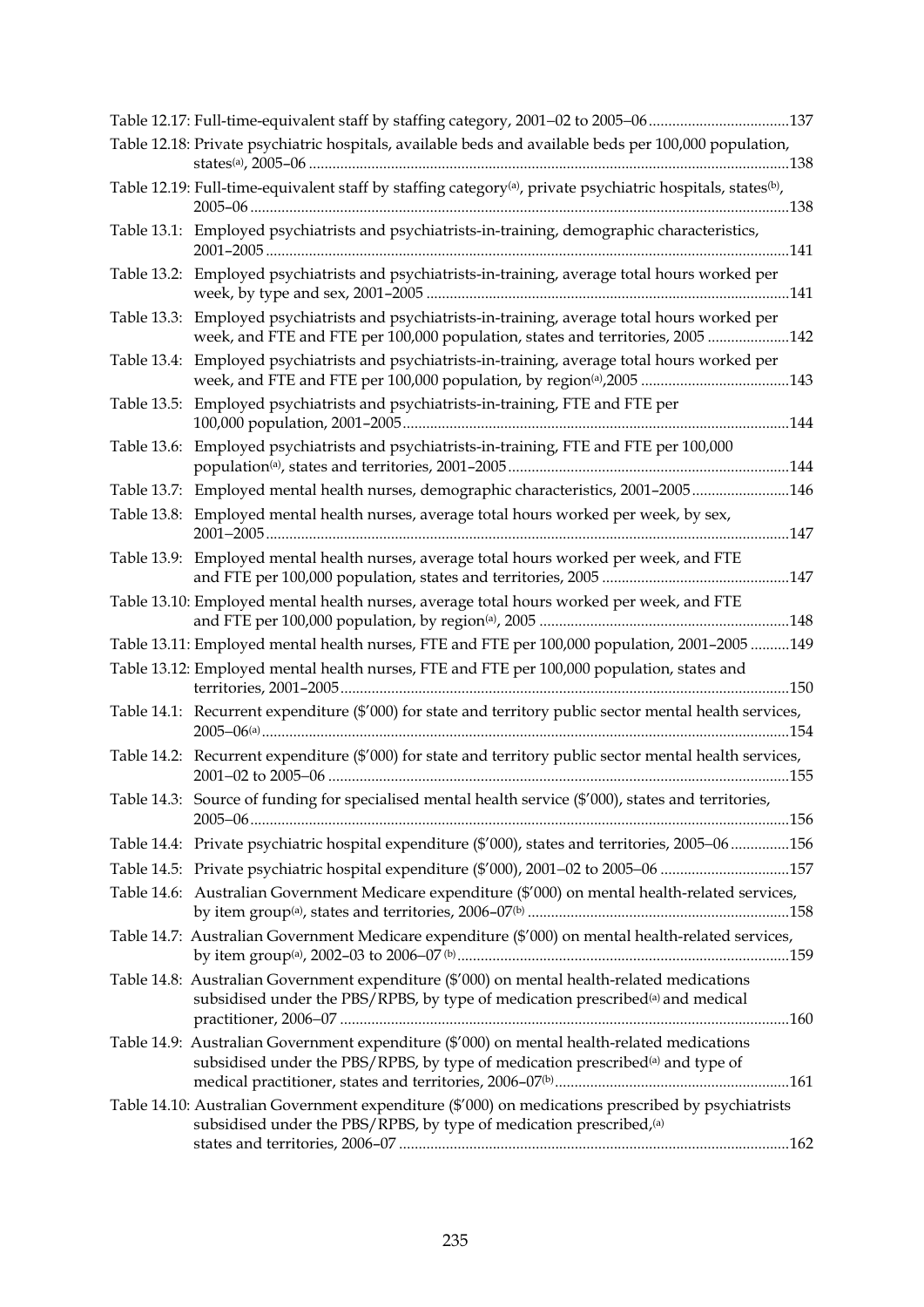Table 12.17: Full-time-equivalent staff by staffing category, 2001–02 to 2005–06 ....................................137

Table 12.18: Private psychiatric hospitals, available beds and available beds per 100,000 population, states[(a)], 2005–06 ..........................................................................................................................138

Table 12.19: Full-time-equivalent staff by staffing category[(a)], private psychiatric hospitals, states[(b)], 2005–06 .........................................................................................................................................138

Table 13.1: Employed psychiatrists and psychiatrists-in-training, demographic characteristics, 2001–2005 ....................................................................................................................................141

Table 13.2: Employed psychiatrists and psychiatrists-in-training, average total hours worked per week, by type and sex, 2001–2005 ............................................................................................141

Table 13.3: Employed psychiatrists and psychiatrists-in-training, average total hours worked per week, and FTE and FTE per 100,000 population, states and territories, 2005 .....................142

Table 13.4: Employed psychiatrists and psychiatrists-in-training, average total hours worked per week, and FTE and FTE per 100,000 population, by region[(a)],2005 ......................................143

Table 13.5: Employed psychiatrists and psychiatrists-in-training, FTE and FTE per 100,000 population, 2001–2005..................................................................................................144

Table 13.6: Employed psychiatrists and psychiatrists-in-training, FTE and FTE per 100,000 population[(a)], states and territories, 2001–2005.......................................................................144

Table 13.7: Employed mental health nurses, demographic characteristics, 2001–2005.........................146

Table 13.8: Employed mental health nurses, average total hours worked per week, by sex, 2001–2005.....................................................................................................................................147

Table 13.9: Employed mental health nurses, average total hours worked per week, and FTE and FTE per 100,000 population, states and territories, 2005 ................................................147

Table 13.10: Employed mental health nurses, average total hours worked per week, and FTE and FTE per 100,000 population, by region[(a)], 2005 ...............................................................148

Table 13.11: Employed mental health nurses, FTE and FTE per 100,000 population, 2001–2005 ..........149

Table 13.12: Employed mental health nurses, FTE and FTE per 100,000 population, states and territories, 2001–2005..................................................................................................................150

Table 14.1: Recurrent expenditure ($'000) for state and territory public sector mental health services, 2005–06[(a)].....................................................................................................................................154

Table 14.2: Recurrent expenditure ($'000) for state and territory public sector mental health services, 2001–02 to 2005–06 .....................................................................................................................155

Table 14.3: Source of funding for specialised mental health service ($'000), states and territories, 2005–06.........................................................................................................................................156

Table 14.4: Private psychiatric hospital expenditure ($'000), states and territories, 2005–06 ...............156

Table 14.5: Private psychiatric hospital expenditure ($'000), 2001–02 to 2005–06 .................................157

Table 14.6: Australian Government Medicare expenditure ($'000) on mental health-related services, by item group[(a)], states and territories, 2006–07[(b)] ..................................................................158

Table 14.7: Australian Government Medicare expenditure ($'000) on mental health-related services, by item group[(a)], 2002–03 to 2006–07[(b)].....................................................................................159

Table 14.8: Australian Government expenditure ($'000) on mental health-related medications subsidised under the PBS/RPBS, by type of medication prescribed[(a)] and medical practitioner, 2006–07 ..................................................................................................................160

Table 14.9: Australian Government expenditure ($'000) on mental health-related medications subsidised under the PBS/RPBS, by type of medication prescribed[(a)] and type of medical practitioner, states and territories, 2006–07[(b)]...........................................................161

Table 14.10: Australian Government expenditure ($'000) on medications prescribed by psychiatrists subsidised under the PBS/RPBS, by type of medication prescribed,[(a)] states and territories, 2006–07 ...................................................................................................162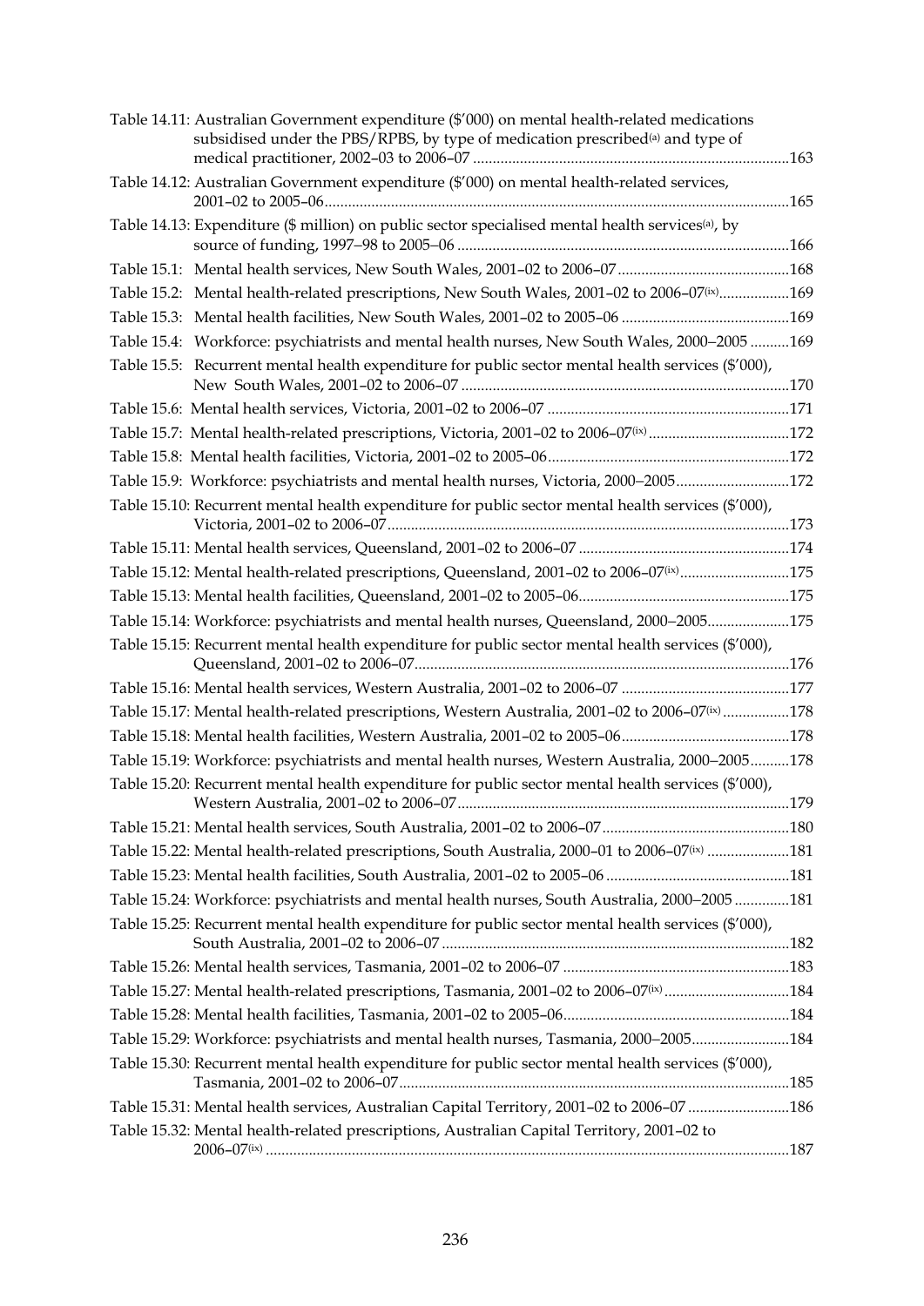Table 14.11: Australian Government expenditure ($'000) on mental health-related medications subsidised under the PBS/RPBS, by type of medication prescribed[a] and type of medical practitioner, 2002–03 to 2006–07 ................................................................................163

Table 14.12: Australian Government expenditure ($'000) on mental health-related services, 2001–02 to 2005–06.......................................................................................................................165

Table 14.13: Expenditure ($ million) on public sector specialised mental health services[a], by source of funding, 1997–98 to 2005–06 ...................................................................................166

Table 15.1: Mental health services, New South Wales, 2001–02 to 2006–07 ...........................................168

Table 15.2: Mental health-related prescriptions, New South Wales, 2001–02 to 2006–07[ix].................169

Table 15.3: Mental health facilities, New South Wales, 2001–02 to 2005–06 ..........................................169

Table 15.4: Workforce: psychiatrists and mental health nurses, New South Wales, 2000–2005 ..........169

Table 15.5: Recurrent mental health expenditure for public sector mental health services ($'000), New South Wales, 2001–02 to 2006–07 ...................................................................................170

Table 15.6: Mental health services, Victoria, 2001–02 to 2006–07 .............................................................171

Table 15.7: Mental health-related prescriptions, Victoria, 2001–02 to 2006–07[ix] ....................................172

Table 15.8: Mental health facilities, Victoria, 2001–02 to 2005–06.............................................................172

Table 15.9: Workforce: psychiatrists and mental health nurses, Victoria, 2000–2005............................172

Table 15.10: Recurrent mental health expenditure for public sector mental health services ($'000), Victoria, 2001–02 to 2006–07......................................................................................................173

Table 15.11: Mental health services, Queensland, 2001–02 to 2006–07 .....................................................174

Table 15.12: Mental health-related prescriptions, Queensland, 2001–02 to 2006–07[ix]............................175

Table 15.13: Mental health facilities, Queensland, 2001–02 to 2005–06.....................................................175

Table 15.14: Workforce: psychiatrists and mental health nurses, Queensland, 2000–2005....................175

Table 15.15: Recurrent mental health expenditure for public sector mental health services ($'000), Queensland, 2001–02 to 2006–07...............................................................................................176

Table 15.16: Mental health services, Western Australia, 2001–02 to 2006–07 ..........................................177

Table 15.17: Mental health-related prescriptions, Western Australia, 2001–02 to 2006–07[ix] .................178

Table 15.18: Mental health facilities, Western Australia, 2001–02 to 2005–06...........................................178

Table 15.19: Workforce: psychiatrists and mental health nurses, Western Australia, 2000–2005..........178

Table 15.20: Recurrent mental health expenditure for public sector mental health services ($'000), Western Australia, 2001–02 to 2006–07....................................................................................179

Table 15.21: Mental health services, South Australia, 2001–02 to 2006–07...............................................180

Table 15.22: Mental health-related prescriptions, South Australia, 2000–01 to 2006–07[ix] .....................181

Table 15.23: Mental health facilities, South Australia, 2001–02 to 2005–06 ..............................................181

Table 15.24: Workforce: psychiatrists and mental health nurses, South Australia, 2000–2005 ..............181

Table 15.25: Recurrent mental health expenditure for public sector mental health services ($'000), South Australia, 2001–02 to 2006–07 ........................................................................................182

Table 15.26: Mental health services, Tasmania, 2001–02 to 2006–07 .........................................................183

Table 15.27: Mental health-related prescriptions, Tasmania, 2001–02 to 2006–07[ix] ................................184

Table 15.28: Mental health facilities, Tasmania, 2001–02 to 2005–06.........................................................184

Table 15.29: Workforce: psychiatrists and mental health nurses, Tasmania, 2000–2005.........................184

Table 15.30: Recurrent mental health expenditure for public sector mental health services ($'000), Tasmania, 2001–02 to 2006–07...................................................................................................185

Table 15.31: Mental health services, Australian Capital Territory, 2001–02 to 2006–07 ..........................186

Table 15.32: Mental health-related prescriptions, Australian Capital Territory, 2001–02 to 2006–07[ix] .....................................................................................................................................187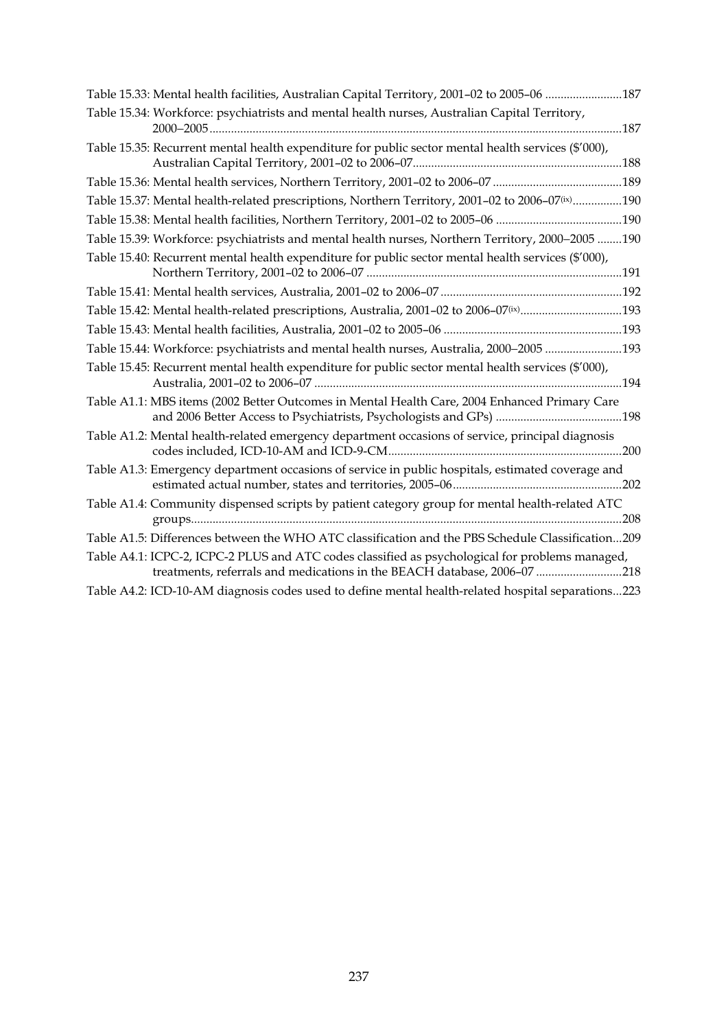Table 15.33: Mental health facilities, Australian Capital Territory, 2001–02 to 2005–06 .........................187

Table 15.34: Workforce: psychiatrists and mental health nurses, Australian Capital Territory, 2000–2005.....................................................................................................................................187

Table 15.35: Recurrent mental health expenditure for public sector mental health services ($'000), Australian Capital Territory, 2001–02 to 2006–07...................................................................188

Table 15.36: Mental health services, Northern Territory, 2001–02 to 2006–07 ..........................................189

Table 15.37: Mental health-related prescriptions, Northern Territory, 2001–02 to 2006–07(ix)................190

Table 15.38: Mental health facilities, Northern Territory, 2001–02 to 2005–06 .........................................190

Table 15.39: Workforce: psychiatrists and mental health nurses, Northern Territory, 2000–2005 ........190

Table 15.40: Recurrent mental health expenditure for public sector mental health services ($'000), Northern Territory, 2001–02 to 2006–07 ..................................................................................191

Table 15.41: Mental health services, Australia, 2001–02 to 2006–07 ...........................................................192

Table 15.42: Mental health-related prescriptions, Australia, 2001–02 to 2006–07(ix).................................193

Table 15.43: Mental health facilities, Australia, 2001–02 to 2005–06 ..........................................................193

Table 15.44: Workforce: psychiatrists and mental health nurses, Australia, 2000–2005 .........................193

Table 15.45: Recurrent mental health expenditure for public sector mental health services ($'000), Australia, 2001–02 to 2006–07 ...................................................................................................194

Table A1.1: MBS items (2002 Better Outcomes in Mental Health Care, 2004 Enhanced Primary Care and 2006 Better Access to Psychiatrists, Psychologists and GPs) .........................................198

Table A1.2: Mental health-related emergency department occasions of service, principal diagnosis codes included, ICD-10-AM and ICD-9-CM............................................................................200

Table A1.3: Emergency department occasions of service in public hospitals, estimated coverage and estimated actual number, states and territories, 2005–06.......................................................202

Table A1.4: Community dispensed scripts by patient category group for mental health-related ATC groups..........................................................................................................................................208

Table A1.5: Differences between the WHO ATC classification and the PBS Schedule Classification...209

Table A4.1: ICPC-2, ICPC-2 PLUS and ATC codes classified as psychological for problems managed, treatments, referrals and medications in the BEACH database, 2006–07 ............................218

Table A4.2: ICD-10-AM diagnosis codes used to define mental health-related hospital separations...223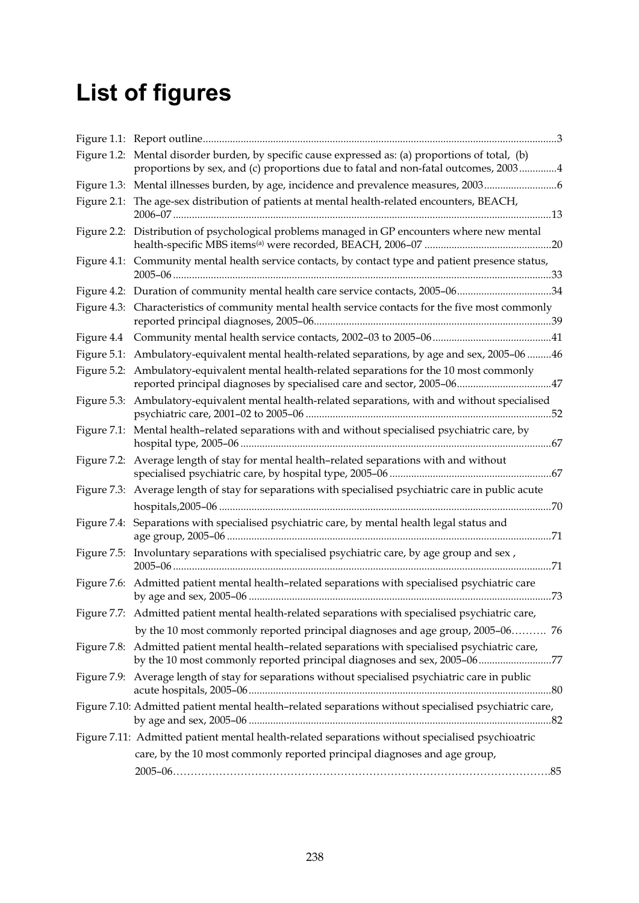# List of figures

| | | |
|---|---|---|
| Figure 1.1: | Report outline | 3 |
| Figure 1.2: | Mental disorder burden, by specific cause expressed as: (a) proportions of total, (b) proportions by sex, and (c) proportions due to fatal and non-fatal outcomes, 2003 | 4 |
| Figure 1.3: | Mental illnesses burden, by age, incidence and prevalence measures, 2003 | 6 |
| Figure 2.1: | The age-sex distribution of patients at mental health-related encounters, BEACH, 2006–07 | 13 |
| Figure 2.2: | Distribution of psychological problems managed in GP encounters where new mental health-specific MBS items[(a)] were recorded, BEACH, 2006–07 | 20 |
| Figure 4.1: | Community mental health service contacts, by contact type and patient presence status, 2005–06 | 33 |
| Figure 4.2: | Duration of community mental health care service contacts, 2005–06 | 34 |
| Figure 4.3: | Characteristics of community mental health service contacts for the five most commonly reported principal diagnoses, 2005–06 | 39 |
| Figure 4.4 | Community mental health service contacts, 2002–03 to 2005–06 | 41 |
| Figure 5.1: | Ambulatory-equivalent mental health-related separations, by age and sex, 2005–06 | 46 |
| Figure 5.2: | Ambulatory-equivalent mental health-related separations for the 10 most commonly reported principal diagnoses by specialised care and sector, 2005–06 | 47 |
| Figure 5.3: | Ambulatory-equivalent mental health-related separations, with and without specialised psychiatric care, 2001–02 to 2005–06 | 52 |
| Figure 7.1: | Mental health–related separations with and without specialised psychiatric care, by hospital type, 2005–06 | 67 |
| Figure 7.2: | Average length of stay for mental health–related separations with and without specialised psychiatric care, by hospital type, 2005–06 | 67 |
| Figure 7.3: | Average length of stay for separations with specialised psychiatric care in public acute hospitals,2005–06 | 70 |
| Figure 7.4: | Separations with specialised psychiatric care, by mental health legal status and age group, 2005–06 | 71 |
| Figure 7.5: | Involuntary separations with specialised psychiatric care, by age group and sex , 2005–06 | 71 |
| Figure 7.6: | Admitted patient mental health–related separations with specialised psychiatric care by age and sex, 2005–06 | 73 |
| Figure 7.7: | Admitted patient mental health-related separations with specialised psychiatric care, by the 10 most commonly reported principal diagnoses and age group, 2005–06 | 76 |
| Figure 7.8: | Admitted patient mental health–related separations with specialised psychiatric care, by the 10 most commonly reported principal diagnoses and sex, 2005–06 | 77 |
| Figure 7.9: | Average length of stay for separations without specialised psychiatric care in public acute hospitals, 2005–06 | 80 |
| Figure 7.10: | Admitted patient mental health–related separations without specialised psychiatric care, by age and sex, 2005–06 | 82 |
| Figure 7.11: | Admitted patient mental health-related separations without specialised psychioatric care, by the 10 most commonly reported principal diagnoses and age group, 2005–06 | 85 |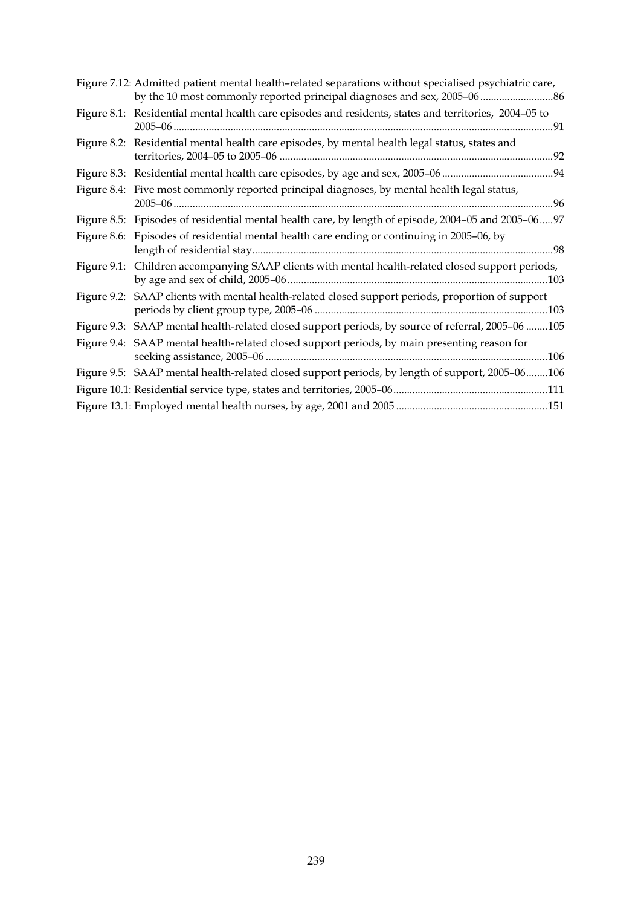Figure 7.12: Admitted patient mental health–related separations without specialised psychiatric care, by the 10 most commonly reported principal diagnoses and sex, 2005–06 ..........................86

Figure 8.1: Residential mental health care episodes and residents, states and territories, 2004–05 to 2005–06 ..........................91

Figure 8.2: Residential mental health care episodes, by mental health legal status, states and territories, 2004–05 to 2005–06 ..........................92

Figure 8.3: Residential mental health care episodes, by age and sex, 2005–06 ..........................94

Figure 8.4: Five most commonly reported principal diagnoses, by mental health legal status, 2005–06 ..........................96

Figure 8.5: Episodes of residential mental health care, by length of episode, 2004–05 and 2005–06 .....97

Figure 8.6: Episodes of residential mental health care ending or continuing in 2005–06, by length of residential stay ..........................98

Figure 9.1: Children accompanying SAAP clients with mental health-related closed support periods, by age and sex of child, 2005–06 ..........................103

Figure 9.2: SAAP clients with mental health-related closed support periods, proportion of support periods by client group type, 2005–06 ..........................103

Figure 9.3: SAAP mental health-related closed support periods, by source of referral, 2005–06 ........105

Figure 9.4: SAAP mental health-related closed support periods, by main presenting reason for seeking assistance, 2005–06 ..........................106

Figure 9.5: SAAP mental health-related closed support periods, by length of support, 2005–06........106

Figure 10.1: Residential service type, states and territories, 2005–06 ..........................111

Figure 13.1: Employed mental health nurses, by age, 2001 and 2005 ..........................151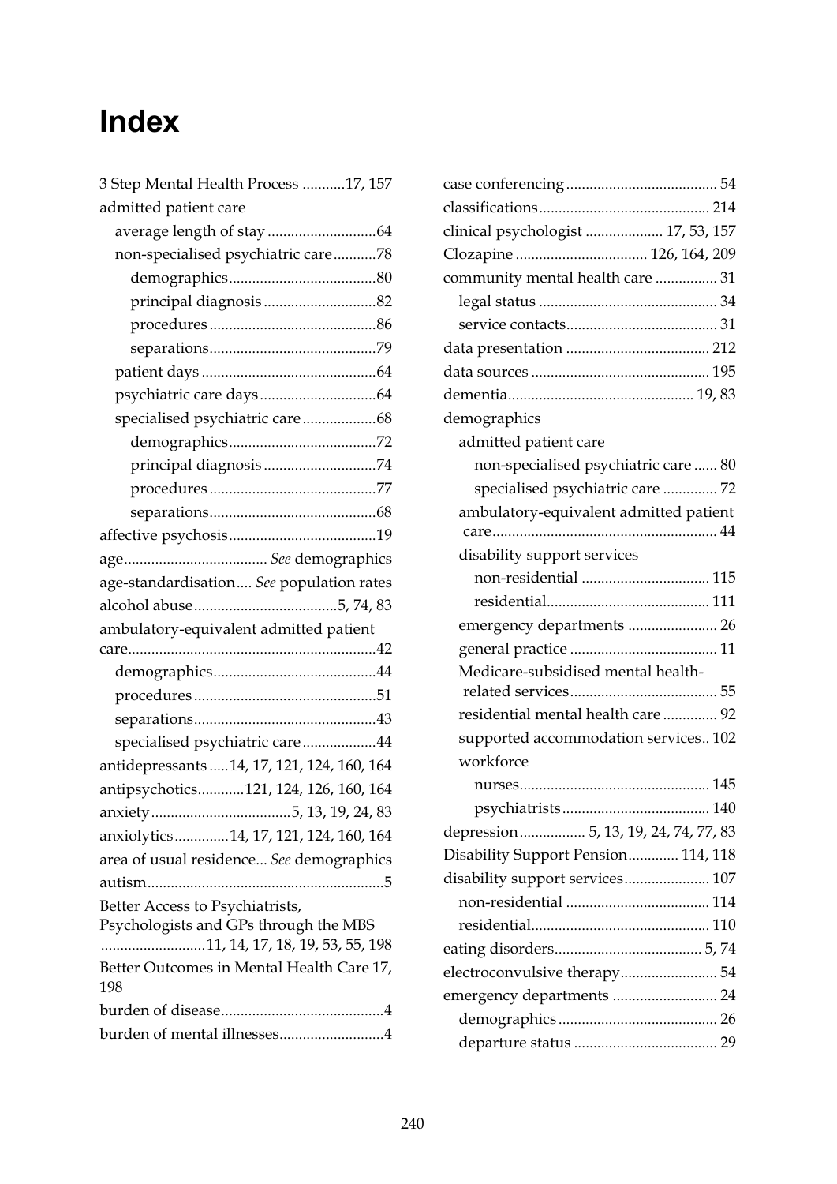# Index

3 Step Mental Health Process ...........17, 157
admitted patient care
- average length of stay ............................64
- non-specialised psychiatric care ...........78
  - demographics ......................................80
  - principal diagnosis .............................82
  - procedures ...........................................86
  - separations...........................................79
- patient days .............................................64
- psychiatric care days ..............................64
- specialised psychiatric care ...................68
  - demographics ......................................72
  - principal diagnosis .............................74
  - procedures ...........................................77
  - separations...........................................68

affective psychosis......................................19
age..................................... *See* demographics
age-standardisation.... *See* population rates
alcohol abuse .....................................5, 74, 83
ambulatory-equivalent admitted patient care................................................................42
- demographics ..........................................44
- procedures ...............................................51
- separations...............................................43
- specialised psychiatric care ...................44

antidepressants .....14, 17, 121, 124, 160, 164
antipsychotics............121, 124, 126, 160, 164
anxiety ....................................5, 13, 19, 24, 83
anxiolytics ..............14, 17, 121, 124, 160, 164
area of usual residence... *See* demographics
autism ............................................................5
Better Access to Psychiatrists, Psychologists and GPs through the MBS ...........................11, 14, 17, 18, 19, 53, 55, 198
Better Outcomes in Mental Health Care 17, 198
burden of disease..........................................4
burden of mental illnesses...........................4
case conferencing ....................................... 54
classifications ............................................ 214
clinical psychologist .................... 17, 53, 157
Clozapine .................................. 126, 164, 209
community mental health care ................ 31
- legal status .............................................. 34
- service contacts....................................... 31

data presentation ..................................... 212
data sources .............................................. 195
dementia................................................ 19, 83
demographics
- admitted patient care
  - non-specialised psychiatric care ...... 80
  - specialised psychiatric care .............. 72
- ambulatory-equivalent admitted patient care.......................................................... 44
- disability support services
  - non-residential ................................. 115
  - residential.......................................... 111
- emergency departments ....................... 26
- general practice ...................................... 11
- Medicare-subsidised mental health-related services...................................... 55
- residential mental health care .............. 92
- supported accommodation services.. 102
- workforce
  - nurses................................................. 145
  - psychiatrists ...................................... 140

depression................. 5, 13, 19, 24, 74, 77, 83
Disability Support Pension............. 114, 118
disability support services...................... 107
- non-residential ..................................... 114
- residential.............................................. 110

eating disorders..................................... 5, 74
electroconvulsive therapy......................... 54
emergency departments ........................... 24
- demographics ......................................... 26
- departure status ..................................... 29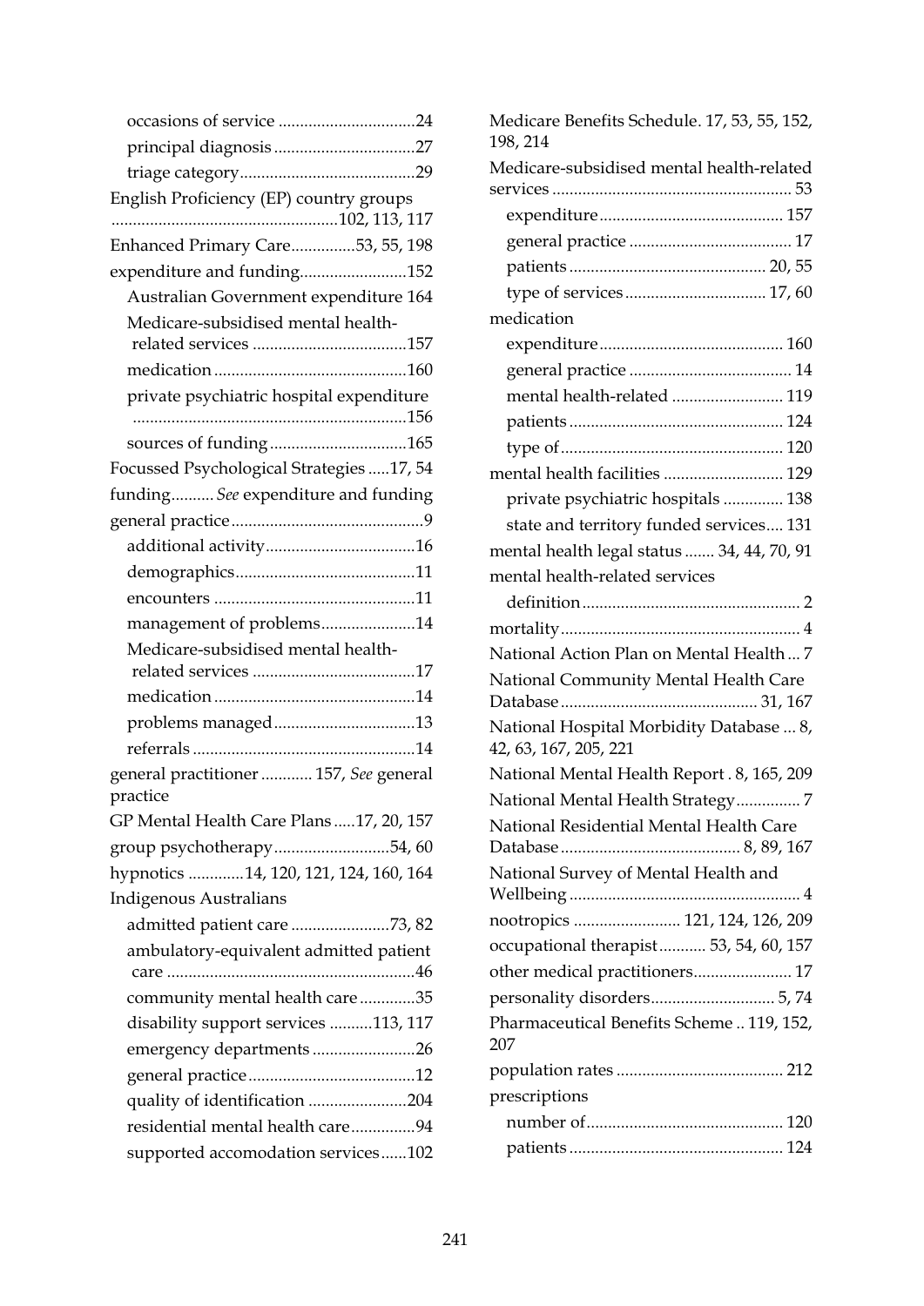occasions of service ................................24
principal diagnosis ................................27
triage category ................................29

English Proficiency (EP) country groups ................................102, 113, 117

Enhanced Primary Care ................53, 55, 198

expenditure and funding ................................152
Australian Government expenditure 164
Medicare-subsidised mental health-related services ................................157
medication ................................160
private psychiatric hospital expenditure ................................156
sources of funding ................................165

Focussed Psychological Strategies .....17, 54

funding.......... *See* expenditure and funding

general practice ................................9
additional activity ................................16
demographics ................................11
encounters ................................11
management of problems ................................14
Medicare-subsidised mental health-related services ................................17
medication ................................14
problems managed ................................13
referrals ................................14

general practitioner ............ 157, *See* general practice

GP Mental Health Care Plans .....17, 20, 157

group psychotherapy ................................54, 60

hypnotics .............14, 120, 121, 124, 160, 164

Indigenous Australians
admitted patient care ................................73, 82
ambulatory-equivalent admitted patient care ................................46
community mental health care .............35
disability support services ..........113, 117
emergency departments ................................26
general practice ................................12
quality of identification ................................204
residential mental health care ...............94
supported accomodation services......102

Medicare Benefits Schedule. 17, 53, 55, 152, 198, 214

Medicare-subsidised mental health-related services ................................53
expenditure ................................157
general practice ................................17
patients ................................20, 55
type of services ................................17, 60

medication
expenditure ................................160
general practice ................................14
mental health-related ................................119
patients ................................124
type of ................................120

mental health facilities ................................129
private psychiatric hospitals ..............138
state and territory funded services.... 131

mental health legal status ....... 34, 44, 70, 91

mental health-related services
definition ................................2

mortality ................................4

National Action Plan on Mental Health ... 7

National Community Mental Health Care Database ................................31, 167

National Hospital Morbidity Database ... 8, 42, 63, 167, 205, 221

National Mental Health Report . 8, 165, 209

National Mental Health Strategy ............... 7

National Residential Mental Health Care Database ................................8, 89, 167

National Survey of Mental Health and Wellbeing ................................4

nootropics ......................... 121, 124, 126, 209

occupational therapist ........... 53, 54, 60, 157

other medical practitioners ....................... 17

personality disorders ................................5, 74

Pharmaceutical Benefits Scheme .. 119, 152, 207

population rates ................................212

prescriptions
number of ................................120
patients ................................124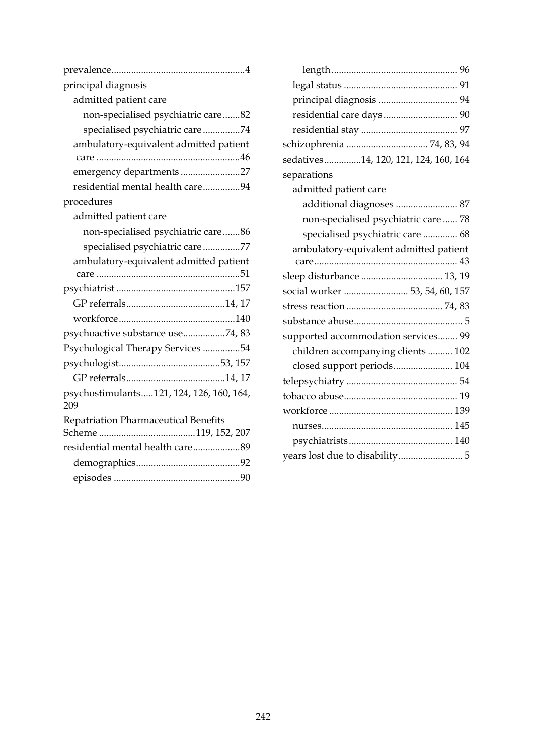prevalence......................................................4

principal diagnosis

- admitted patient care
  - non-specialised psychiatric care.......82
  - specialised psychiatric care...............74
- ambulatory-equivalent admitted patient care..........................................................46
- emergency departments........................27
- residential mental health care...............94

procedures

- admitted patient care
  - non-specialised psychiatric care.......86
  - specialised psychiatric care...............77
- ambulatory-equivalent admitted patient care..........................................................51

psychiatrist................................................157

- GP referrals........................................14, 17
- workforce...............................................140

psychoactive substance use.................74, 83

Psychological Therapy Services ...............54

psychologist.........................................53, 157

- GP referrals........................................14, 17

psychostimulants.....121, 124, 126, 160, 164, 209

Repatriation Pharmaceutical Benefits Scheme .......................................119, 152, 207

residential mental health care...................89

- demographics..........................................92
- episodes ..................................................90
  - length.................................................. 96
- legal status ............................................. 91
- principal diagnosis ................................ 94
- residential care days.............................. 90
- residential stay ....................................... 97

schizophrenia ................................. 74, 83, 94

sedatives...............14, 120, 121, 124, 160, 164

separations

- admitted patient care
  - additional diagnoses ......................... 87
  - non-specialised psychiatric care ...... 78
  - specialised psychiatric care .............. 68
- ambulatory-equivalent admitted patient care.......................................................... 43

sleep disturbance ................................. 13, 19

social worker .......................... 53, 54, 60, 157

stress reaction ....................................... 74, 83

substance abuse............................................ 5

supported accommodation services........ 99

- children accompanying clients .......... 102
- closed support periods........................ 104

telepsychiatry ............................................ 54

tobacco abuse.............................................. 19

workforce .................................................. 139

- nurses..................................................... 145
- psychiatrists.......................................... 140

years lost due to disability.......................... 5